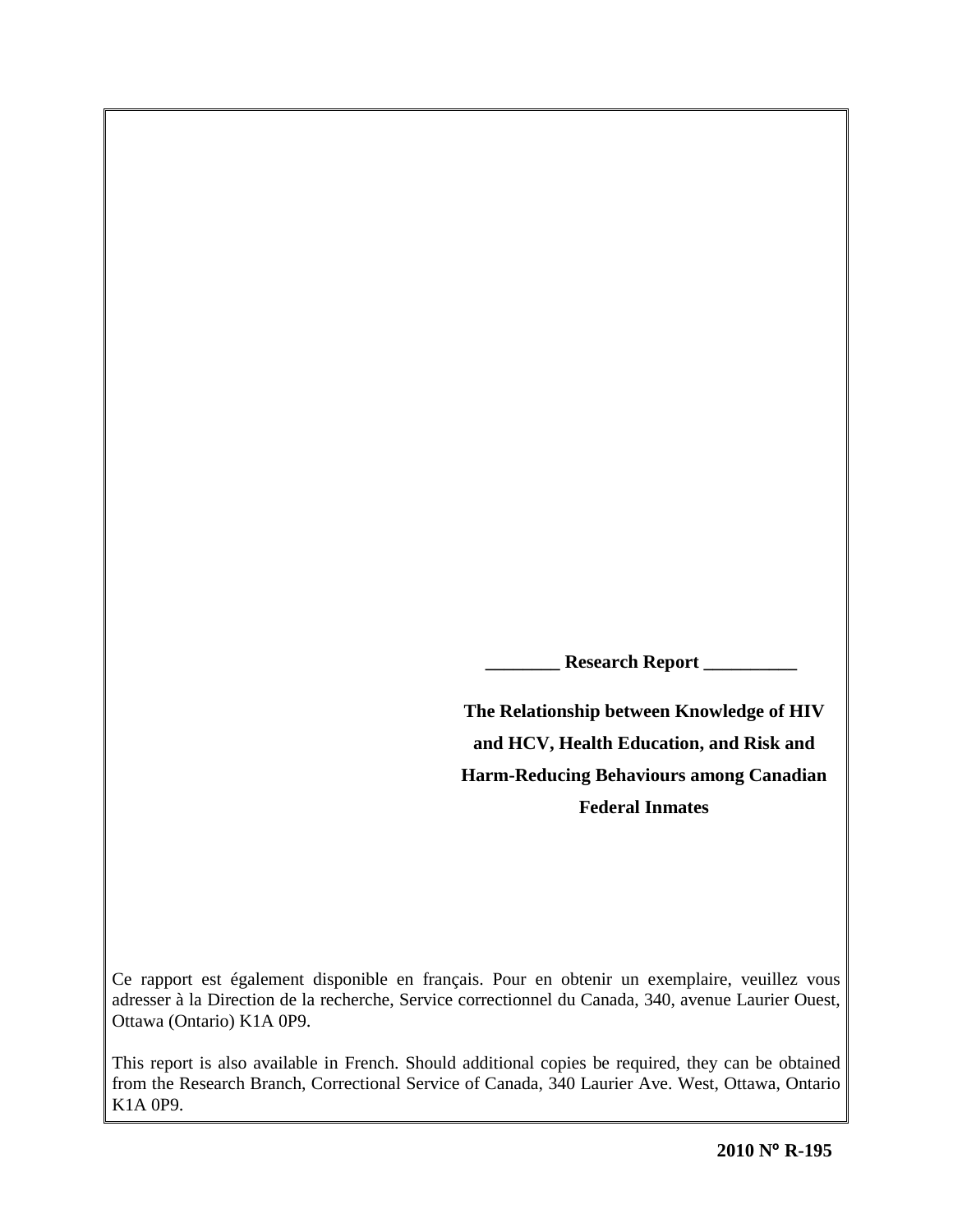________ **Research Report** __________

**The Relationship between Knowledge of HIV and HCV, Health Education, and Risk and Harm-Reducing Behaviours among Canadian Federal Inmates**

Ce rapport est également disponible en français. Pour en obtenir un exemplaire, veuillez vous adresser à la Direction de la recherche, Service correctionnel du Canada, 340, avenue Laurier Ouest, Ottawa (Ontario) K1A 0P9.

This report is also available in French. Should additional copies be required, they can be obtained from the Research Branch, Correctional Service of Canada, 340 Laurier Ave. West, Ottawa, Ontario K1A 0P9.

**2010 N° R-195**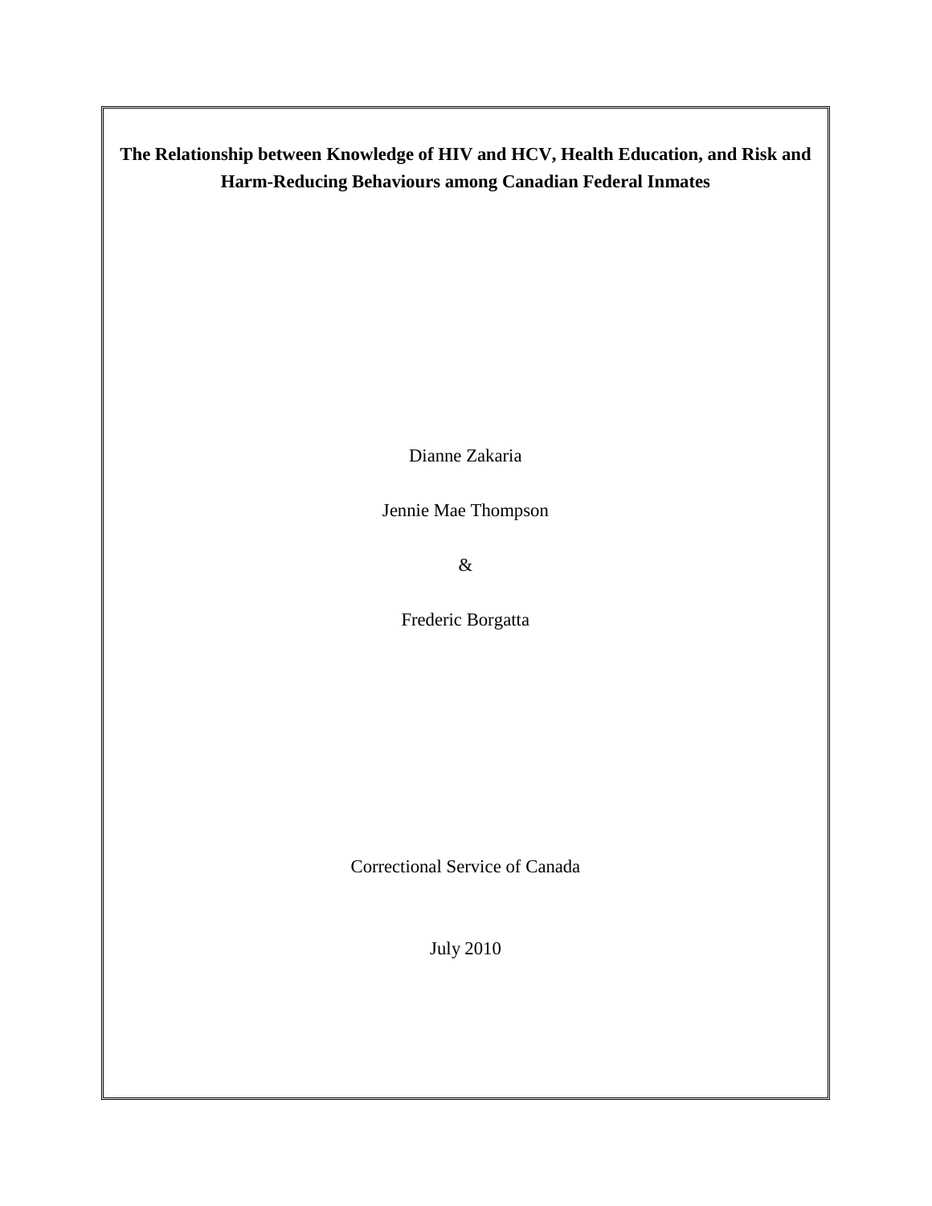**The Relationship between Knowledge of HIV and HCV, Health Education, and Risk and Harm-Reducing Behaviours among Canadian Federal Inmates**

Dianne Zakaria

Jennie Mae Thompson

&

Frederic Borgatta

Correctional Service of Canada

July 2010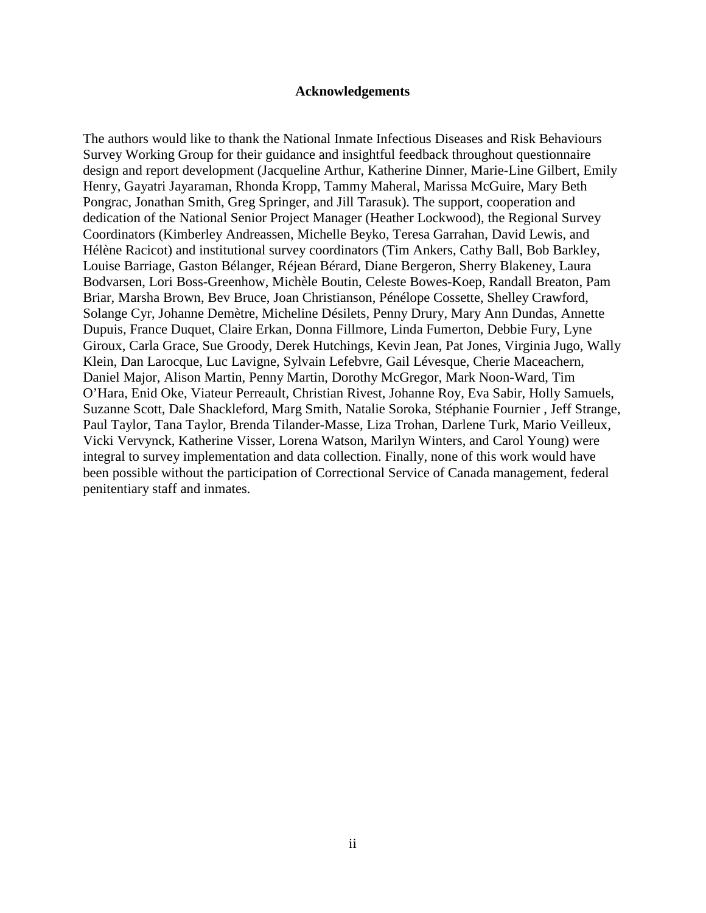## Acknowledgements

The authors would like to thank the National Inmate Infectious Diseases and Risk Behaviours Survey Working Group for their guidance and insightful feedback throughout questionnaire design and report development (Jacqueline Arthur, Katherine Dinner, Marie-Line Gilbert, Emily Henry, Gayatri Jayaraman, Rhonda Kropp, Tammy Maheral, Marissa McGuire, Mary Beth Pongrac, Jonathan Smith, Greg Springer, and Jill Tarasuk). The support, cooperation and dedication of the National Senior Project Manager (Heather Lockwood), the Regional Survey Coordinators (Kimberley Andreassen, Michelle Beyko, Teresa Garrahan, David Lewis, and Hélène Racicot) and institutional survey coordinators (Tim Ankers, Cathy Ball, Bob Barkley, Louise Barriage, Gaston Bélanger, Réjean Bérard, Diane Bergeron, Sherry Blakeney, Laura Bodvarsen, Lori Boss-Greenhow, Michèle Boutin, Celeste Bowes-Koep, Randall Breaton, Pam Briar, Marsha Brown, Bev Bruce, Joan Christianson, Pénélope Cossette, Shelley Crawford, Solange Cyr, Johanne Demètre, Micheline Désilets, Penny Drury, Mary Ann Dundas, Annette Dupuis, France Duquet, Claire Erkan, Donna Fillmore, Linda Fumerton, Debbie Fury, Lyne Giroux, Carla Grace, Sue Groody, Derek Hutchings, Kevin Jean, Pat Jones, Virginia Jugo, Wally Klein, Dan Larocque, Luc Lavigne, Sylvain Lefebvre, Gail Lévesque, Cherie Maceachern, Daniel Major, Alison Martin, Penny Martin, Dorothy McGregor, Mark Noon-Ward, Tim O'Hara, Enid Oke, Viateur Perreault, Christian Rivest, Johanne Roy, Eva Sabir, Holly Samuels, Suzanne Scott, Dale Shackleford, Marg Smith, Natalie Soroka, Stéphanie Fournier , Jeff Strange, Paul Taylor, Tana Taylor, Brenda Tilander-Masse, Liza Trohan, Darlene Turk, Mario Veilleux, Vicki Vervynck, Katherine Visser, Lorena Watson, Marilyn Winters, and Carol Young) were integral to survey implementation and data collection. Finally, none of this work would have been possible without the participation of Correctional Service of Canada management, federal penitentiary staff and inmates.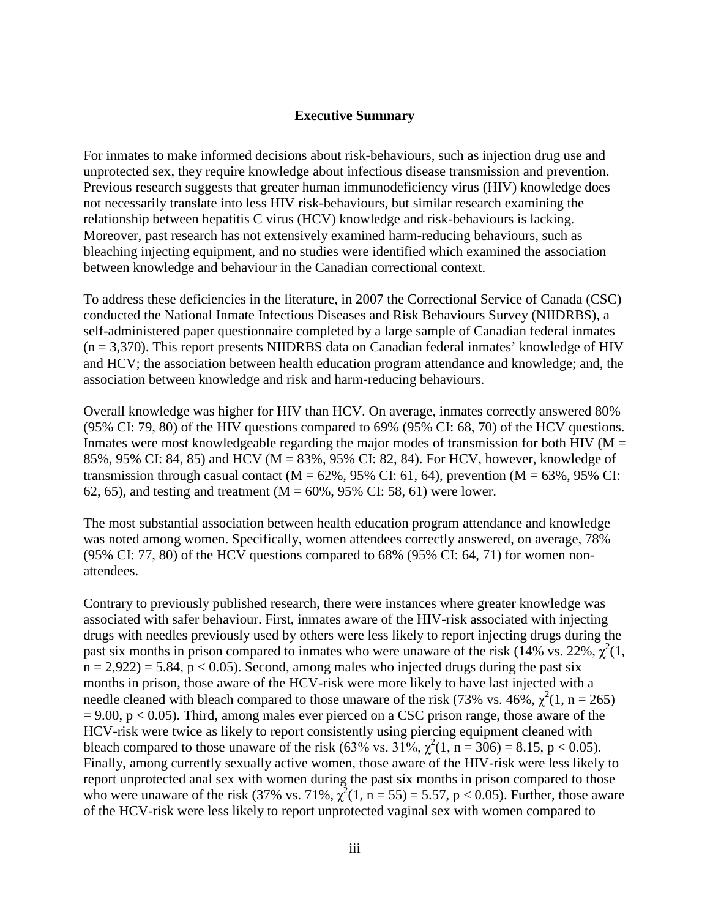## Executive Summary

For inmates to make informed decisions about risk-behaviours, such as injection drug use and unprotected sex, they require knowledge about infectious disease transmission and prevention. Previous research suggests that greater human immunodeficiency virus (HIV) knowledge does not necessarily translate into less HIV risk-behaviours, but similar research examining the relationship between hepatitis C virus (HCV) knowledge and risk-behaviours is lacking. Moreover, past research has not extensively examined harm-reducing behaviours, such as bleaching injecting equipment, and no studies were identified which examined the association between knowledge and behaviour in the Canadian correctional context.

To address these deficiencies in the literature, in 2007 the Correctional Service of Canada (CSC) conducted the National Inmate Infectious Diseases and Risk Behaviours Survey (NIIDRBS), a self-administered paper questionnaire completed by a large sample of Canadian federal inmates ($n = 3,370$). This report presents NIIDRBS data on Canadian federal inmates' knowledge of HIV and HCV; the association between health education program attendance and knowledge; and, the association between knowledge and risk and harm-reducing behaviours.

Overall knowledge was higher for HIV than HCV. On average, inmates correctly answered 80% (95% CI: 79, 80) of the HIV questions compared to 69% (95% CI: 68, 70) of the HCV questions. Inmates were most knowledgeable regarding the major modes of transmission for both HIV ($M = 85\%$, 95% CI: 84, 85) and HCV ($M = 83\%$, 95% CI: 82, 84). For HCV, however, knowledge of transmission through casual contact ($M = 62\%$, 95% CI: 61, 64), prevention ($M = 63\%$, 95% CI: 62, 65), and testing and treatment ($M = 60\%$, 95% CI: 58, 61) were lower.

The most substantial association between health education program attendance and knowledge was noted among women. Specifically, women attendees correctly answered, on average, 78% (95% CI: 77, 80) of the HCV questions compared to 68% (95% CI: 64, 71) for women non-attendees.

Contrary to previously published research, there were instances where greater knowledge was associated with safer behaviour. First, inmates aware of the HIV-risk associated with injecting drugs with needles previously used by others were less likely to report injecting drugs during the past six months in prison compared to inmates who were unaware of the risk (14% vs. 22%, $\chi^2(1, n = 2,922) = 5.84$, $p < 0.05$). Second, among males who injected drugs during the past six months in prison, those aware of the HCV-risk were more likely to have last injected with a needle cleaned with bleach compared to those unaware of the risk (73% vs. 46%, $\chi^2(1, n = 265) = 9.00$, $p < 0.05$). Third, among males ever pierced on a CSC prison range, those aware of the HCV-risk were twice as likely to report consistently using piercing equipment cleaned with bleach compared to those unaware of the risk (63% vs. 31%, $\chi^2(1, n = 306) = 8.15$, $p < 0.05$). Finally, among currently sexually active women, those aware of the HIV-risk were less likely to report unprotected anal sex with women during the past six months in prison compared to those who were unaware of the risk (37% vs. 71%, $\chi^2(1, n = 55) = 5.57$, $p < 0.05$). Further, those aware of the HCV-risk were less likely to report unprotected vaginal sex with women compared to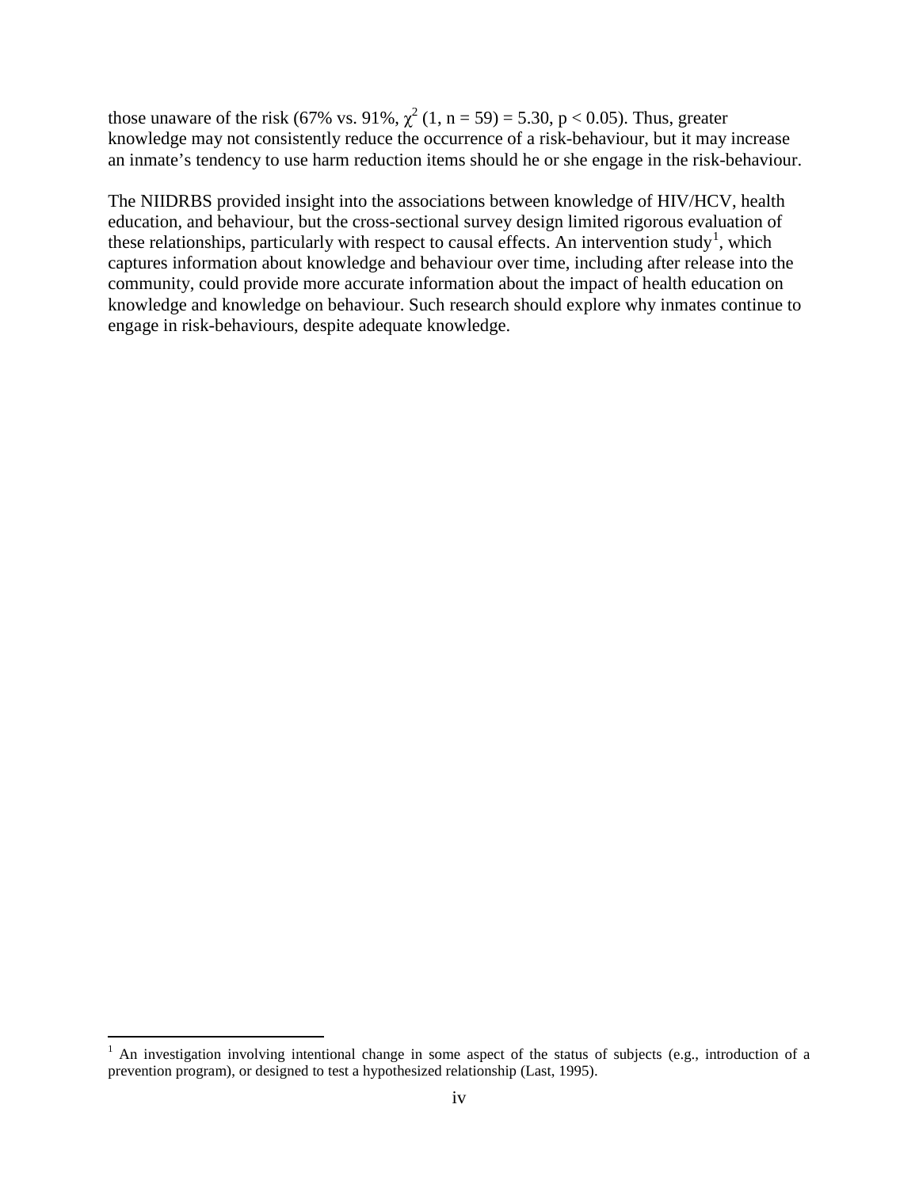those unaware of the risk (67% vs. 91%, $\chi^2$ (1, n = 59) = 5.30, $p < 0.05$). Thus, greater knowledge may not consistently reduce the occurrence of a risk-behaviour, but it may increase an inmate's tendency to use harm reduction items should he or she engage in the risk-behaviour.

The NIIDRBS provided insight into the associations between knowledge of HIV/HCV, health education, and behaviour, but the cross-sectional survey design limited rigorous evaluation of these relationships, particularly with respect to causal effects. An intervention study[1], which captures information about knowledge and behaviour over time, including after release into the community, could provide more accurate information about the impact of health education on knowledge and knowledge on behaviour. Such research should explore why inmates continue to engage in risk-behaviours, despite adequate knowledge.

[1] An investigation involving intentional change in some aspect of the status of subjects (e.g., introduction of a prevention program), or designed to test a hypothesized relationship (Last, 1995).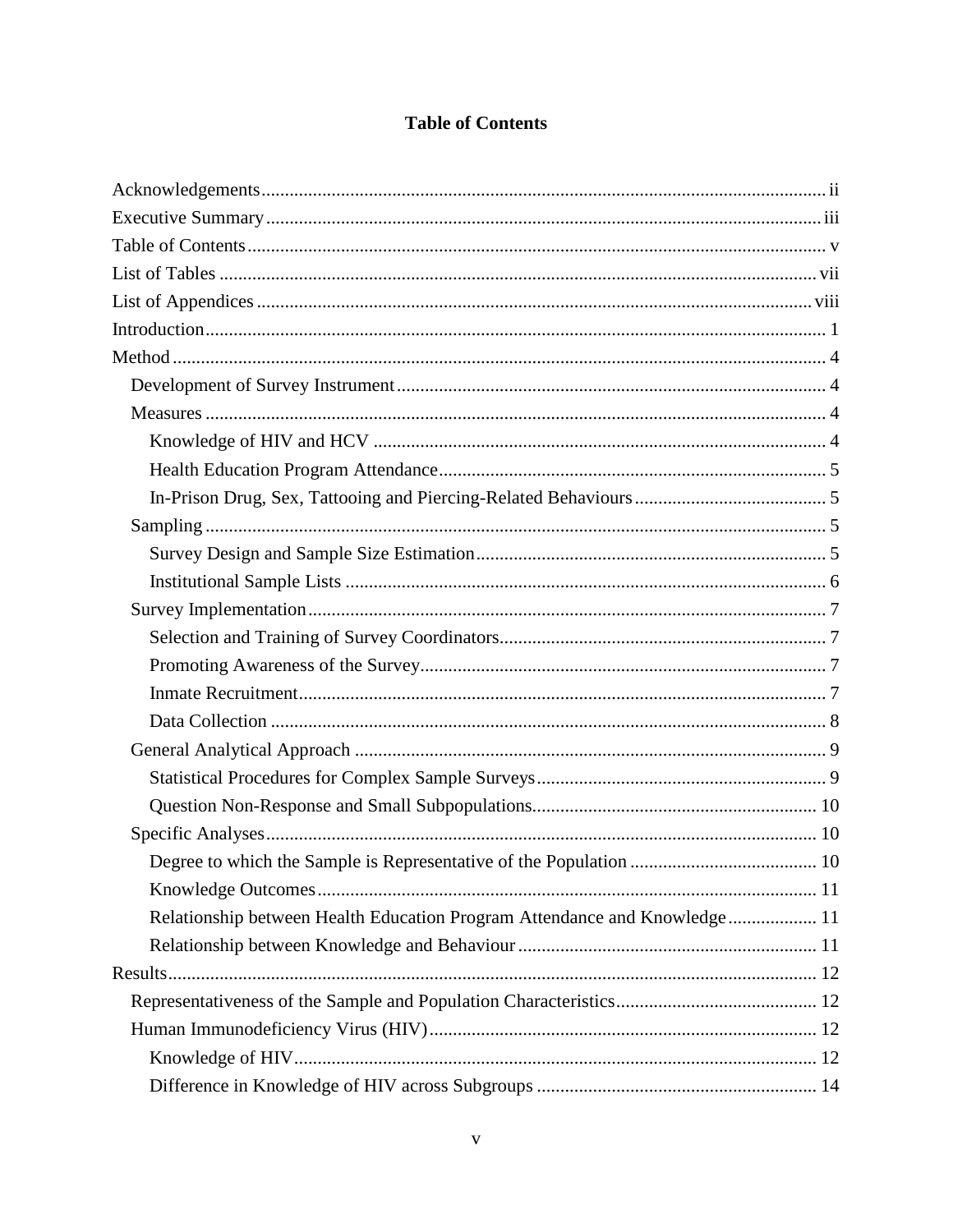# Table of Contents

Acknowledgements ........................................................................................................ ii
Executive Summary ...................................................................................................... iii
Table of Contents ........................................................................................................... v
List of Tables ................................................................................................................ vii
List of Appendices ....................................................................................................... viii
Introduction ................................................................................................................... 1
Method .......................................................................................................................... 4
  Development of Survey Instrument ............................................................................ 4
  Measures .................................................................................................................... 4
    Knowledge of HIV and HCV .................................................................................. 4
    Health Education Program Attendance .................................................................. 5
    In-Prison Drug, Sex, Tattooing and Piercing-Related Behaviours ......................... 5
  Sampling .................................................................................................................... 5
    Survey Design and Sample Size Estimation ........................................................... 5
    Institutional Sample Lists ....................................................................................... 6
  Survey Implementation .............................................................................................. 7
    Selection and Training of Survey Coordinators ...................................................... 7
    Promoting Awareness of the Survey ....................................................................... 7
    Inmate Recruitment ................................................................................................. 7
    Data Collection ....................................................................................................... 8
  General Analytical Approach ..................................................................................... 9
    Statistical Procedures for Complex Sample Surveys .............................................. 9
    Question Non-Response and Small Subpopulations .............................................. 10
  Specific Analyses ..................................................................................................... 10
    Degree to which the Sample is Representative of the Population ........................ 10
    Knowledge Outcomes ........................................................................................... 11
    Relationship between Health Education Program Attendance and Knowledge ... 11
    Relationship between Knowledge and Behaviour ................................................ 11
Results ......................................................................................................................... 12
  Representativeness of the Sample and Population Characteristics ........................... 12
  Human Immunodeficiency Virus (HIV) ................................................................... 12
    Knowledge of HIV ................................................................................................ 12
    Difference in Knowledge of HIV across Subgroups ............................................ 14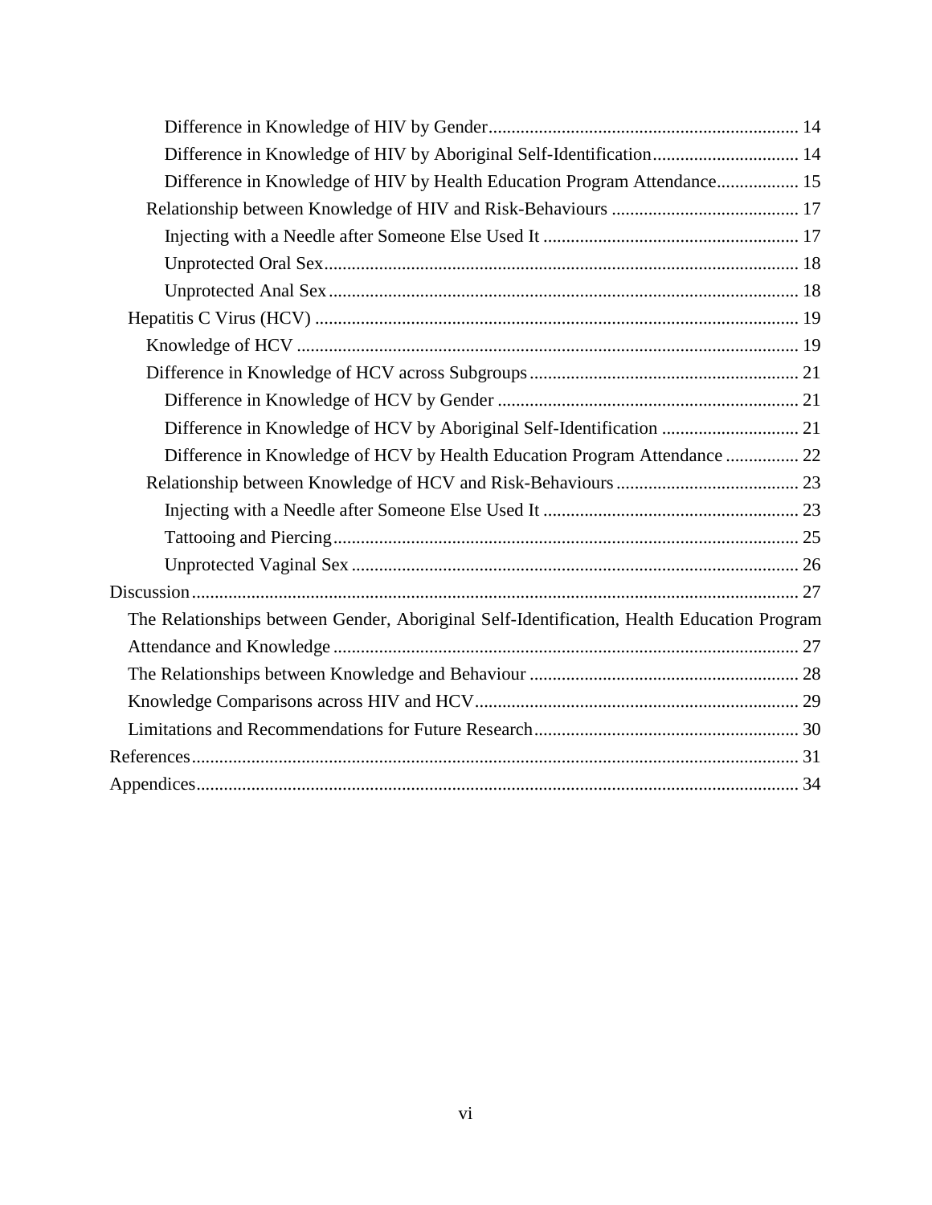- Difference in Knowledge of HIV by Gender .......... 14
- Difference in Knowledge of HIV by Aboriginal Self-Identification .......... 14
- Difference in Knowledge of HIV by Health Education Program Attendance .......... 15
- Relationship between Knowledge of HIV and Risk-Behaviours .......... 17
  - Injecting with a Needle after Someone Else Used It .......... 17
  - Unprotected Oral Sex .......... 18
  - Unprotected Anal Sex .......... 18
- Hepatitis C Virus (HCV) .......... 19
  - Knowledge of HCV .......... 19
  - Difference in Knowledge of HCV across Subgroups .......... 21
    - Difference in Knowledge of HCV by Gender .......... 21
    - Difference in Knowledge of HCV by Aboriginal Self-Identification .......... 21
    - Difference in Knowledge of HCV by Health Education Program Attendance .......... 22
  - Relationship between Knowledge of HCV and Risk-Behaviours .......... 23
    - Injecting with a Needle after Someone Else Used It .......... 23
    - Tattooing and Piercing .......... 25
    - Unprotected Vaginal Sex .......... 26

Discussion .......... 27
- The Relationships between Gender, Aboriginal Self-Identification, Health Education Program Attendance and Knowledge .......... 27
- The Relationships between Knowledge and Behaviour .......... 28
- Knowledge Comparisons across HIV and HCV .......... 29
- Limitations and Recommendations for Future Research .......... 30

References .......... 31

Appendices .......... 34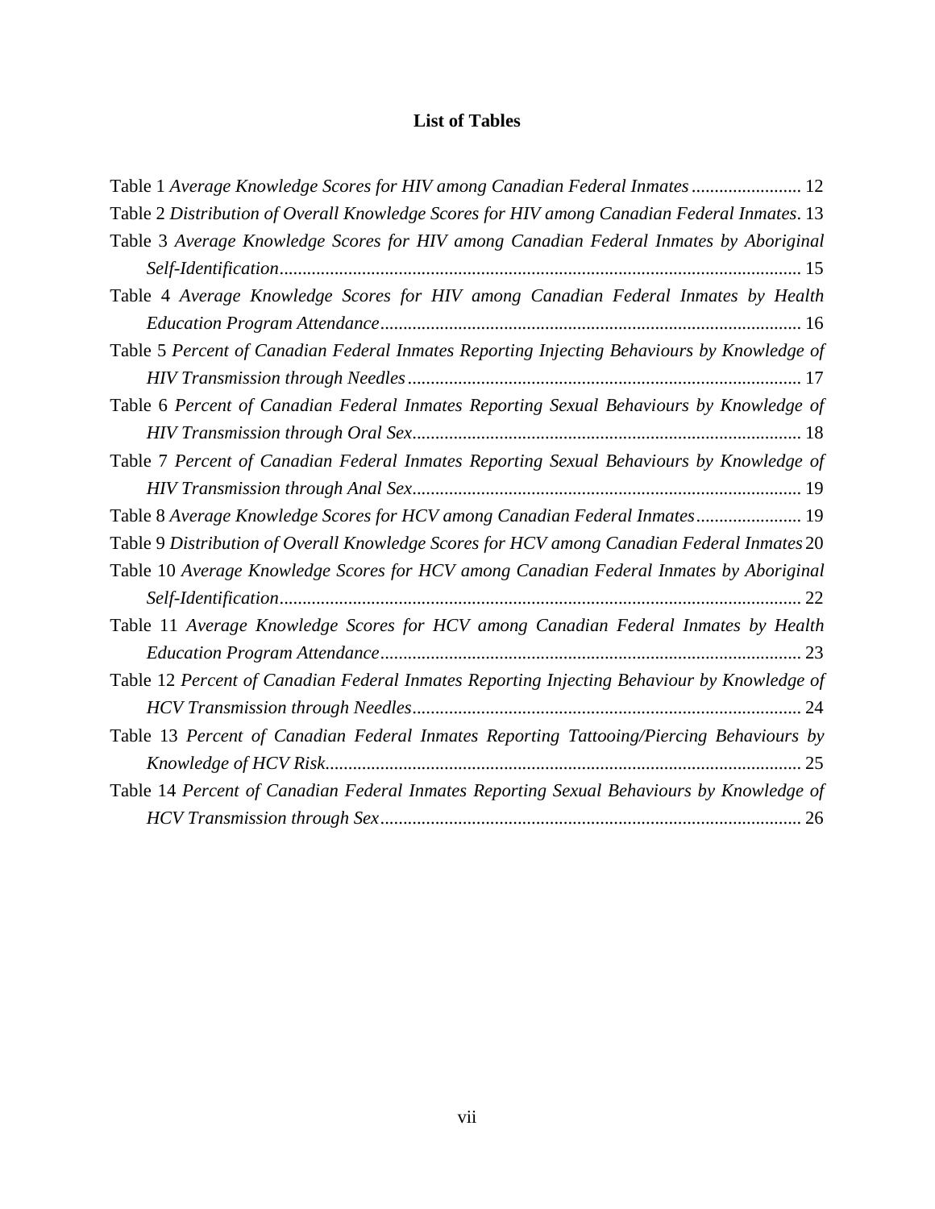# List of Tables

Table 1 *Average Knowledge Scores for HIV among Canadian Federal Inmates* ........................ 12

Table 2 *Distribution of Overall Knowledge Scores for HIV among Canadian Federal Inmates*. 13

Table 3 *Average Knowledge Scores for HIV among Canadian Federal Inmates by Aboriginal Self-Identification* ........................................................................................................ 15

Table 4 *Average Knowledge Scores for HIV among Canadian Federal Inmates by Health Education Program Attendance* .......................................................................................... 16

Table 5 *Percent of Canadian Federal Inmates Reporting Injecting Behaviours by Knowledge of HIV Transmission through Needles* ..................................................................................... 17

Table 6 *Percent of Canadian Federal Inmates Reporting Sexual Behaviours by Knowledge of HIV Transmission through Oral Sex* ..................................................................................... 18

Table 7 *Percent of Canadian Federal Inmates Reporting Sexual Behaviours by Knowledge of HIV Transmission through Anal Sex* ..................................................................................... 19

Table 8 *Average Knowledge Scores for HCV among Canadian Federal Inmates* ....................... 19

Table 9 *Distribution of Overall Knowledge Scores for HCV among Canadian Federal Inmates* 20

Table 10 *Average Knowledge Scores for HCV among Canadian Federal Inmates by Aboriginal Self-Identification* ........................................................................................................ 22

Table 11 *Average Knowledge Scores for HCV among Canadian Federal Inmates by Health Education Program Attendance* .......................................................................................... 23

Table 12 *Percent of Canadian Federal Inmates Reporting Injecting Behaviour by Knowledge of HCV Transmission through Needles* ..................................................................................... 24

Table 13 *Percent of Canadian Federal Inmates Reporting Tattooing/Piercing Behaviours by Knowledge of HCV Risk* ........................................................................................................ 25

Table 14 *Percent of Canadian Federal Inmates Reporting Sexual Behaviours by Knowledge of HCV Transmission through Sex* ........................................................................................... 26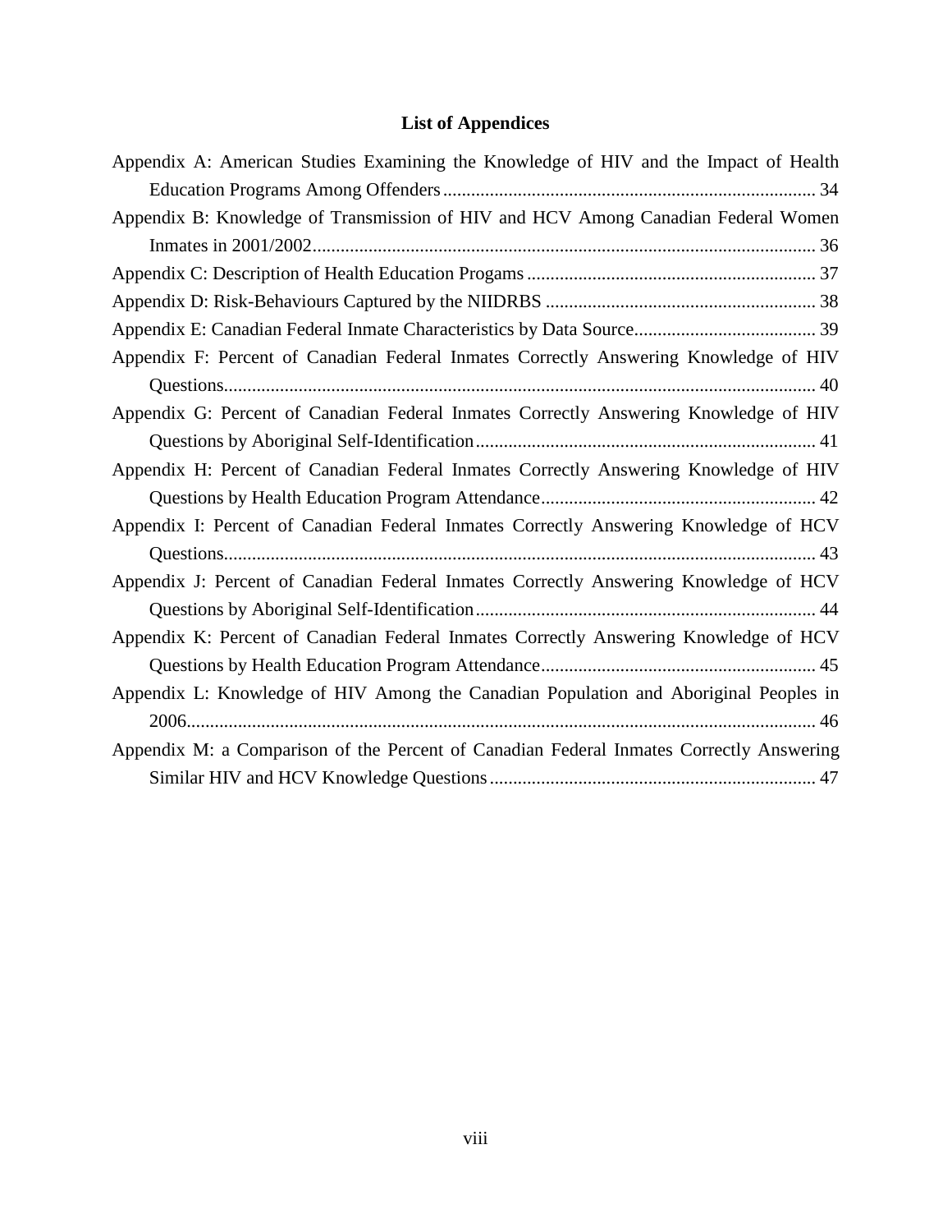# List of Appendices

Appendix A: American Studies Examining the Knowledge of HIV and the Impact of Health Education Programs Among Offenders ................................................................................ 34

Appendix B: Knowledge of Transmission of HIV and HCV Among Canadian Federal Women Inmates in 2001/2002 ................................................................................................... 36

Appendix C: Description of Health Education Progams ................................................................ 37

Appendix D: Risk-Behaviours Captured by the NIIDRBS ............................................................ 38

Appendix E: Canadian Federal Inmate Characteristics by Data Source ........................................ 39

Appendix F: Percent of Canadian Federal Inmates Correctly Answering Knowledge of HIV Questions ................................................................................................................................ 40

Appendix G: Percent of Canadian Federal Inmates Correctly Answering Knowledge of HIV Questions by Aboriginal Self-Identification ........................................................................ 41

Appendix H: Percent of Canadian Federal Inmates Correctly Answering Knowledge of HIV Questions by Health Education Program Attendance ........................................................... 42

Appendix I: Percent of Canadian Federal Inmates Correctly Answering Knowledge of HCV Questions ................................................................................................................................ 43

Appendix J: Percent of Canadian Federal Inmates Correctly Answering Knowledge of HCV Questions by Aboriginal Self-Identification ........................................................................ 44

Appendix K: Percent of Canadian Federal Inmates Correctly Answering Knowledge of HCV Questions by Health Education Program Attendance ........................................................... 45

Appendix L: Knowledge of HIV Among the Canadian Population and Aboriginal Peoples in 2006 ....................................................................................................................................... 46

Appendix M: a Comparison of the Percent of Canadian Federal Inmates Correctly Answering Similar HIV and HCV Knowledge Questions ....................................................................... 47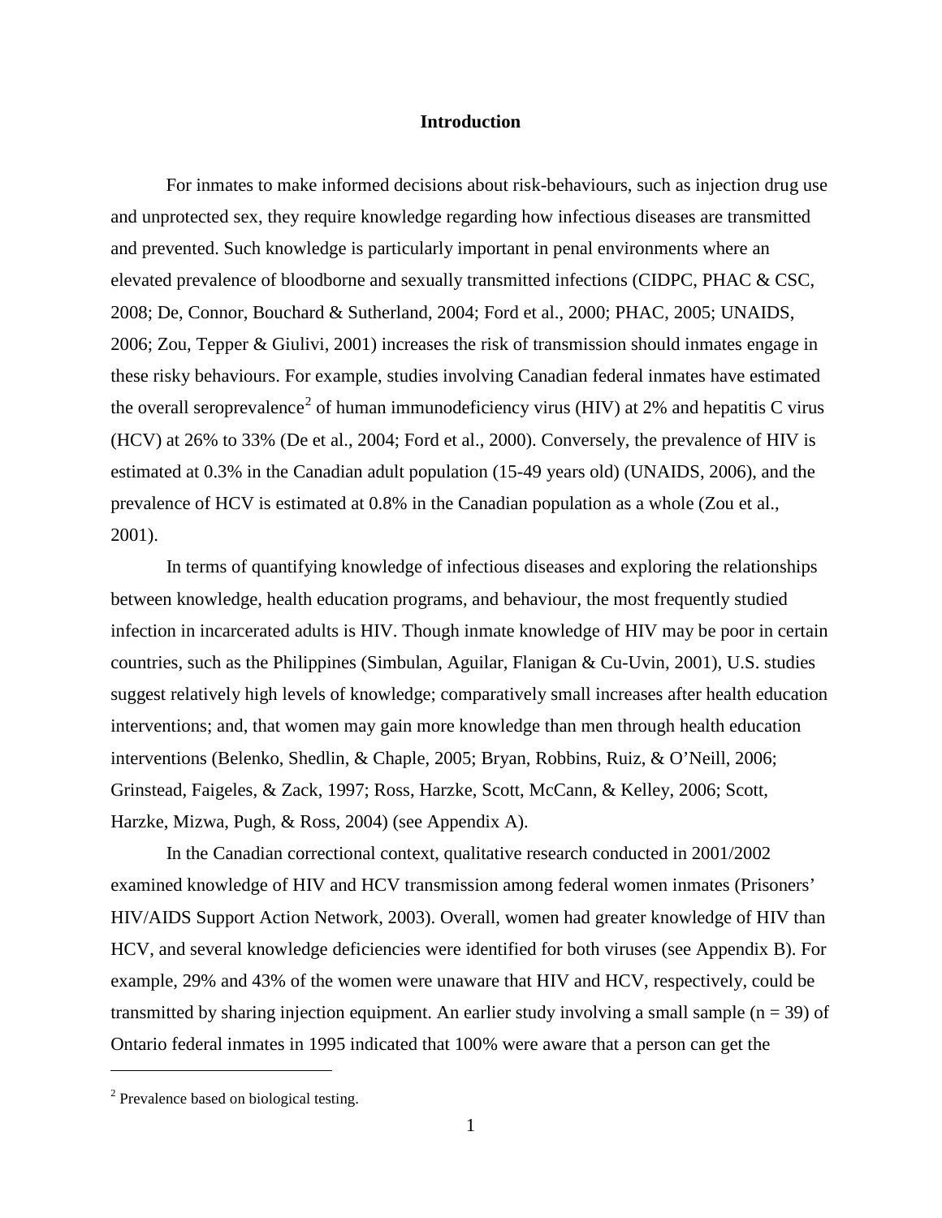## Introduction

For inmates to make informed decisions about risk-behaviours, such as injection drug use and unprotected sex, they require knowledge regarding how infectious diseases are transmitted and prevented. Such knowledge is particularly important in penal environments where an elevated prevalence of bloodborne and sexually transmitted infections (CIDPC, PHAC & CSC, 2008; De, Connor, Bouchard & Sutherland, 2004; Ford et al., 2000; PHAC, 2005; UNAIDS, 2006; Zou, Tepper & Giulivi, 2001) increases the risk of transmission should inmates engage in these risky behaviours. For example, studies involving Canadian federal inmates have estimated the overall seroprevalence[2] of human immunodeficiency virus (HIV) at 2% and hepatitis C virus (HCV) at 26% to 33% (De et al., 2004; Ford et al., 2000). Conversely, the prevalence of HIV is estimated at 0.3% in the Canadian adult population (15-49 years old) (UNAIDS, 2006), and the prevalence of HCV is estimated at 0.8% in the Canadian population as a whole (Zou et al., 2001).

In terms of quantifying knowledge of infectious diseases and exploring the relationships between knowledge, health education programs, and behaviour, the most frequently studied infection in incarcerated adults is HIV. Though inmate knowledge of HIV may be poor in certain countries, such as the Philippines (Simbulan, Aguilar, Flanigan & Cu-Uvin, 2001), U.S. studies suggest relatively high levels of knowledge; comparatively small increases after health education interventions; and, that women may gain more knowledge than men through health education interventions (Belenko, Shedlin, & Chaple, 2005; Bryan, Robbins, Ruiz, & O'Neill, 2006; Grinstead, Faigeles, & Zack, 1997; Ross, Harzke, Scott, McCann, & Kelley, 2006; Scott, Harzke, Mizwa, Pugh, & Ross, 2004) (see Appendix A).

In the Canadian correctional context, qualitative research conducted in 2001/2002 examined knowledge of HIV and HCV transmission among federal women inmates (Prisoners' HIV/AIDS Support Action Network, 2003). Overall, women had greater knowledge of HIV than HCV, and several knowledge deficiencies were identified for both viruses (see Appendix B). For example, 29% and 43% of the women were unaware that HIV and HCV, respectively, could be transmitted by sharing injection equipment. An earlier study involving a small sample ($n = 39$) of Ontario federal inmates in 1995 indicated that 100% were aware that a person can get the

---

[2] Prevalence based on biological testing.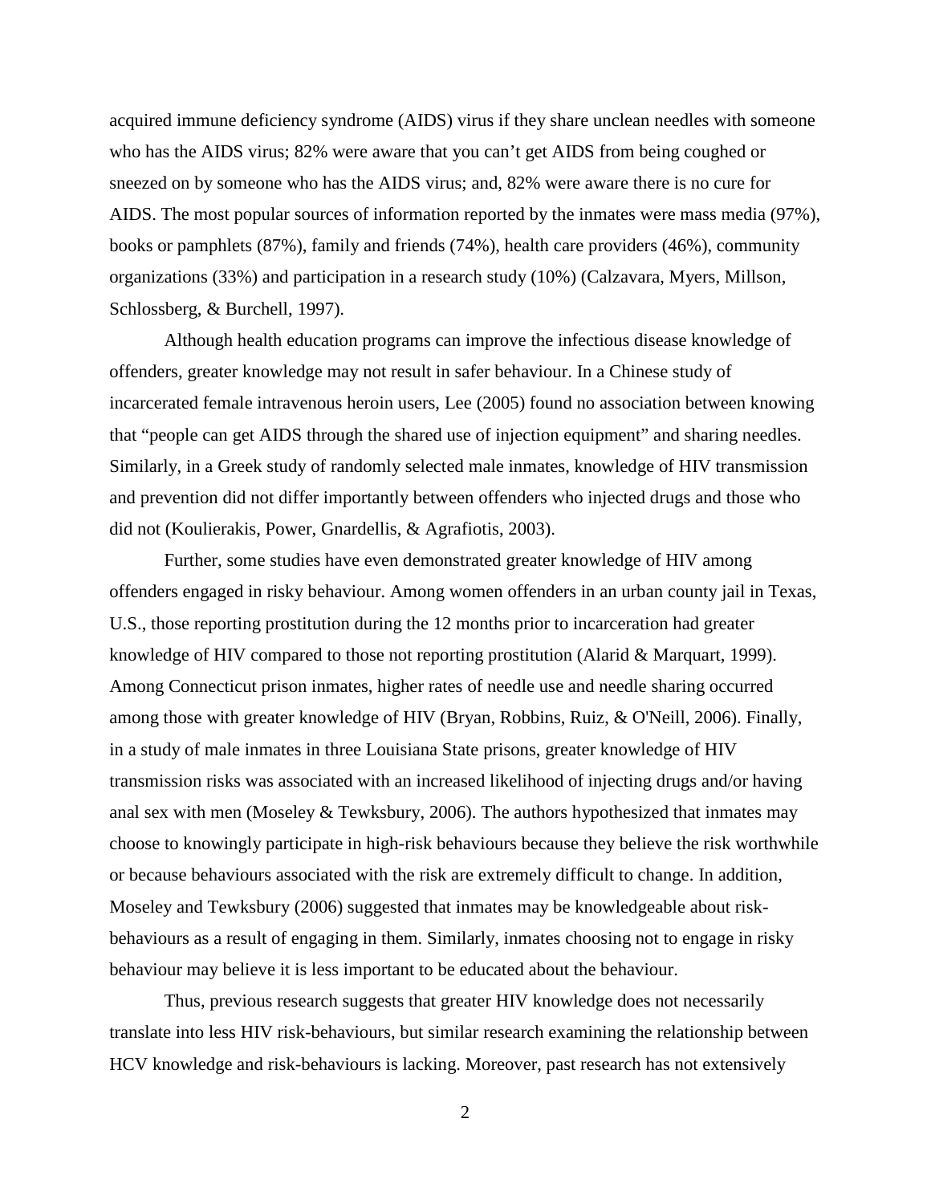acquired immune deficiency syndrome (AIDS) virus if they share unclean needles with someone who has the AIDS virus; 82% were aware that you can't get AIDS from being coughed or sneezed on by someone who has the AIDS virus; and, 82% were aware there is no cure for AIDS. The most popular sources of information reported by the inmates were mass media (97%), books or pamphlets (87%), family and friends (74%), health care providers (46%), community organizations (33%) and participation in a research study (10%) (Calzavara, Myers, Millson, Schlossberg, & Burchell, 1997).

Although health education programs can improve the infectious disease knowledge of offenders, greater knowledge may not result in safer behaviour. In a Chinese study of incarcerated female intravenous heroin users, Lee (2005) found no association between knowing that "people can get AIDS through the shared use of injection equipment" and sharing needles. Similarly, in a Greek study of randomly selected male inmates, knowledge of HIV transmission and prevention did not differ importantly between offenders who injected drugs and those who did not (Koulierakis, Power, Gnardellis, & Agrafiotis, 2003).

Further, some studies have even demonstrated greater knowledge of HIV among offenders engaged in risky behaviour. Among women offenders in an urban county jail in Texas, U.S., those reporting prostitution during the 12 months prior to incarceration had greater knowledge of HIV compared to those not reporting prostitution (Alarid & Marquart, 1999). Among Connecticut prison inmates, higher rates of needle use and needle sharing occurred among those with greater knowledge of HIV (Bryan, Robbins, Ruiz, & O'Neill, 2006). Finally, in a study of male inmates in three Louisiana State prisons, greater knowledge of HIV transmission risks was associated with an increased likelihood of injecting drugs and/or having anal sex with men (Moseley & Tewksbury, 2006). The authors hypothesized that inmates may choose to knowingly participate in high-risk behaviours because they believe the risk worthwhile or because behaviours associated with the risk are extremely difficult to change. In addition, Moseley and Tewksbury (2006) suggested that inmates may be knowledgeable about risk-behaviours as a result of engaging in them. Similarly, inmates choosing not to engage in risky behaviour may believe it is less important to be educated about the behaviour.

Thus, previous research suggests that greater HIV knowledge does not necessarily translate into less HIV risk-behaviours, but similar research examining the relationship between HCV knowledge and risk-behaviours is lacking. Moreover, past research has not extensively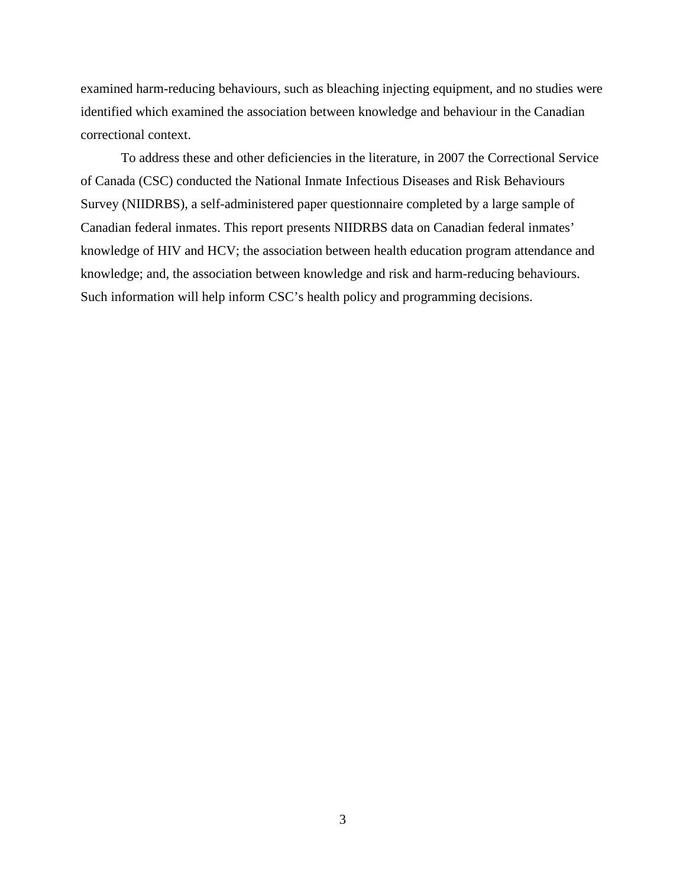examined harm-reducing behaviours, such as bleaching injecting equipment, and no studies were identified which examined the association between knowledge and behaviour in the Canadian correctional context.

To address these and other deficiencies in the literature, in 2007 the Correctional Service of Canada (CSC) conducted the National Inmate Infectious Diseases and Risk Behaviours Survey (NIIDRBS), a self-administered paper questionnaire completed by a large sample of Canadian federal inmates. This report presents NIIDRBS data on Canadian federal inmates' knowledge of HIV and HCV; the association between health education program attendance and knowledge; and, the association between knowledge and risk and harm-reducing behaviours. Such information will help inform CSC's health policy and programming decisions.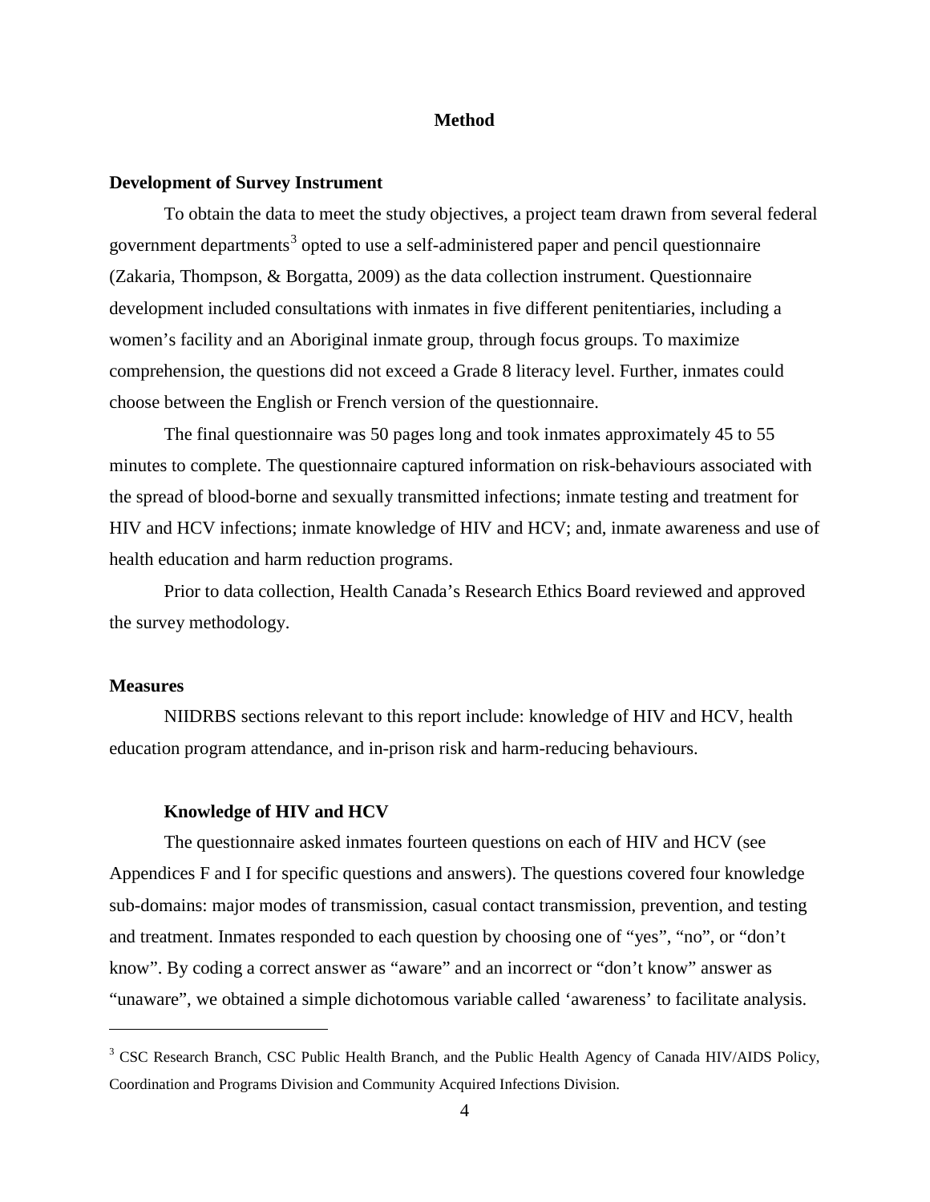# Method

## Development of Survey Instrument

To obtain the data to meet the study objectives, a project team drawn from several federal government departments[3] opted to use a self-administered paper and pencil questionnaire (Zakaria, Thompson, & Borgatta, 2009) as the data collection instrument. Questionnaire development included consultations with inmates in five different penitentiaries, including a women's facility and an Aboriginal inmate group, through focus groups. To maximize comprehension, the questions did not exceed a Grade 8 literacy level. Further, inmates could choose between the English or French version of the questionnaire.

The final questionnaire was 50 pages long and took inmates approximately 45 to 55 minutes to complete. The questionnaire captured information on risk-behaviours associated with the spread of blood-borne and sexually transmitted infections; inmate testing and treatment for HIV and HCV infections; inmate knowledge of HIV and HCV; and, inmate awareness and use of health education and harm reduction programs.

Prior to data collection, Health Canada's Research Ethics Board reviewed and approved the survey methodology.

## Measures

NIIDRBS sections relevant to this report include: knowledge of HIV and HCV, health education program attendance, and in-prison risk and harm-reducing behaviours.

### Knowledge of HIV and HCV

The questionnaire asked inmates fourteen questions on each of HIV and HCV (see Appendices F and I for specific questions and answers). The questions covered four knowledge sub-domains: major modes of transmission, casual contact transmission, prevention, and testing and treatment. Inmates responded to each question by choosing one of "yes", "no", or "don't know". By coding a correct answer as "aware" and an incorrect or "don't know" answer as "unaware", we obtained a simple dichotomous variable called 'awareness' to facilitate analysis.

---

[3] CSC Research Branch, CSC Public Health Branch, and the Public Health Agency of Canada HIV/AIDS Policy, Coordination and Programs Division and Community Acquired Infections Division.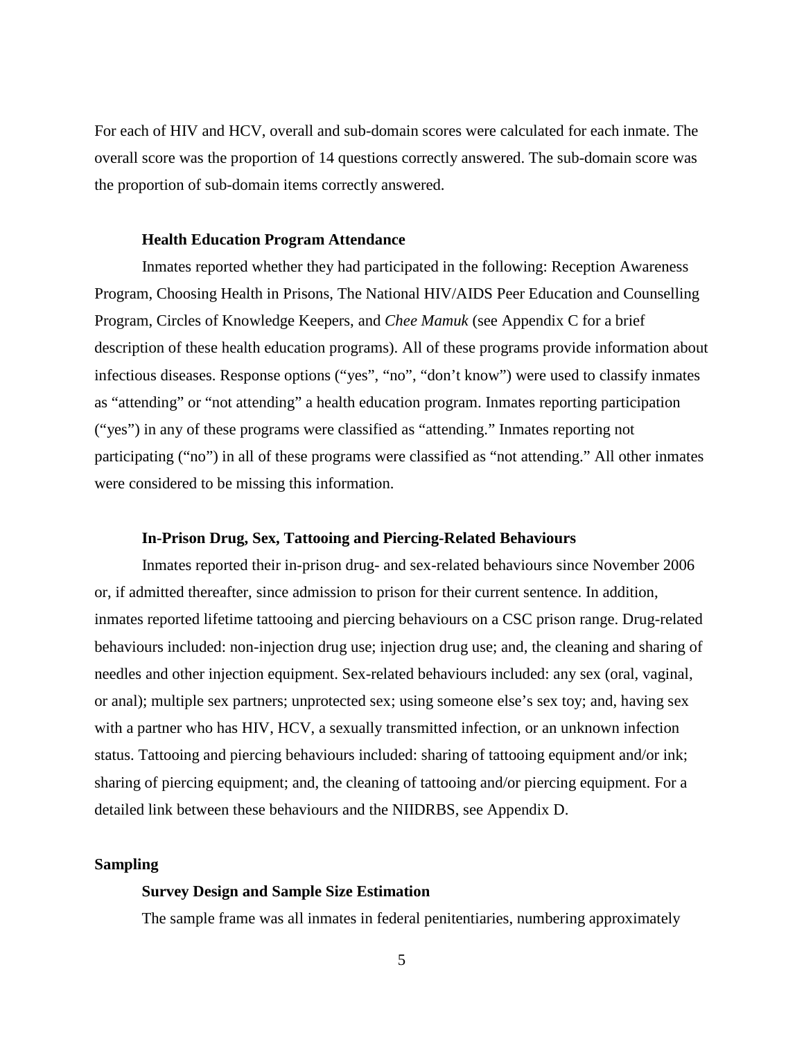For each of HIV and HCV, overall and sub-domain scores were calculated for each inmate. The overall score was the proportion of 14 questions correctly answered. The sub-domain score was the proportion of sub-domain items correctly answered.

### Health Education Program Attendance

Inmates reported whether they had participated in the following: Reception Awareness Program, Choosing Health in Prisons, The National HIV/AIDS Peer Education and Counselling Program, Circles of Knowledge Keepers, and *Chee Mamuk* (see Appendix C for a brief description of these health education programs). All of these programs provide information about infectious diseases. Response options ("yes", "no", "don't know") were used to classify inmates as "attending" or "not attending" a health education program. Inmates reporting participation ("yes") in any of these programs were classified as "attending." Inmates reporting not participating ("no") in all of these programs were classified as "not attending." All other inmates were considered to be missing this information.

### In-Prison Drug, Sex, Tattooing and Piercing-Related Behaviours

Inmates reported their in-prison drug- and sex-related behaviours since November 2006 or, if admitted thereafter, since admission to prison for their current sentence. In addition, inmates reported lifetime tattooing and piercing behaviours on a CSC prison range. Drug-related behaviours included: non-injection drug use; injection drug use; and, the cleaning and sharing of needles and other injection equipment. Sex-related behaviours included: any sex (oral, vaginal, or anal); multiple sex partners; unprotected sex; using someone else's sex toy; and, having sex with a partner who has HIV, HCV, a sexually transmitted infection, or an unknown infection status. Tattooing and piercing behaviours included: sharing of tattooing equipment and/or ink; sharing of piercing equipment; and, the cleaning of tattooing and/or piercing equipment. For a detailed link between these behaviours and the NIIDRBS, see Appendix D.

## Sampling

### Survey Design and Sample Size Estimation

The sample frame was all inmates in federal penitentiaries, numbering approximately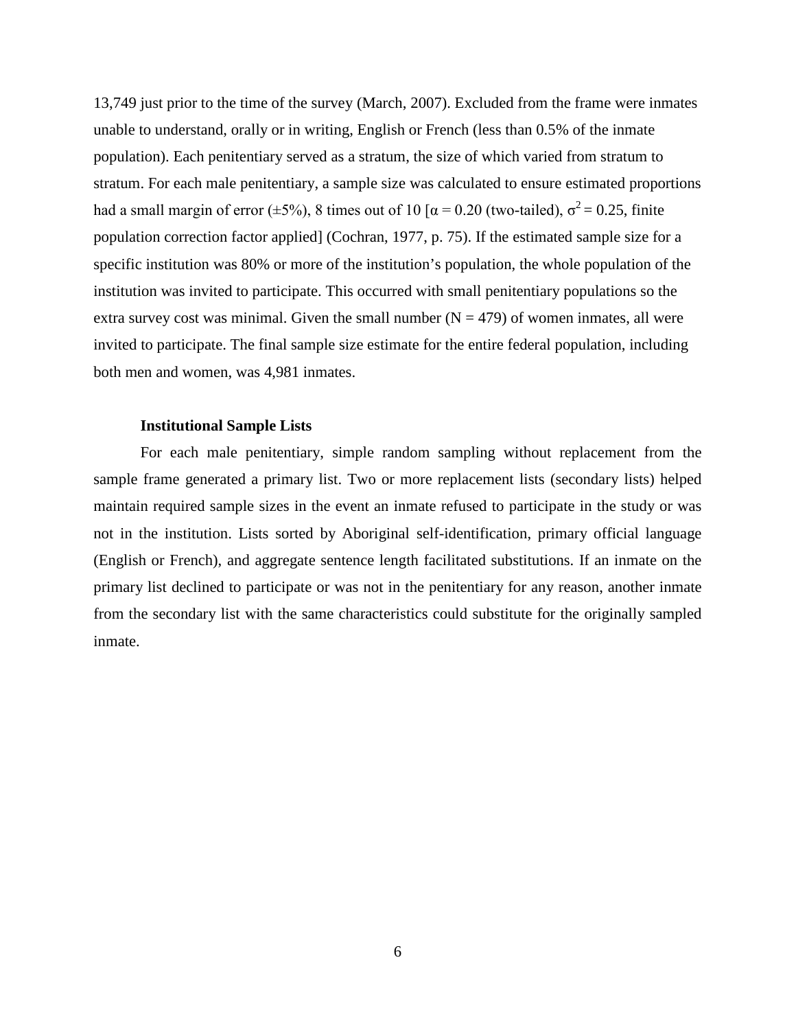13,749 just prior to the time of the survey (March, 2007). Excluded from the frame were inmates unable to understand, orally or in writing, English or French (less than 0.5% of the inmate population). Each penitentiary served as a stratum, the size of which varied from stratum to stratum. For each male penitentiary, a sample size was calculated to ensure estimated proportions had a small margin of error (±5%), 8 times out of 10 [$\alpha = 0.20$ (two-tailed), $\sigma^2 = 0.25$, finite population correction factor applied] (Cochran, 1977, p. 75). If the estimated sample size for a specific institution was 80% or more of the institution's population, the whole population of the institution was invited to participate. This occurred with small penitentiary populations so the extra survey cost was minimal. Given the small number ($N = 479$) of women inmates, all were invited to participate. The final sample size estimate for the entire federal population, including both men and women, was 4,981 inmates.

### Institutional Sample Lists

For each male penitentiary, simple random sampling without replacement from the sample frame generated a primary list. Two or more replacement lists (secondary lists) helped maintain required sample sizes in the event an inmate refused to participate in the study or was not in the institution. Lists sorted by Aboriginal self-identification, primary official language (English or French), and aggregate sentence length facilitated substitutions. If an inmate on the primary list declined to participate or was not in the penitentiary for any reason, another inmate from the secondary list with the same characteristics could substitute for the originally sampled inmate.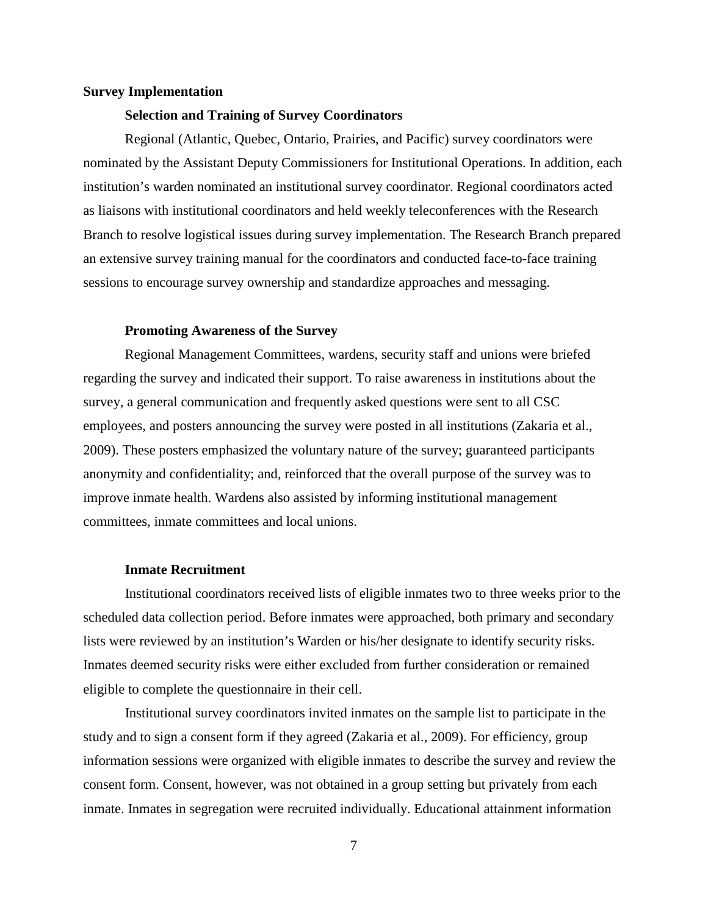## Survey Implementation

### Selection and Training of Survey Coordinators

Regional (Atlantic, Quebec, Ontario, Prairies, and Pacific) survey coordinators were nominated by the Assistant Deputy Commissioners for Institutional Operations. In addition, each institution's warden nominated an institutional survey coordinator. Regional coordinators acted as liaisons with institutional coordinators and held weekly teleconferences with the Research Branch to resolve logistical issues during survey implementation. The Research Branch prepared an extensive survey training manual for the coordinators and conducted face-to-face training sessions to encourage survey ownership and standardize approaches and messaging.

### Promoting Awareness of the Survey

Regional Management Committees, wardens, security staff and unions were briefed regarding the survey and indicated their support. To raise awareness in institutions about the survey, a general communication and frequently asked questions were sent to all CSC employees, and posters announcing the survey were posted in all institutions (Zakaria et al., 2009). These posters emphasized the voluntary nature of the survey; guaranteed participants anonymity and confidentiality; and, reinforced that the overall purpose of the survey was to improve inmate health. Wardens also assisted by informing institutional management committees, inmate committees and local unions.

### Inmate Recruitment

Institutional coordinators received lists of eligible inmates two to three weeks prior to the scheduled data collection period. Before inmates were approached, both primary and secondary lists were reviewed by an institution's Warden or his/her designate to identify security risks. Inmates deemed security risks were either excluded from further consideration or remained eligible to complete the questionnaire in their cell.

Institutional survey coordinators invited inmates on the sample list to participate in the study and to sign a consent form if they agreed (Zakaria et al., 2009). For efficiency, group information sessions were organized with eligible inmates to describe the survey and review the consent form. Consent, however, was not obtained in a group setting but privately from each inmate. Inmates in segregation were recruited individually. Educational attainment information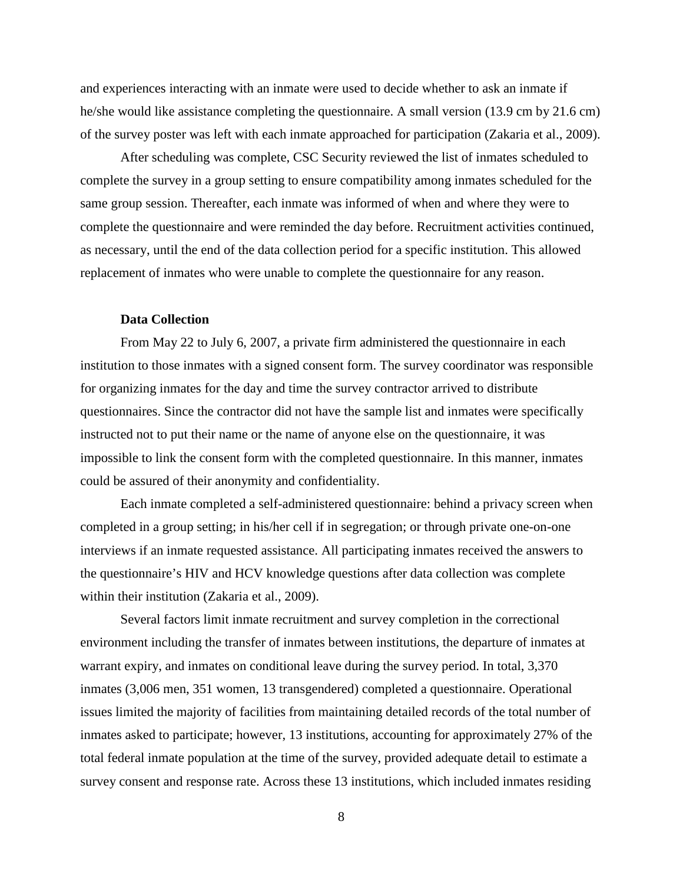and experiences interacting with an inmate were used to decide whether to ask an inmate if he/she would like assistance completing the questionnaire. A small version (13.9 cm by 21.6 cm) of the survey poster was left with each inmate approached for participation (Zakaria et al., 2009).

After scheduling was complete, CSC Security reviewed the list of inmates scheduled to complete the survey in a group setting to ensure compatibility among inmates scheduled for the same group session. Thereafter, each inmate was informed of when and where they were to complete the questionnaire and were reminded the day before. Recruitment activities continued, as necessary, until the end of the data collection period for a specific institution. This allowed replacement of inmates who were unable to complete the questionnaire for any reason.

### Data Collection

From May 22 to July 6, 2007, a private firm administered the questionnaire in each institution to those inmates with a signed consent form. The survey coordinator was responsible for organizing inmates for the day and time the survey contractor arrived to distribute questionnaires. Since the contractor did not have the sample list and inmates were specifically instructed not to put their name or the name of anyone else on the questionnaire, it was impossible to link the consent form with the completed questionnaire. In this manner, inmates could be assured of their anonymity and confidentiality.

Each inmate completed a self-administered questionnaire: behind a privacy screen when completed in a group setting; in his/her cell if in segregation; or through private one-on-one interviews if an inmate requested assistance. All participating inmates received the answers to the questionnaire's HIV and HCV knowledge questions after data collection was complete within their institution (Zakaria et al., 2009).

Several factors limit inmate recruitment and survey completion in the correctional environment including the transfer of inmates between institutions, the departure of inmates at warrant expiry, and inmates on conditional leave during the survey period. In total, 3,370 inmates (3,006 men, 351 women, 13 transgendered) completed a questionnaire. Operational issues limited the majority of facilities from maintaining detailed records of the total number of inmates asked to participate; however, 13 institutions, accounting for approximately 27% of the total federal inmate population at the time of the survey, provided adequate detail to estimate a survey consent and response rate. Across these 13 institutions, which included inmates residing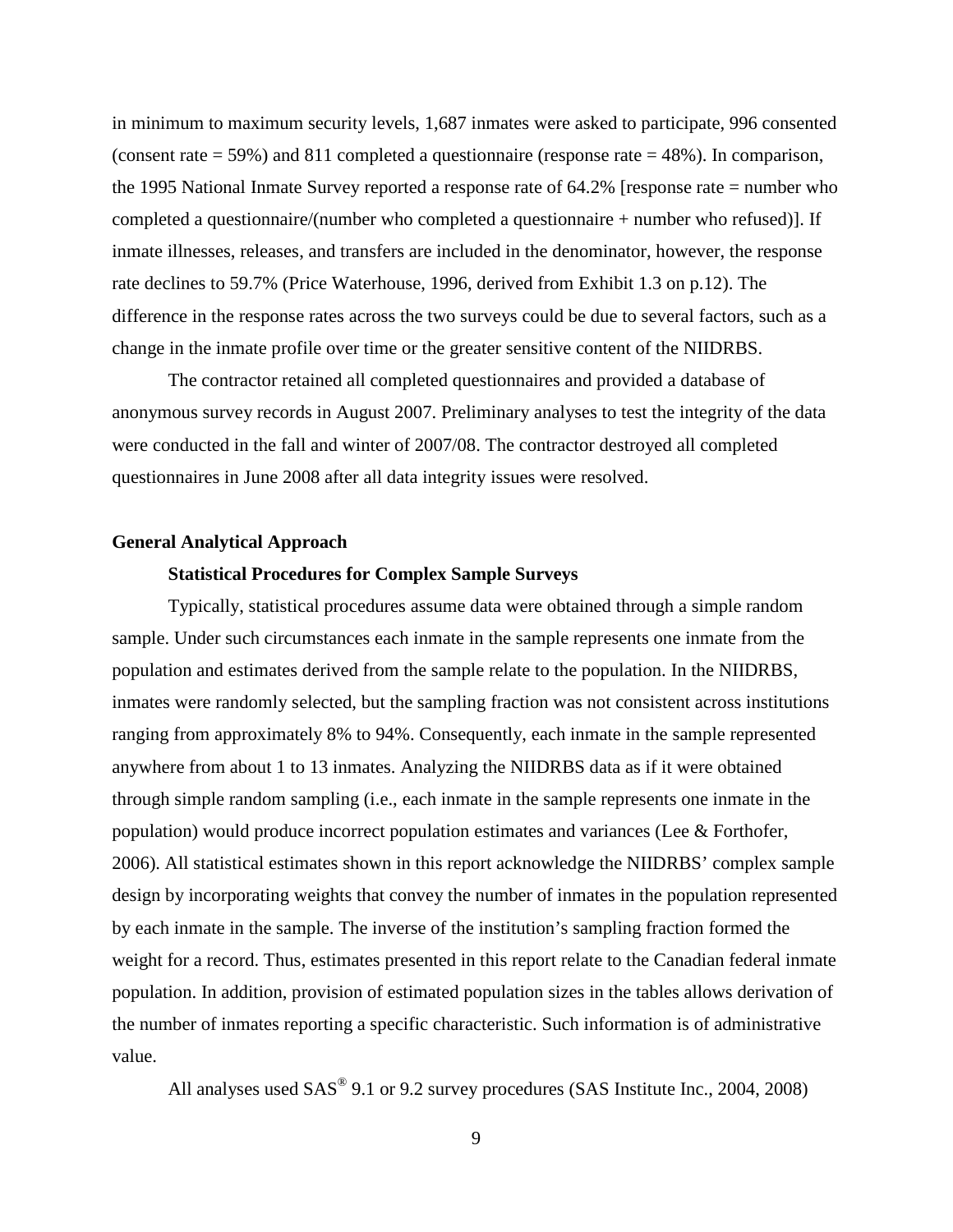in minimum to maximum security levels, 1,687 inmates were asked to participate, 996 consented (consent rate = 59%) and 811 completed a questionnaire (response rate = 48%). In comparison, the 1995 National Inmate Survey reported a response rate of 64.2% [response rate = number who completed a questionnaire/(number who completed a questionnaire + number who refused)]. If inmate illnesses, releases, and transfers are included in the denominator, however, the response rate declines to 59.7% (Price Waterhouse, 1996, derived from Exhibit 1.3 on p.12). The difference in the response rates across the two surveys could be due to several factors, such as a change in the inmate profile over time or the greater sensitive content of the NIIDRBS.

The contractor retained all completed questionnaires and provided a database of anonymous survey records in August 2007. Preliminary analyses to test the integrity of the data were conducted in the fall and winter of 2007/08. The contractor destroyed all completed questionnaires in June 2008 after all data integrity issues were resolved.

## General Analytical Approach

### Statistical Procedures for Complex Sample Surveys

Typically, statistical procedures assume data were obtained through a simple random sample. Under such circumstances each inmate in the sample represents one inmate from the population and estimates derived from the sample relate to the population. In the NIIDRBS, inmates were randomly selected, but the sampling fraction was not consistent across institutions ranging from approximately 8% to 94%. Consequently, each inmate in the sample represented anywhere from about 1 to 13 inmates. Analyzing the NIIDRBS data as if it were obtained through simple random sampling (i.e., each inmate in the sample represents one inmate in the population) would produce incorrect population estimates and variances (Lee & Forthofer, 2006). All statistical estimates shown in this report acknowledge the NIIDRBS' complex sample design by incorporating weights that convey the number of inmates in the population represented by each inmate in the sample. The inverse of the institution's sampling fraction formed the weight for a record. Thus, estimates presented in this report relate to the Canadian federal inmate population. In addition, provision of estimated population sizes in the tables allows derivation of the number of inmates reporting a specific characteristic. Such information is of administrative value.

All analyses used SAS® 9.1 or 9.2 survey procedures (SAS Institute Inc., 2004, 2008)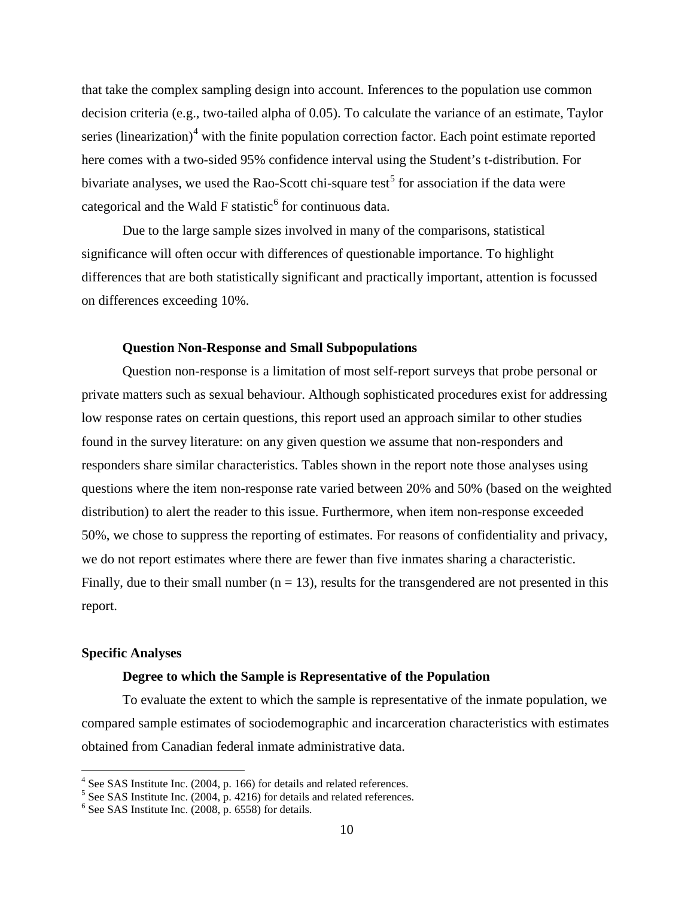that take the complex sampling design into account. Inferences to the population use common decision criteria (e.g., two-tailed alpha of 0.05). To calculate the variance of an estimate, Taylor series (linearization)[4] with the finite population correction factor. Each point estimate reported here comes with a two-sided 95% confidence interval using the Student's t-distribution. For bivariate analyses, we used the Rao-Scott chi-square test[5] for association if the data were categorical and the Wald F statistic[6] for continuous data.

Due to the large sample sizes involved in many of the comparisons, statistical significance will often occur with differences of questionable importance. To highlight differences that are both statistically significant and practically important, attention is focussed on differences exceeding 10%.

#### Question Non-Response and Small Subpopulations

Question non-response is a limitation of most self-report surveys that probe personal or private matters such as sexual behaviour. Although sophisticated procedures exist for addressing low response rates on certain questions, this report used an approach similar to other studies found in the survey literature: on any given question we assume that non-responders and responders share similar characteristics. Tables shown in the report note those analyses using questions where the item non-response rate varied between 20% and 50% (based on the weighted distribution) to alert the reader to this issue. Furthermore, when item non-response exceeded 50%, we chose to suppress the reporting of estimates. For reasons of confidentiality and privacy, we do not report estimates where there are fewer than five inmates sharing a characteristic. Finally, due to their small number ($n = 13$), results for the transgendered are not presented in this report.

### Specific Analyses

#### Degree to which the Sample is Representative of the Population

To evaluate the extent to which the sample is representative of the inmate population, we compared sample estimates of sociodemographic and incarceration characteristics with estimates obtained from Canadian federal inmate administrative data.

[4] See SAS Institute Inc. (2004, p. 166) for details and related references.
[5] See SAS Institute Inc. (2004, p. 4216) for details and related references.
[6] See SAS Institute Inc. (2008, p. 6558) for details.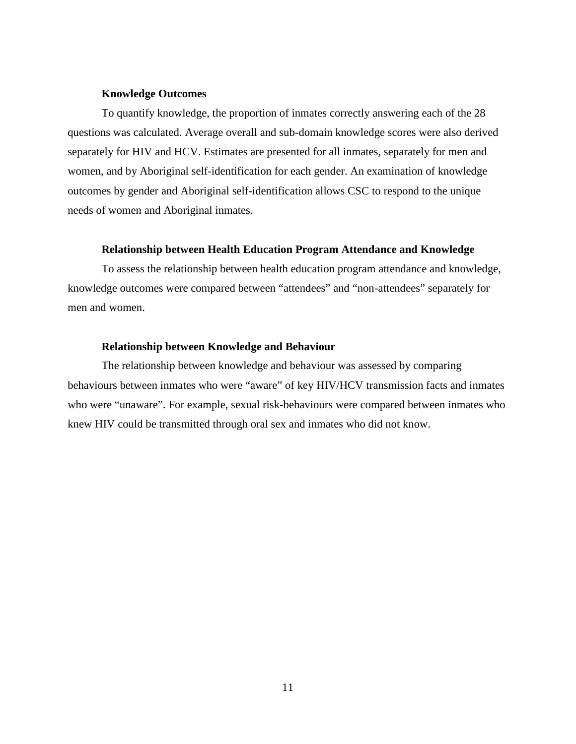### Knowledge Outcomes

To quantify knowledge, the proportion of inmates correctly answering each of the 28 questions was calculated. Average overall and sub-domain knowledge scores were also derived separately for HIV and HCV. Estimates are presented for all inmates, separately for men and women, and by Aboriginal self-identification for each gender. An examination of knowledge outcomes by gender and Aboriginal self-identification allows CSC to respond to the unique needs of women and Aboriginal inmates.

### Relationship between Health Education Program Attendance and Knowledge

To assess the relationship between health education program attendance and knowledge, knowledge outcomes were compared between "attendees" and "non-attendees" separately for men and women.

### Relationship between Knowledge and Behaviour

The relationship between knowledge and behaviour was assessed by comparing behaviours between inmates who were "aware" of key HIV/HCV transmission facts and inmates who were "unaware". For example, sexual risk-behaviours were compared between inmates who knew HIV could be transmitted through oral sex and inmates who did not know.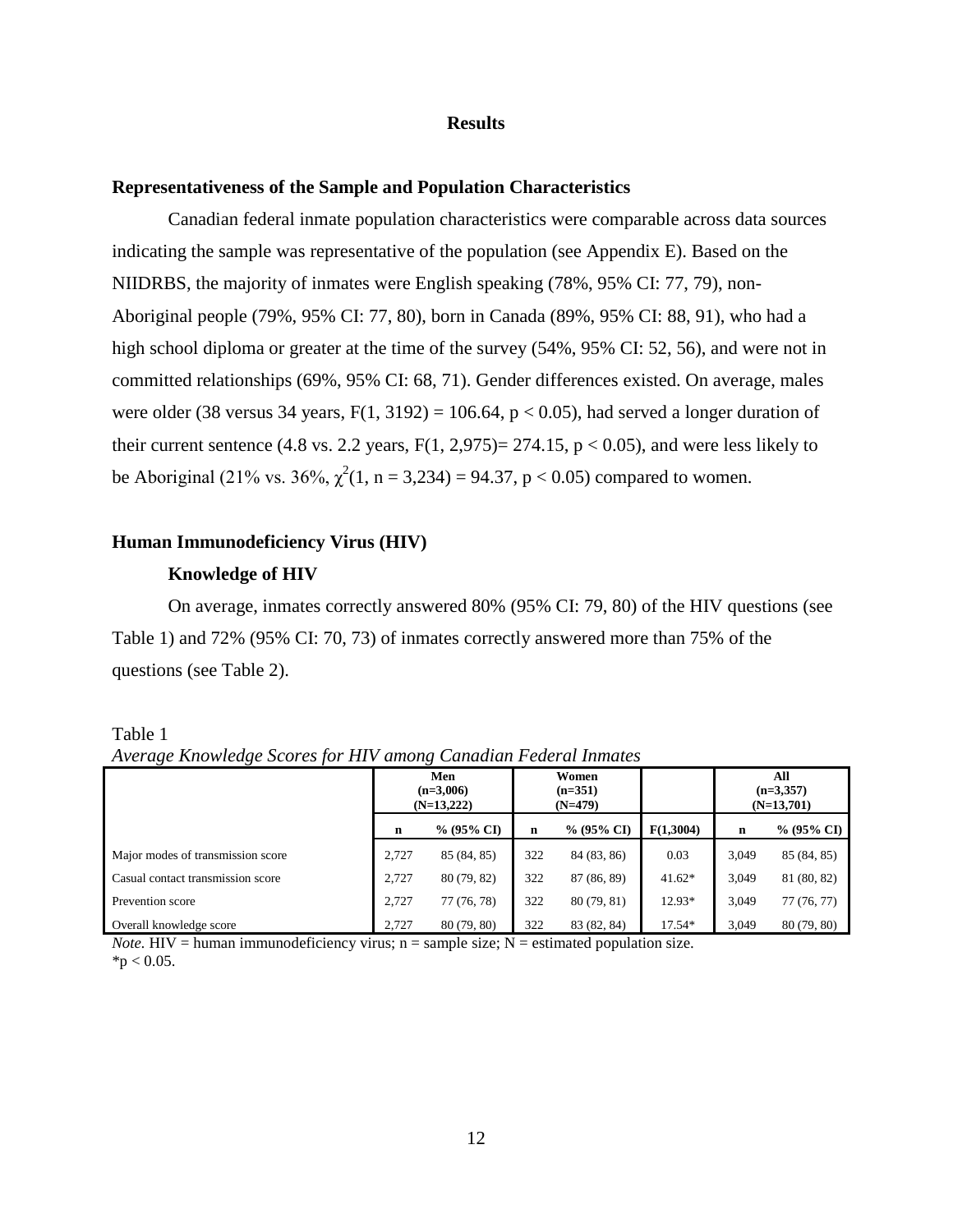## Results

### Representativeness of the Sample and Population Characteristics

Canadian federal inmate population characteristics were comparable across data sources indicating the sample was representative of the population (see Appendix E). Based on the NIIDRBS, the majority of inmates were English speaking (78%, 95% CI: 77, 79), non-Aboriginal people (79%, 95% CI: 77, 80), born in Canada (89%, 95% CI: 88, 91), who had a high school diploma or greater at the time of the survey (54%, 95% CI: 52, 56), and were not in committed relationships (69%, 95% CI: 68, 71). Gender differences existed. On average, males were older (38 versus 34 years, $F(1, 3192) = 106.64$, $p < 0.05$), had served a longer duration of their current sentence (4.8 vs. 2.2 years, $F(1, 2{,}975) = 274.15$, $p < 0.05$), and were less likely to be Aboriginal (21% vs. 36%, $\chi^2(1, n = 3{,}234) = 94.37$, $p < 0.05$) compared to women.

### Human Immunodeficiency Virus (HIV)

#### Knowledge of HIV

On average, inmates correctly answered 80% (95% CI: 79, 80) of the HIV questions (see Table 1) and 72% (95% CI: 70, 73) of inmates correctly answered more than 75% of the questions (see Table 2).

Table 1

*Average Knowledge Scores for HIV among Canadian Federal Inmates*

| | Men (n=3,006) (N=13,222) | | Women (n=351) (N=479) | | | All (n=3,357) (N=13,701) | |
|---|---|---|---|---|---|---|---|
| | n | % (95% CI) | n | % (95% CI) | F(1,3004) | n | % (95% CI) |
| Major modes of transmission score | 2,727 | 85 (84, 85) | 322 | 84 (83, 86) | 0.03 | 3,049 | 85 (84, 85) |
| Casual contact transmission score | 2,727 | 80 (79, 82) | 322 | 87 (86, 89) | 41.62* | 3,049 | 81 (80, 82) |
| Prevention score | 2,727 | 77 (76, 78) | 322 | 80 (79, 81) | 12.93* | 3,049 | 77 (76, 77) |
| Overall knowledge score | 2,727 | 80 (79, 80) | 322 | 83 (82, 84) | 17.54* | 3,049 | 80 (79, 80) |

*Note.* HIV = human immunodeficiency virus; n = sample size; N = estimated population size.
*$p < 0.05$.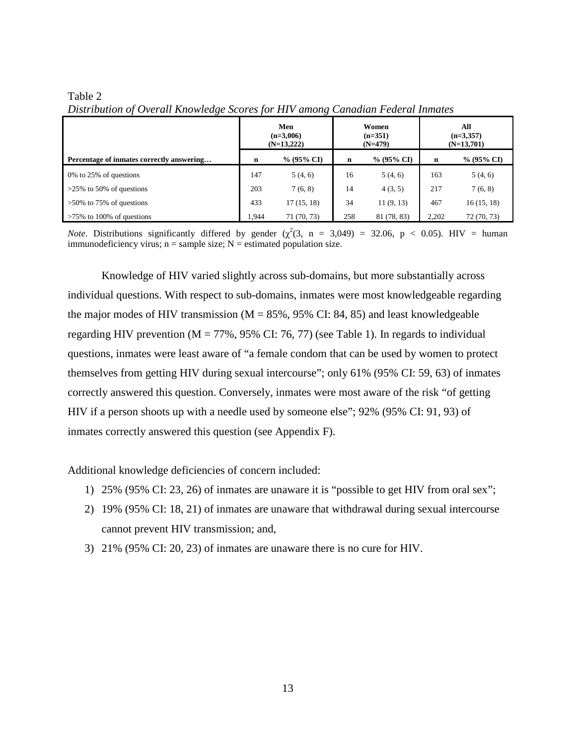Table 2

*Distribution of Overall Knowledge Scores for HIV among Canadian Federal Inmates*

| | Men (n=3,006) (N=13,222) | | Women (n=351) (N=479) | | All (n=3,357) (N=13,701) | |
|---|---|---|---|---|---|---|
| **Percentage of inmates correctly answering…** | **n** | **% (95% CI)** | **n** | **% (95% CI)** | **n** | **% (95% CI)** |
| 0% to 25% of questions | 147 | 5 (4, 6) | 16 | 5 (4, 6) | 163 | 5 (4, 6) |
| >25% to 50% of questions | 203 | 7 (6, 8) | 14 | 4 (3, 5) | 217 | 7 (6, 8) |
| >50% to 75% of questions | 433 | 17 (15, 18) | 34 | 11 (9, 13) | 467 | 16 (15, 18) |
| >75% to 100% of questions | 1,944 | 71 (70, 73) | 258 | 81 (78, 83) | 2,202 | 72 (70, 73) |

*Note.* Distributions significantly differed by gender ($\chi^2$(3, n = 3,049) = 32.06, $p < 0.05$). HIV = human immunodeficiency virus; n = sample size; N = estimated population size.

Knowledge of HIV varied slightly across sub-domains, but more substantially across individual questions. With respect to sub-domains, inmates were most knowledgeable regarding the major modes of HIV transmission (M = 85%, 95% CI: 84, 85) and least knowledgeable regarding HIV prevention (M = 77%, 95% CI: 76, 77) (see Table 1). In regards to individual questions, inmates were least aware of "a female condom that can be used by women to protect themselves from getting HIV during sexual intercourse"; only 61% (95% CI: 59, 63) of inmates correctly answered this question. Conversely, inmates were most aware of the risk "of getting HIV if a person shoots up with a needle used by someone else"; 92% (95% CI: 91, 93) of inmates correctly answered this question (see Appendix F).

Additional knowledge deficiencies of concern included:

1) 25% (95% CI: 23, 26) of inmates are unaware it is "possible to get HIV from oral sex";
2) 19% (95% CI: 18, 21) of inmates are unaware that withdrawal during sexual intercourse cannot prevent HIV transmission; and,
3) 21% (95% CI: 20, 23) of inmates are unaware there is no cure for HIV.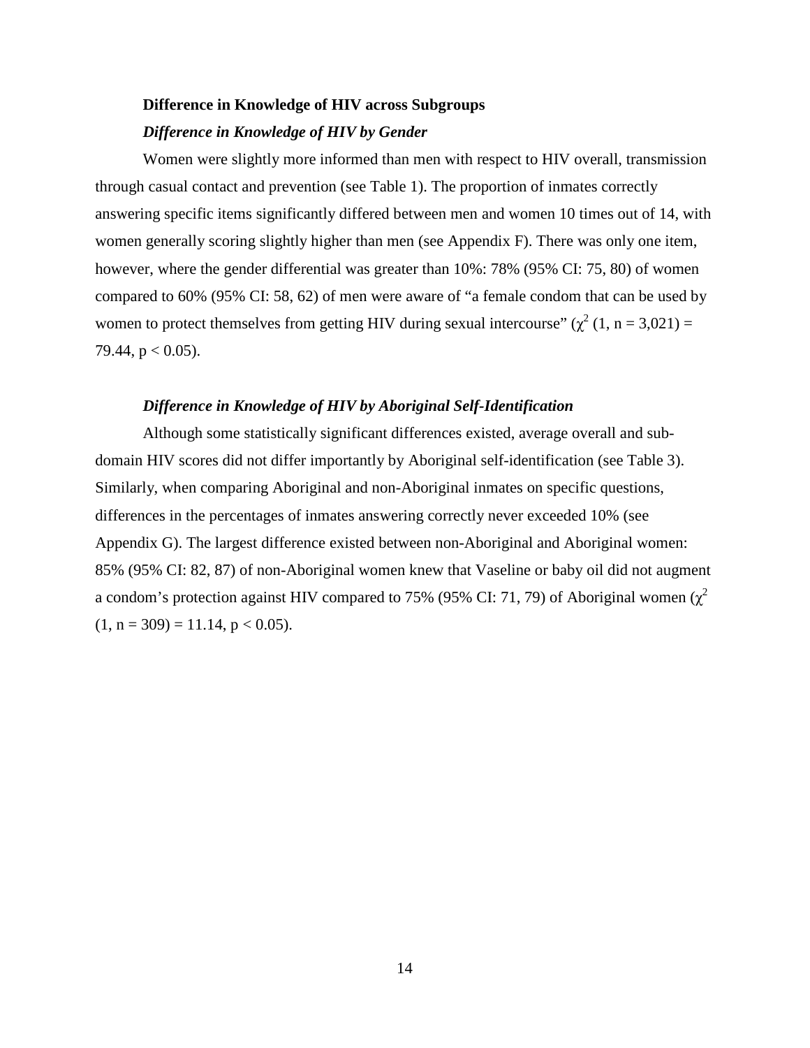### Difference in Knowledge of HIV across Subgroups

#### *Difference in Knowledge of HIV by Gender*

Women were slightly more informed than men with respect to HIV overall, transmission through casual contact and prevention (see Table 1). The proportion of inmates correctly answering specific items significantly differed between men and women 10 times out of 14, with women generally scoring slightly higher than men (see Appendix F). There was only one item, however, where the gender differential was greater than 10%: 78% (95% CI: 75, 80) of women compared to 60% (95% CI: 58, 62) of men were aware of "a female condom that can be used by women to protect themselves from getting HIV during sexual intercourse" ($\chi^2$ (1, n = 3,021) = 79.44, $p < 0.05$).

#### *Difference in Knowledge of HIV by Aboriginal Self-Identification*

Although some statistically significant differences existed, average overall and sub-domain HIV scores did not differ importantly by Aboriginal self-identification (see Table 3). Similarly, when comparing Aboriginal and non-Aboriginal inmates on specific questions, differences in the percentages of inmates answering correctly never exceeded 10% (see Appendix G). The largest difference existed between non-Aboriginal and Aboriginal women: 85% (95% CI: 82, 87) of non-Aboriginal women knew that Vaseline or baby oil did not augment a condom's protection against HIV compared to 75% (95% CI: 71, 79) of Aboriginal women ($\chi^2$ (1, n = 309) = 11.14, $p < 0.05$).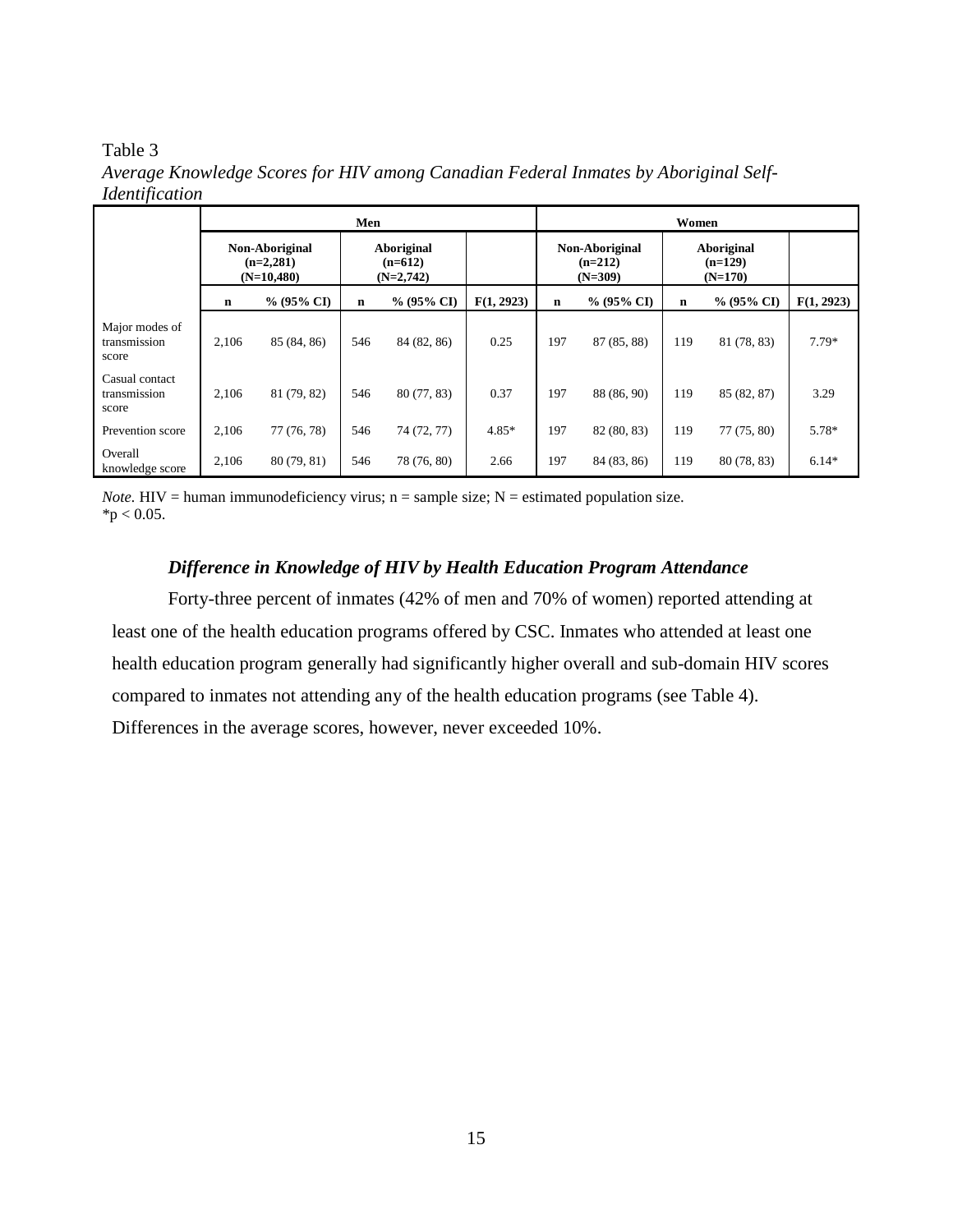Table 3

*Average Knowledge Scores for HIV among Canadian Federal Inmates by Aboriginal Self-Identification*

| | Men | | | | | Women | | | | |
|---|---|---|---|---|---|---|---|---|---|---|
| | Non-Aboriginal (n=2,281) (N=10,480) | | Aboriginal (n=612) (N=2,742) | | | Non-Aboriginal (n=212) (N=309) | | Aboriginal (n=129) (N=170) | | |
| | **n** | **% (95% CI)** | **n** | **% (95% CI)** | **F(1, 2923)** | **n** | **% (95% CI)** | **n** | **% (95% CI)** | **F(1, 2923)** |
| Major modes of transmission score | 2,106 | 85 (84, 86) | 546 | 84 (82, 86) | 0.25 | 197 | 87 (85, 88) | 119 | 81 (78, 83) | 7.79* |
| Casual contact transmission score | 2,106 | 81 (79, 82) | 546 | 80 (77, 83) | 0.37 | 197 | 88 (86, 90) | 119 | 85 (82, 87) | 3.29 |
| Prevention score | 2,106 | 77 (76, 78) | 546 | 74 (72, 77) | 4.85* | 197 | 82 (80, 83) | 119 | 77 (75, 80) | 5.78* |
| Overall knowledge score | 2,106 | 80 (79, 81) | 546 | 78 (76, 80) | 2.66 | 197 | 84 (83, 86) | 119 | 80 (78, 83) | 6.14* |

*Note.* HIV = human immunodeficiency virus; n = sample size; N = estimated population size.
*$p < 0.05$.

### *Difference in Knowledge of HIV by Health Education Program Attendance*

Forty-three percent of inmates (42% of men and 70% of women) reported attending at least one of the health education programs offered by CSC. Inmates who attended at least one health education program generally had significantly higher overall and sub-domain HIV scores compared to inmates not attending any of the health education programs (see Table 4). Differences in the average scores, however, never exceeded 10%.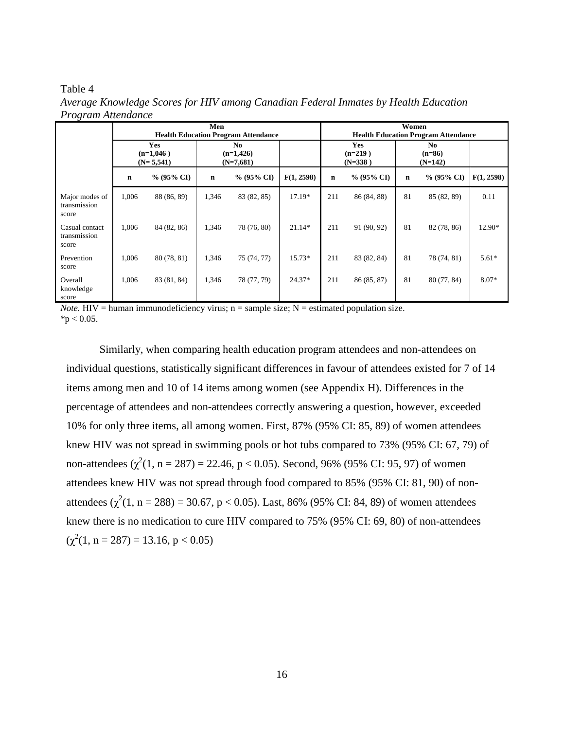Table 4

*Average Knowledge Scores for HIV among Canadian Federal Inmates by Health Education Program Attendance*

| | Men Health Education Program Attendance | | | | | Women Health Education Program Attendance | | | | |
|---|---|---|---|---|---|---|---|---|---|---|
| | Yes (n=1,046 ) (N= 5,541) | | No (n=1,426) (N=7,681) | | | Yes (n=219 ) (N=338 ) | | No (n=86) (N=142) | | |
| | **n** | **% (95% CI)** | **n** | **% (95% CI)** | **F(1, 2598)** | **n** | **% (95% CI)** | **n** | **% (95% CI)** | **F(1, 2598)** |
| Major modes of transmission score | 1,006 | 88 (86, 89) | 1,346 | 83 (82, 85) | 17.19* | 211 | 86 (84, 88) | 81 | 85 (82, 89) | 0.11 |
| Casual contact transmission score | 1,006 | 84 (82, 86) | 1,346 | 78 (76, 80) | 21.14* | 211 | 91 (90, 92) | 81 | 82 (78, 86) | 12.90* |
| Prevention score | 1,006 | 80 (78, 81) | 1,346 | 75 (74, 77) | 15.73* | 211 | 83 (82, 84) | 81 | 78 (74, 81) | 5.61* |
| Overall knowledge score | 1,006 | 83 (81, 84) | 1,346 | 78 (77, 79) | 24.37* | 211 | 86 (85, 87) | 81 | 80 (77, 84) | 8.07* |

*Note.* HIV = human immunodeficiency virus; n = sample size; N = estimated population size.
$^{*}p < 0.05$.

Similarly, when comparing health education program attendees and non-attendees on individual questions, statistically significant differences in favour of attendees existed for 7 of 14 items among men and 10 of 14 items among women (see Appendix H). Differences in the percentage of attendees and non-attendees correctly answering a question, however, exceeded 10% for only three items, all among women. First, 87% (95% CI: 85, 89) of women attendees knew HIV was not spread in swimming pools or hot tubs compared to 73% (95% CI: 67, 79) of non-attendees ($\chi^2(1, n = 287) = 22.46, p < 0.05$). Second, 96% (95% CI: 95, 97) of women attendees knew HIV was not spread through food compared to 85% (95% CI: 81, 90) of non-attendees ($\chi^2(1, n = 288) = 30.67, p < 0.05$). Last, 86% (95% CI: 84, 89) of women attendees knew there is no medication to cure HIV compared to 75% (95% CI: 69, 80) of non-attendees ($\chi^2(1, n = 287) = 13.16, p < 0.05$)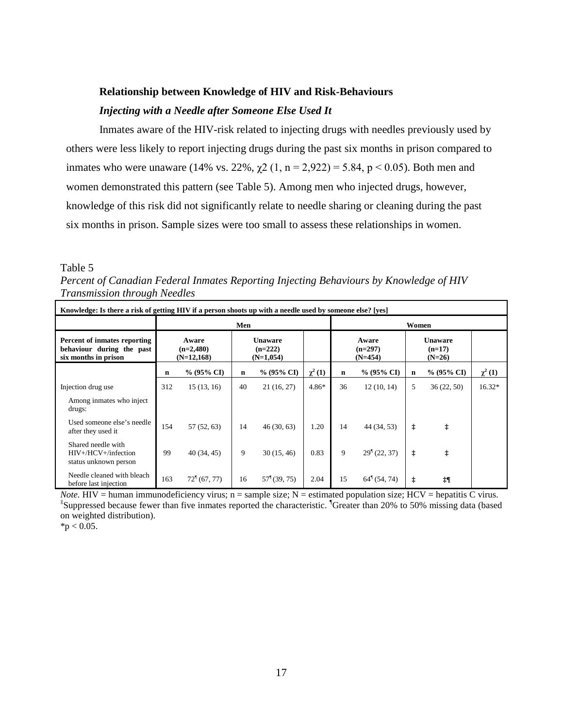### Relationship between Knowledge of HIV and Risk-Behaviours

#### *Injecting with a Needle after Someone Else Used It*

Inmates aware of the HIV-risk related to injecting drugs with needles previously used by others were less likely to report injecting drugs during the past six months in prison compared to inmates who were unaware (14% vs. 22%, $\chi2$ (1, n = 2,922) = 5.84, $p < 0.05$). Both men and women demonstrated this pattern (see Table 5). Among men who injected drugs, however, knowledge of this risk did not significantly relate to needle sharing or cleaning during the past six months in prison. Sample sizes were too small to assess these relationships in women.

Table 5

*Percent of Canadian Federal Inmates Reporting Injecting Behaviours by Knowledge of HIV Transmission through Needles*

| Knowledge: Is there a risk of getting HIV if a person shoots up with a needle used by someone else? [yes] | | | | | | | | | | |
|---|---|---|---|---|---|---|---|---|---|---|
| | Men | | | | | Women | | | | |
| Percent of inmates reporting behaviour during the past six months in prison | Aware (n=2,480) (N=12,168) | | Unaware (n=222) (N=1,054) | | | Aware (n=297) (N=454) | | Unaware (n=17) (N=26) | | |
| | n | % (95% CI) | n | % (95% CI) | $\chi^2$ (1) | n | % (95% CI) | n | % (95% CI) | $\chi^2$ (1) |
| Injection drug use | 312 | 15 (13, 16) | 40 | 21 (16, 27) | 4.86* | 36 | 12 (10, 14) | 5 | 36 (22, 50) | 16.32* |
| Among inmates who inject drugs: | | | | | | | | | | |
| Used someone else's needle after they used it | 154 | 57 (52, 63) | 14 | 46 (30, 63) | 1.20 | 14 | 44 (34, 53) | ‡ | ‡ | |
| Shared needle with HIV+/HCV+/infection status unknown person | 99 | 40 (34, 45) | 9 | 30 (15, 46) | 0.83 | 9 | 29¶ (22, 37) | ‡ | ‡ | |
| Needle cleaned with bleach before last injection | 163 | 72¶ (67, 77) | 16 | 57¶ (39, 75) | 2.04 | 15 | 64¶ (54, 74) | ‡ | ‡¶ | |

*Note*. HIV = human immunodeficiency virus; n = sample size; N = estimated population size; HCV = hepatitis C virus. ‡Suppressed because fewer than five inmates reported the characteristic. ¶Greater than 20% to 50% missing data (based on weighted distribution).

*$p < 0.05$.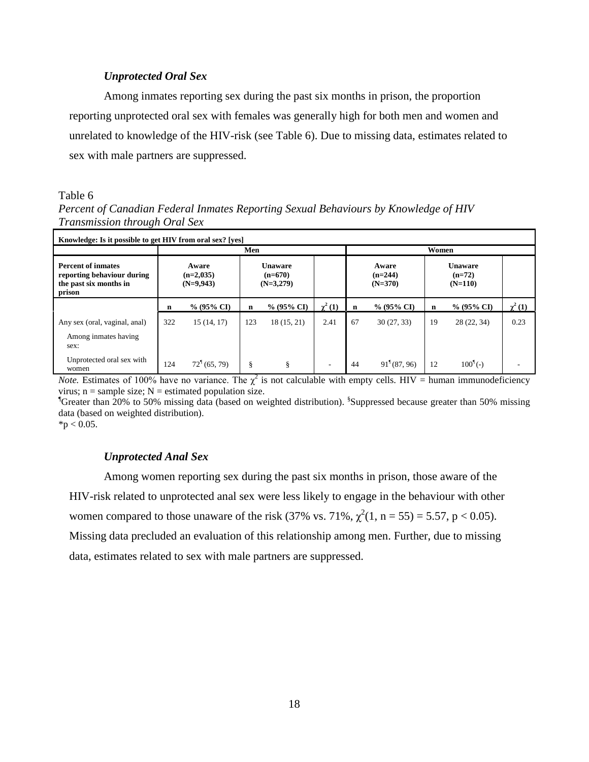### *Unprotected Oral Sex*

Among inmates reporting sex during the past six months in prison, the proportion reporting unprotected oral sex with females was generally high for both men and women and unrelated to knowledge of the HIV-risk (see Table 6). Due to missing data, estimates related to sex with male partners are suppressed.

Table 6

*Percent of Canadian Federal Inmates Reporting Sexual Behaviours by Knowledge of HIV Transmission through Oral Sex*

| Knowledge: Is it possible to get HIV from oral sex? [yes] | | | | | | | | | | |
|---|---|---|---|---|---|---|---|---|---|---|
| | Men | | | | | Women | | | | |
| **Percent of inmates reporting behaviour during the past six months in prison** | **Aware (n=2,035) (N=9,943)** | | **Unaware (n=670) (N=3,279)** | | | **Aware (n=244) (N=370)** | | **Unaware (n=72) (N=110)** | | |
| | **n** | **% (95% CI)** | **n** | **% (95% CI)** | **$\chi^2$ (1)** | **n** | **% (95% CI)** | **n** | **% (95% CI)** | **$\chi^2$ (1)** |
| Any sex (oral, vaginal, anal) | 322 | 15 (14, 17) | 123 | 18 (15, 21) | 2.41 | 67 | 30 (27, 33) | 19 | 28 (22, 34) | 0.23 |
| Among inmates having sex: | | | | | | | | | | |
| Unprotected oral sex with women | 124 | 72[¶] (65, 79) | § | § | - | 44 | 91[¶] (87, 96) | 12 | 100[¶] (-) | - |

*Note.* Estimates of 100% have no variance. The $\chi^2$ is not calculable with empty cells. HIV = human immunodeficiency virus; n = sample size; N = estimated population size.

[¶]Greater than 20% to 50% missing data (based on weighted distribution). [§]Suppressed because greater than 50% missing data (based on weighted distribution).

*p < 0.05.

### *Unprotected Anal Sex*

Among women reporting sex during the past six months in prison, those aware of the HIV-risk related to unprotected anal sex were less likely to engage in the behaviour with other women compared to those unaware of the risk (37% vs. 71%, $\chi^2(1, n = 55) = 5.57$, $p < 0.05$). Missing data precluded an evaluation of this relationship among men. Further, due to missing data, estimates related to sex with male partners are suppressed.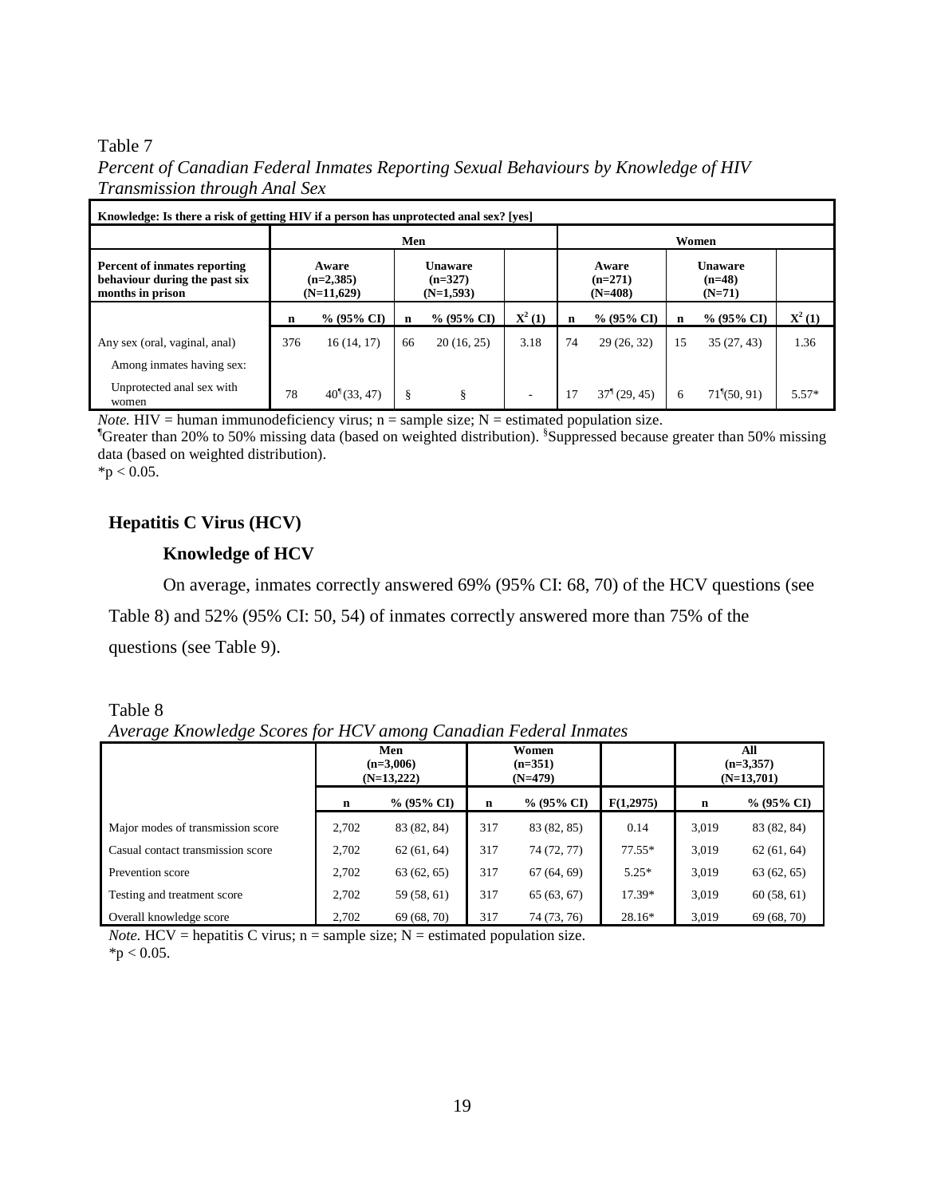Table 7

*Percent of Canadian Federal Inmates Reporting Sexual Behaviours by Knowledge of HIV Transmission through Anal Sex*

| Knowledge: Is there a risk of getting HIV if a person has unprotected anal sex? [yes] | | | | | | | | | | |
|---|---|---|---|---|---|---|---|---|---|---|
| | Men | | | | | Women | | | | |
| Percent of inmates reporting behaviour during the past six months in prison | Aware (n=2,385) (N=11,629) | | Unaware (n=327) (N=1,593) | | | Aware (n=271) (N=408) | | Unaware (n=48) (N=71) | | |
| | n | % (95% CI) | n | % (95% CI) | $X^2$ (1) | n | % (95% CI) | n | % (95% CI) | $X^2$ (1) |
| Any sex (oral, vaginal, anal) | 376 | 16 (14, 17) | 66 | 20 (16, 25) | 3.18 | 74 | 29 (26, 32) | 15 | 35 (27, 43) | 1.36 |
| Among inmates having sex: | | | | | | | | | | |
| Unprotected anal sex with women | 78 | 40¶ (33, 47) | § | § | - | 17 | 37¶ (29, 45) | 6 | 71¶(50, 91) | 5.57* |

*Note.* HIV = human immunodeficiency virus; n = sample size; N = estimated population size.
¶Greater than 20% to 50% missing data (based on weighted distribution). §Suppressed because greater than 50% missing data (based on weighted distribution).
*$p < 0.05$.

## Hepatitis C Virus (HCV)

### Knowledge of HCV

On average, inmates correctly answered 69% (95% CI: 68, 70) of the HCV questions (see Table 8) and 52% (95% CI: 50, 54) of inmates correctly answered more than 75% of the questions (see Table 9).

Table 8

*Average Knowledge Scores for HCV among Canadian Federal Inmates*

| | Men (n=3,006) (N=13,222) | | Women (n=351) (N=479) | | | All (n=3,357) (N=13,701) | |
|---|---|---|---|---|---|---|---|
| | n | % (95% CI) | n | % (95% CI) | F(1,2975) | n | % (95% CI) |
| Major modes of transmission score | 2,702 | 83 (82, 84) | 317 | 83 (82, 85) | 0.14 | 3,019 | 83 (82, 84) |
| Casual contact transmission score | 2,702 | 62 (61, 64) | 317 | 74 (72, 77) | 77.55* | 3,019 | 62 (61, 64) |
| Prevention score | 2,702 | 63 (62, 65) | 317 | 67 (64, 69) | 5.25* | 3,019 | 63 (62, 65) |
| Testing and treatment score | 2,702 | 59 (58, 61) | 317 | 65 (63, 67) | 17.39* | 3,019 | 60 (58, 61) |
| Overall knowledge score | 2,702 | 69 (68, 70) | 317 | 74 (73, 76) | 28.16* | 3,019 | 69 (68, 70) |

*Note.* HCV = hepatitis C virus; n = sample size; N = estimated population size.
*$p < 0.05$.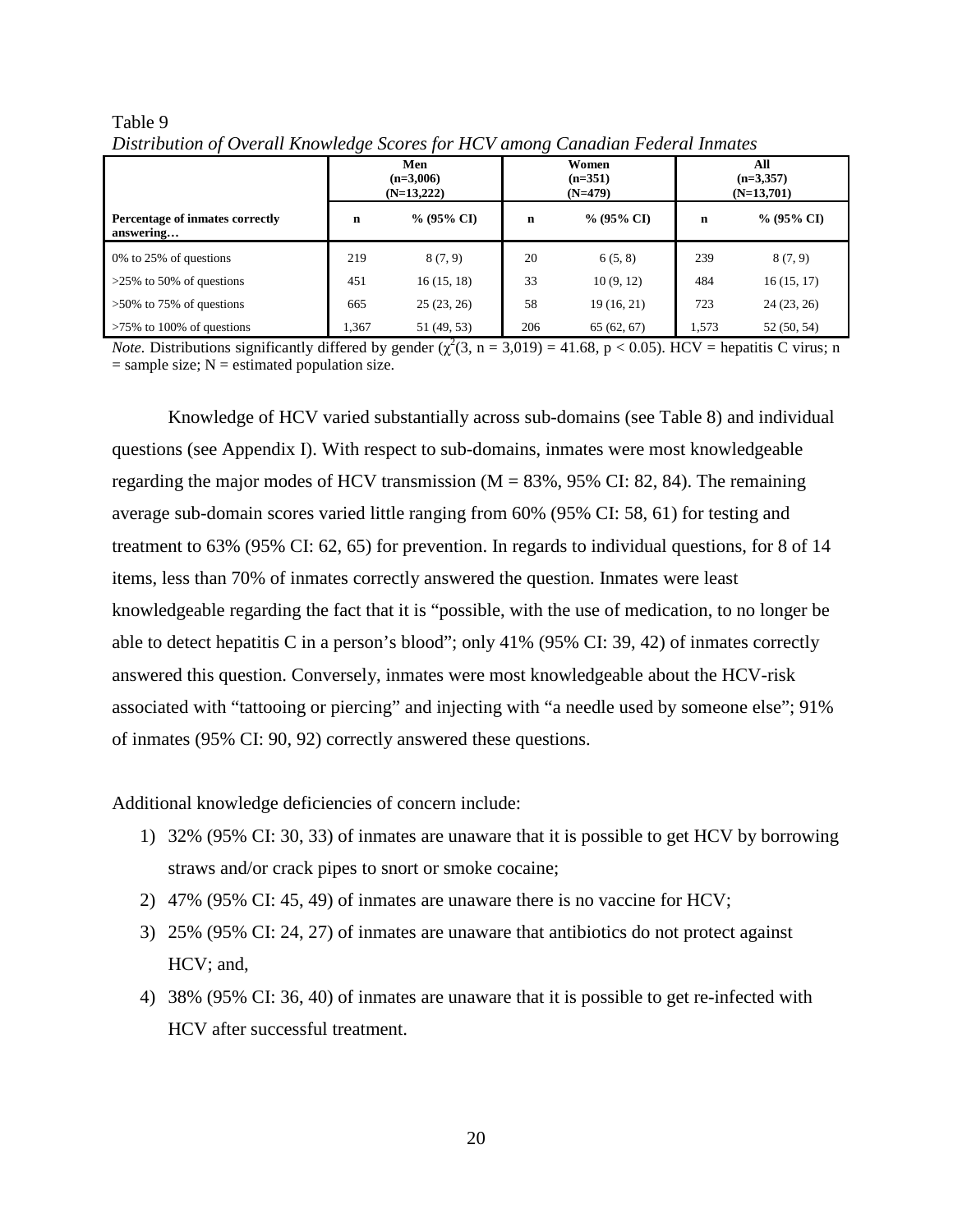Table 9

*Distribution of Overall Knowledge Scores for HCV among Canadian Federal Inmates*

| | Men (n=3,006) (N=13,222) | | Women (n=351) (N=479) | | All (n=3,357) (N=13,701) | |
|---|---|---|---|---|---|---|
| **Percentage of inmates correctly answering…** | **n** | **% (95% CI)** | **n** | **% (95% CI)** | **n** | **% (95% CI)** |
| 0% to 25% of questions | 219 | 8 (7, 9) | 20 | 6 (5, 8) | 239 | 8 (7, 9) |
| >25% to 50% of questions | 451 | 16 (15, 18) | 33 | 10 (9, 12) | 484 | 16 (15, 17) |
| >50% to 75% of questions | 665 | 25 (23, 26) | 58 | 19 (16, 21) | 723 | 24 (23, 26) |
| >75% to 100% of questions | 1,367 | 51 (49, 53) | 206 | 65 (62, 67) | 1,573 | 52 (50, 54) |

*Note.* Distributions significantly differed by gender ($\chi^2(3, n = 3{,}019) = 41.68, p < 0.05$). HCV = hepatitis C virus; n = sample size; N = estimated population size.

Knowledge of HCV varied substantially across sub-domains (see Table 8) and individual questions (see Appendix I). With respect to sub-domains, inmates were most knowledgeable regarding the major modes of HCV transmission (M = 83%, 95% CI: 82, 84). The remaining average sub-domain scores varied little ranging from 60% (95% CI: 58, 61) for testing and treatment to 63% (95% CI: 62, 65) for prevention. In regards to individual questions, for 8 of 14 items, less than 70% of inmates correctly answered the question. Inmates were least knowledgeable regarding the fact that it is "possible, with the use of medication, to no longer be able to detect hepatitis C in a person's blood"; only 41% (95% CI: 39, 42) of inmates correctly answered this question. Conversely, inmates were most knowledgeable about the HCV-risk associated with "tattooing or piercing" and injecting with "a needle used by someone else"; 91% of inmates (95% CI: 90, 92) correctly answered these questions.

Additional knowledge deficiencies of concern include:

1) 32% (95% CI: 30, 33) of inmates are unaware that it is possible to get HCV by borrowing straws and/or crack pipes to snort or smoke cocaine;
2) 47% (95% CI: 45, 49) of inmates are unaware there is no vaccine for HCV;
3) 25% (95% CI: 24, 27) of inmates are unaware that antibiotics do not protect against HCV; and,
4) 38% (95% CI: 36, 40) of inmates are unaware that it is possible to get re-infected with HCV after successful treatment.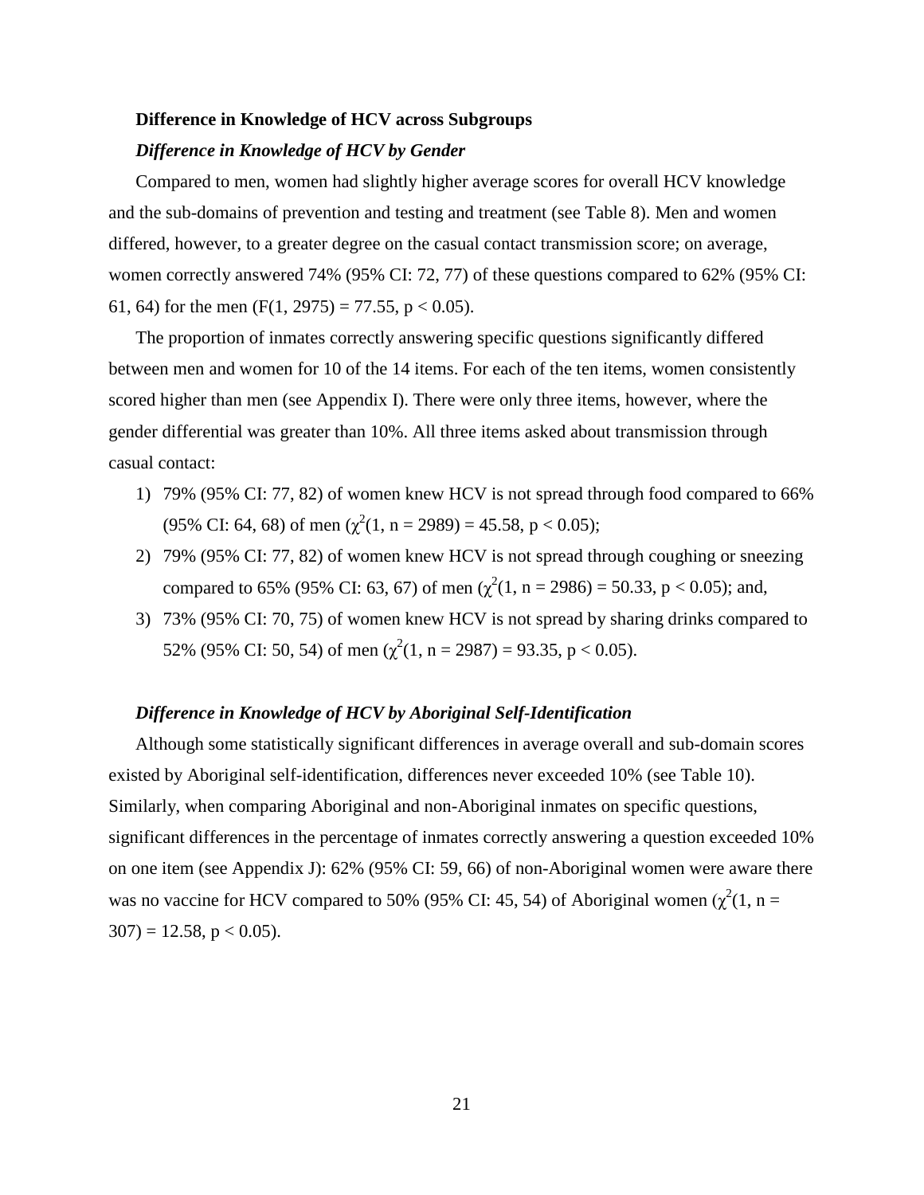## Difference in Knowledge of HCV across Subgroups

### *Difference in Knowledge of HCV by Gender*

Compared to men, women had slightly higher average scores for overall HCV knowledge and the sub-domains of prevention and testing and treatment (see Table 8). Men and women differed, however, to a greater degree on the casual contact transmission score; on average, women correctly answered 74% (95% CI: 72, 77) of these questions compared to 62% (95% CI: 61, 64) for the men ($F(1, 2975) = 77.55$, $p < 0.05$).

The proportion of inmates correctly answering specific questions significantly differed between men and women for 10 of the 14 items. For each of the ten items, women consistently scored higher than men (see Appendix I). There were only three items, however, where the gender differential was greater than 10%. All three items asked about transmission through casual contact:

1) 79% (95% CI: 77, 82) of women knew HCV is not spread through food compared to 66% (95% CI: 64, 68) of men ($\chi^2(1, n = 2989) = 45.58$, $p < 0.05$);
2) 79% (95% CI: 77, 82) of women knew HCV is not spread through coughing or sneezing compared to 65% (95% CI: 63, 67) of men ($\chi^2(1, n = 2986) = 50.33$, $p < 0.05$); and,
3) 73% (95% CI: 70, 75) of women knew HCV is not spread by sharing drinks compared to 52% (95% CI: 50, 54) of men ($\chi^2(1, n = 2987) = 93.35$, $p < 0.05$).

### *Difference in Knowledge of HCV by Aboriginal Self-Identification*

Although some statistically significant differences in average overall and sub-domain scores existed by Aboriginal self-identification, differences never exceeded 10% (see Table 10). Similarly, when comparing Aboriginal and non-Aboriginal inmates on specific questions, significant differences in the percentage of inmates correctly answering a question exceeded 10% on one item (see Appendix J): 62% (95% CI: 59, 66) of non-Aboriginal women were aware there was no vaccine for HCV compared to 50% (95% CI: 45, 54) of Aboriginal women ($\chi^2(1, n = 307) = 12.58$, $p < 0.05$).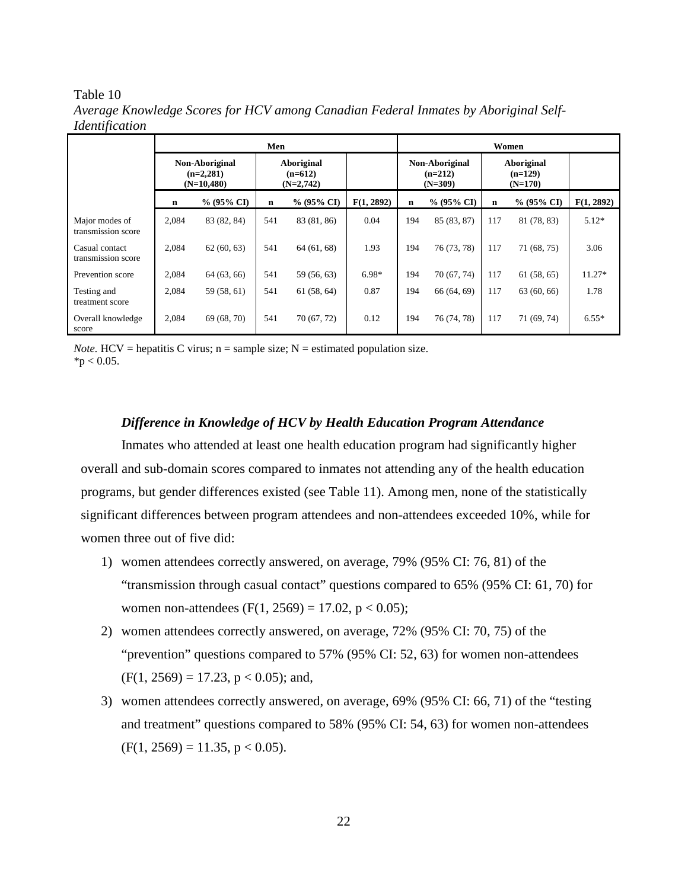Table 10

*Average Knowledge Scores for HCV among Canadian Federal Inmates by Aboriginal Self-Identification*

| | Men | | | | | Women | | | | |
|---|---|---|---|---|---|---|---|---|---|---|
| | Non-Aboriginal (n=2,281) (N=10,480) | | Aboriginal (n=612) (N=2,742) | | | Non-Aboriginal (n=212) (N=309) | | Aboriginal (n=129) (N=170) | | |
| | n | % (95% CI) | n | % (95% CI) | F(1, 2892) | n | % (95% CI) | n | % (95% CI) | F(1, 2892) |
| Major modes of transmission score | 2,084 | 83 (82, 84) | 541 | 83 (81, 86) | 0.04 | 194 | 85 (83, 87) | 117 | 81 (78, 83) | 5.12* |
| Casual contact transmission score | 2,084 | 62 (60, 63) | 541 | 64 (61, 68) | 1.93 | 194 | 76 (73, 78) | 117 | 71 (68, 75) | 3.06 |
| Prevention score | 2,084 | 64 (63, 66) | 541 | 59 (56, 63) | 6.98* | 194 | 70 (67, 74) | 117 | 61 (58, 65) | 11.27* |
| Testing and treatment score | 2,084 | 59 (58, 61) | 541 | 61 (58, 64) | 0.87 | 194 | 66 (64, 69) | 117 | 63 (60, 66) | 1.78 |
| Overall knowledge score | 2,084 | 69 (68, 70) | 541 | 70 (67, 72) | 0.12 | 194 | 76 (74, 78) | 117 | 71 (69, 74) | 6.55* |

*Note.* HCV = hepatitis C virus; n = sample size; N = estimated population size.
*$p < 0.05$.

### *Difference in Knowledge of HCV by Health Education Program Attendance*

Inmates who attended at least one health education program had significantly higher overall and sub-domain scores compared to inmates not attending any of the health education programs, but gender differences existed (see Table 11). Among men, none of the statistically significant differences between program attendees and non-attendees exceeded 10%, while for women three out of five did:

1) women attendees correctly answered, on average, 79% (95% CI: 76, 81) of the "transmission through casual contact" questions compared to 65% (95% CI: 61, 70) for women non-attendees ($F(1, 2569) = 17.02$, $p < 0.05$);
2) women attendees correctly answered, on average, 72% (95% CI: 70, 75) of the "prevention" questions compared to 57% (95% CI: 52, 63) for women non-attendees ($F(1, 2569) = 17.23$, $p < 0.05$); and,
3) women attendees correctly answered, on average, 69% (95% CI: 66, 71) of the "testing and treatment" questions compared to 58% (95% CI: 54, 63) for women non-attendees ($F(1, 2569) = 11.35$, $p < 0.05$).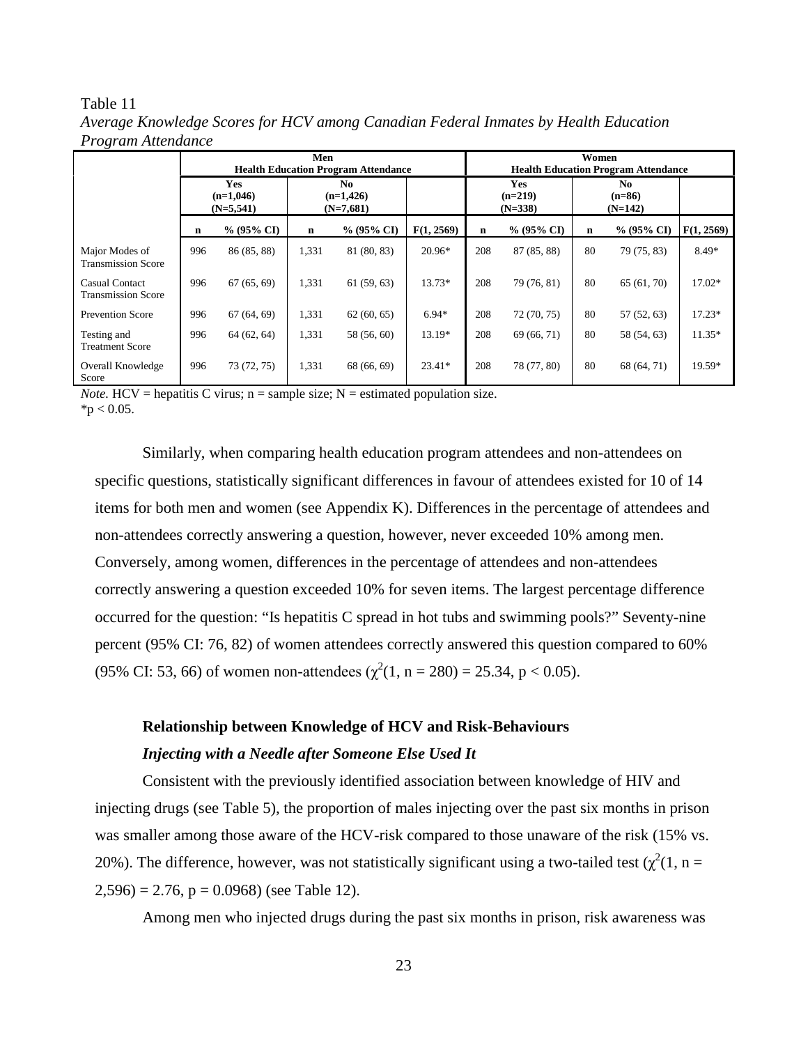Table 11

*Average Knowledge Scores for HCV among Canadian Federal Inmates by Health Education Program Attendance*

| | Men Health Education Program Attendance | | | | | Women Health Education Program Attendance | | | | |
|---|---|---|---|---|---|---|---|---|---|---|
| | Yes (n=1,046) (N=5,541) | | No (n=1,426) (N=7,681) | | | Yes (n=219) (N=338) | | No (n=86) (N=142) | | |
| | n | % (95% CI) | n | % (95% CI) | F(1, 2569) | n | % (95% CI) | n | % (95% CI) | F(1, 2569) |
| Major Modes of Transmission Score | 996 | 86 (85, 88) | 1,331 | 81 (80, 83) | 20.96* | 208 | 87 (85, 88) | 80 | 79 (75, 83) | 8.49* |
| Casual Contact Transmission Score | 996 | 67 (65, 69) | 1,331 | 61 (59, 63) | 13.73* | 208 | 79 (76, 81) | 80 | 65 (61, 70) | 17.02* |
| Prevention Score | 996 | 67 (64, 69) | 1,331 | 62 (60, 65) | 6.94* | 208 | 72 (70, 75) | 80 | 57 (52, 63) | 17.23* |
| Testing and Treatment Score | 996 | 64 (62, 64) | 1,331 | 58 (56, 60) | 13.19* | 208 | 69 (66, 71) | 80 | 58 (54, 63) | 11.35* |
| Overall Knowledge Score | 996 | 73 (72, 75) | 1,331 | 68 (66, 69) | 23.41* | 208 | 78 (77, 80) | 80 | 68 (64, 71) | 19.59* |

*Note.* HCV = hepatitis C virus; n = sample size; N = estimated population size.
*p < 0.05.

Similarly, when comparing health education program attendees and non-attendees on specific questions, statistically significant differences in favour of attendees existed for 10 of 14 items for both men and women (see Appendix K). Differences in the percentage of attendees and non-attendees correctly answering a question, however, never exceeded 10% among men. Conversely, among women, differences in the percentage of attendees and non-attendees correctly answering a question exceeded 10% for seven items. The largest percentage difference occurred for the question: "Is hepatitis C spread in hot tubs and swimming pools?" Seventy-nine percent (95% CI: 76, 82) of women attendees correctly answered this question compared to 60% (95% CI: 53, 66) of women non-attendees ($\chi^2(1, n = 280) = 25.34$, $p < 0.05$).

## Relationship between Knowledge of HCV and Risk-Behaviours

### *Injecting with a Needle after Someone Else Used It*

Consistent with the previously identified association between knowledge of HIV and injecting drugs (see Table 5), the proportion of males injecting over the past six months in prison was smaller among those aware of the HCV-risk compared to those unaware of the risk (15% vs. 20%). The difference, however, was not statistically significant using a two-tailed test ($\chi^2(1, n = 2{,}596) = 2.76$, $p = 0.0968$) (see Table 12).

Among men who injected drugs during the past six months in prison, risk awareness was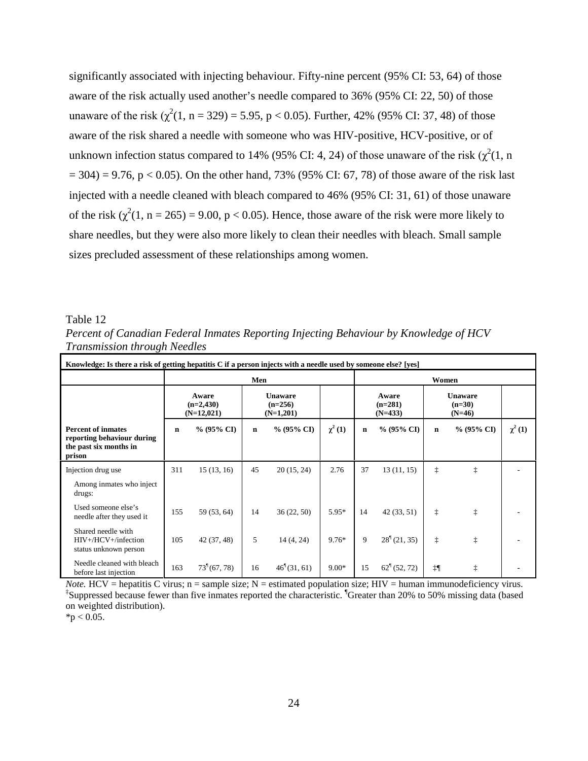significantly associated with injecting behaviour. Fifty-nine percent (95% CI: 53, 64) of those aware of the risk actually used another's needle compared to 36% (95% CI: 22, 50) of those unaware of the risk ($\chi^2$(1, n = 329) = 5.95, $p < 0.05$). Further, 42% (95% CI: 37, 48) of those aware of the risk shared a needle with someone who was HIV-positive, HCV-positive, or of unknown infection status compared to 14% (95% CI: 4, 24) of those unaware of the risk ($\chi^2$(1, n = 304) = 9.76, $p < 0.05$). On the other hand, 73% (95% CI: 67, 78) of those aware of the risk last injected with a needle cleaned with bleach compared to 46% (95% CI: 31, 61) of those unaware of the risk ($\chi^2$(1, n = 265) = 9.00, $p < 0.05$). Hence, those aware of the risk were more likely to share needles, but they were also more likely to clean their needles with bleach. Small sample sizes precluded assessment of these relationships among women.

Table 12

*Percent of Canadian Federal Inmates Reporting Injecting Behaviour by Knowledge of HCV Transmission through Needles*

| Knowledge: Is there a risk of getting hepatitis C if a person injects with a needle used by someone else? [yes] | | | | | | | | | | |
|---|---|---|---|---|---|---|---|---|---|---|
| | Men | | | | | Women | | | | |
| | Aware (n=2,430) (N=12,021) | | Unaware (n=256) (N=1,201) | | | Aware (n=281) (N=433) | | Unaware (n=30) (N=46) | | |
| **Percent of inmates reporting behaviour during the past six months in prison** | **n** | **% (95% CI)** | **n** | **% (95% CI)** | **$\chi^2$ (1)** | **n** | **% (95% CI)** | **n** | **% (95% CI)** | **$\chi^2$ (1)** |
| Injection drug use | 311 | 15 (13, 16) | 45 | 20 (15, 24) | 2.76 | 37 | 13 (11, 15) | ‡ | ‡ | - |
| Among inmates who inject drugs: | | | | | | | | | | |
| Used someone else's needle after they used it | 155 | 59 (53, 64) | 14 | 36 (22, 50) | 5.95* | 14 | 42 (33, 51) | ‡ | ‡ | - |
| Shared needle with HIV+/HCV+/infection status unknown person | 105 | 42 (37, 48) | 5 | 14 (4, 24) | 9.76* | 9 | 28¶ (21, 35) | ‡ | ‡ | - |
| Needle cleaned with bleach before last injection | 163 | 73¶ (67, 78) | 16 | 46¶ (31, 61) | 9.00* | 15 | 62¶ (52, 72) | ‡¶ | ‡ | - |

*Note.* HCV = hepatitis C virus; n = sample size; N = estimated population size; HIV = human immunodeficiency virus.
‡Suppressed because fewer than five inmates reported the characteristic. ¶Greater than 20% to 50% missing data (based on weighted distribution).
*$p < 0.05$.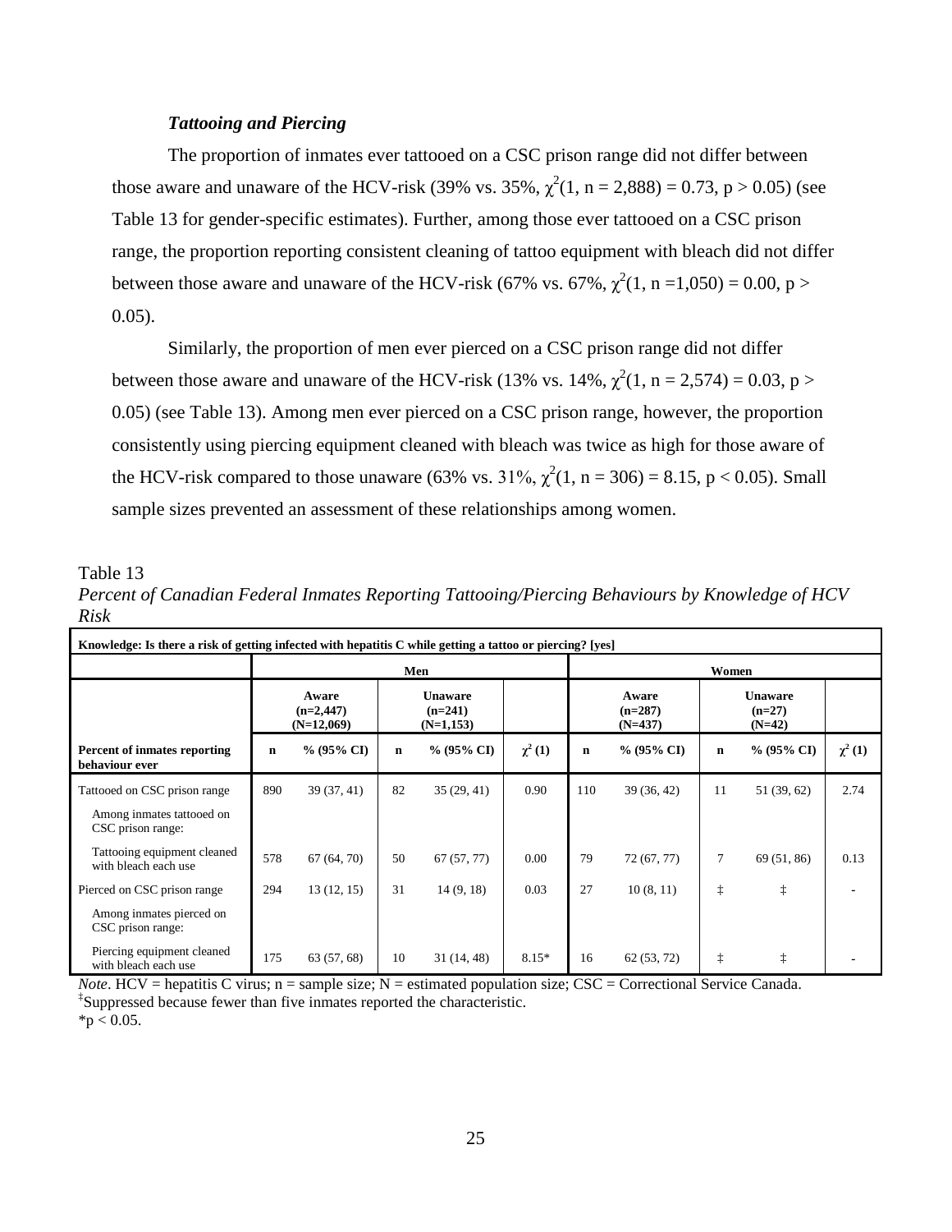### *Tattooing and Piercing*

The proportion of inmates ever tattooed on a CSC prison range did not differ between those aware and unaware of the HCV-risk (39% vs. 35%, $\chi^2(1, n = 2{,}888) = 0.73$, $p > 0.05$) (see Table 13 for gender-specific estimates). Further, among those ever tattooed on a CSC prison range, the proportion reporting consistent cleaning of tattoo equipment with bleach did not differ between those aware and unaware of the HCV-risk (67% vs. 67%, $\chi^2(1, n = 1{,}050) = 0.00$, $p > 0.05$).

Similarly, the proportion of men ever pierced on a CSC prison range did not differ between those aware and unaware of the HCV-risk (13% vs. 14%, $\chi^2(1, n = 2{,}574) = 0.03$, $p > 0.05$) (see Table 13). Among men ever pierced on a CSC prison range, however, the proportion consistently using piercing equipment cleaned with bleach was twice as high for those aware of the HCV-risk compared to those unaware (63% vs. 31%, $\chi^2(1, n = 306) = 8.15$, $p < 0.05$). Small sample sizes prevented an assessment of these relationships among women.

Table 13

*Percent of Canadian Federal Inmates Reporting Tattooing/Piercing Behaviours by Knowledge of HCV Risk*

| Knowledge: Is there a risk of getting infected with hepatitis C while getting a tattoo or piercing? [yes] | | | | | | | | | | |
|---|---|---|---|---|---|---|---|---|---|---|
| | Men | | | | | Women | | | | |
| | Aware (n=2,447) (N=12,069) | | Unaware (n=241) (N=1,153) | | | Aware (n=287) (N=437) | | Unaware (n=27) (N=42) | | |
| **Percent of inmates reporting behaviour ever** | **n** | **% (95% CI)** | **n** | **% (95% CI)** | $\chi^2$ **(1)** | **n** | **% (95% CI)** | **n** | **% (95% CI)** | $\chi^2$ **(1)** |
| Tattooed on CSC prison range | 890 | 39 (37, 41) | 82 | 35 (29, 41) | 0.90 | 110 | 39 (36, 42) | 11 | 51 (39, 62) | 2.74 |
| Among inmates tattooed on CSC prison range: | | | | | | | | | | |
| Tattooing equipment cleaned with bleach each use | 578 | 67 (64, 70) | 50 | 67 (57, 77) | 0.00 | 79 | 72 (67, 77) | 7 | 69 (51, 86) | 0.13 |
| Pierced on CSC prison range | 294 | 13 (12, 15) | 31 | 14 (9, 18) | 0.03 | 27 | 10 (8, 11) | ‡ | ‡ | - |
| Among inmates pierced on CSC prison range: | | | | | | | | | | |
| Piercing equipment cleaned with bleach each use | 175 | 63 (57, 68) | 10 | 31 (14, 48) | 8.15* | 16 | 62 (53, 72) | ‡ | ‡ | - |

*Note*. HCV = hepatitis C virus; n = sample size; N = estimated population size; CSC = Correctional Service Canada.
‡Suppressed because fewer than five inmates reported the characteristic.
*$p < 0.05$.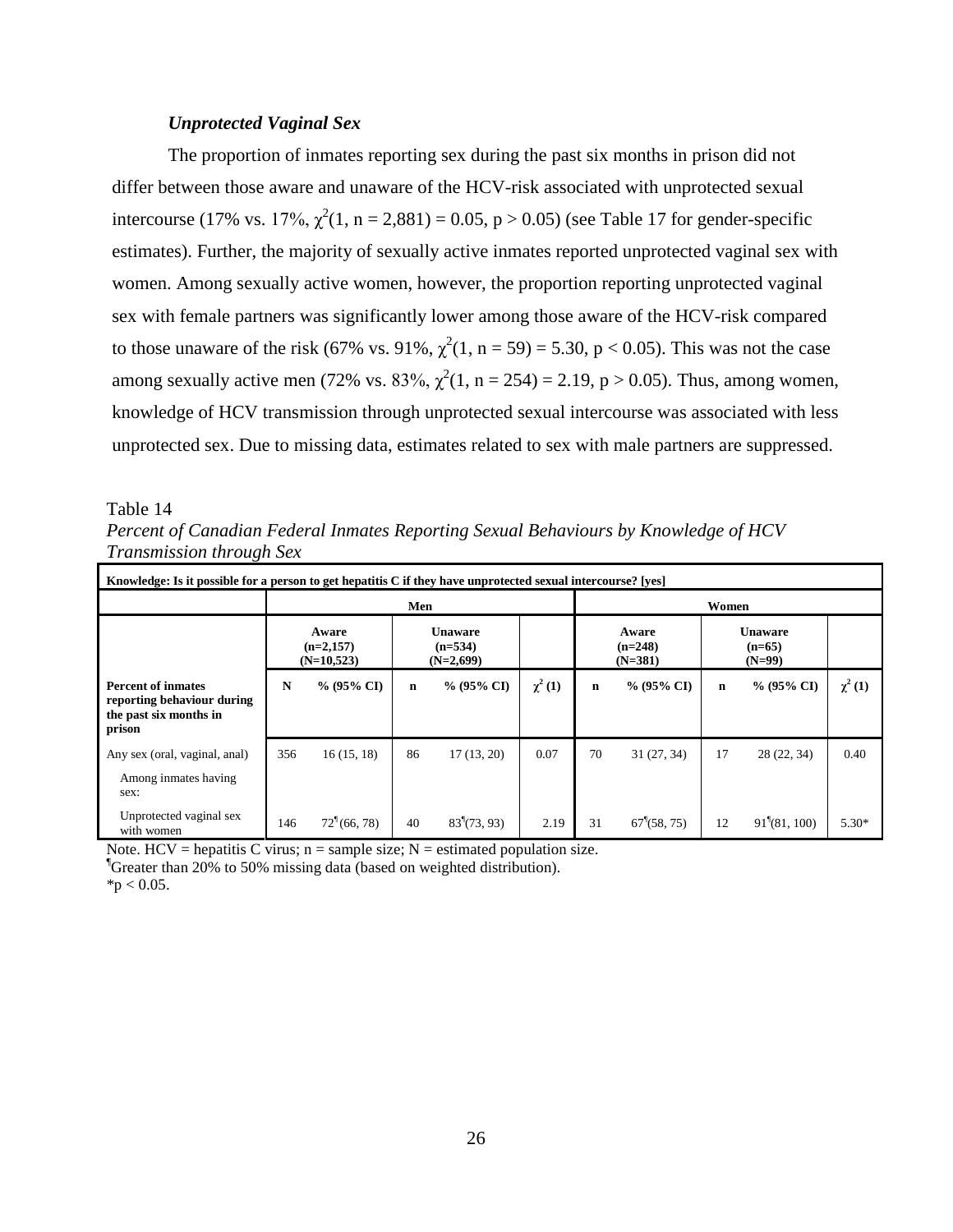### *Unprotected Vaginal Sex*

The proportion of inmates reporting sex during the past six months in prison did not differ between those aware and unaware of the HCV-risk associated with unprotected sexual intercourse (17% vs. 17%, $\chi^2(1, n = 2,881) = 0.05$, $p > 0.05$) (see Table 17 for gender-specific estimates). Further, the majority of sexually active inmates reported unprotected vaginal sex with women. Among sexually active women, however, the proportion reporting unprotected vaginal sex with female partners was significantly lower among those aware of the HCV-risk compared to those unaware of the risk (67% vs. 91%, $\chi^2(1, n = 59) = 5.30$, $p < 0.05$). This was not the case among sexually active men (72% vs. 83%, $\chi^2(1, n = 254) = 2.19$, $p > 0.05$). Thus, among women, knowledge of HCV transmission through unprotected sexual intercourse was associated with less unprotected sex. Due to missing data, estimates related to sex with male partners are suppressed.

Table 14

*Percent of Canadian Federal Inmates Reporting Sexual Behaviours by Knowledge of HCV Transmission through Sex*

| Knowledge: Is it possible for a person to get hepatitis C if they have unprotected sexual intercourse? [yes] | | | | | | | | | | |
|---|---|---|---|---|---|---|---|---|---|---|
| | Men | | | | | Women | | | | |
| | Aware (n=2,157) (N=10,523) | | Unaware (n=534) (N=2,699) | | | Aware (n=248) (N=381) | | Unaware (n=65) (N=99) | | |
| **Percent of inmates reporting behaviour during the past six months in prison** | **N** | **% (95% CI)** | **n** | **% (95% CI)** | $\chi^2$ **(1)** | **n** | **% (95% CI)** | **n** | **% (95% CI)** | $\chi^2$ **(1)** |
| Any sex (oral, vaginal, anal) | 356 | 16 (15, 18) | 86 | 17 (13, 20) | 0.07 | 70 | 31 (27, 34) | 17 | 28 (22, 34) | 0.40 |
| Among inmates having sex: | | | | | | | | | | |
| Unprotected vaginal sex with women | 146 | 72¶ (66, 78) | 40 | 83¶(73, 93) | 2.19 | 31 | 67¶(58, 75) | 12 | 91¶(81, 100) | 5.30* |

Note. HCV = hepatitis C virus; n = sample size; N = estimated population size.

¶Greater than 20% to 50% missing data (based on weighted distribution).

*$p < 0.05$.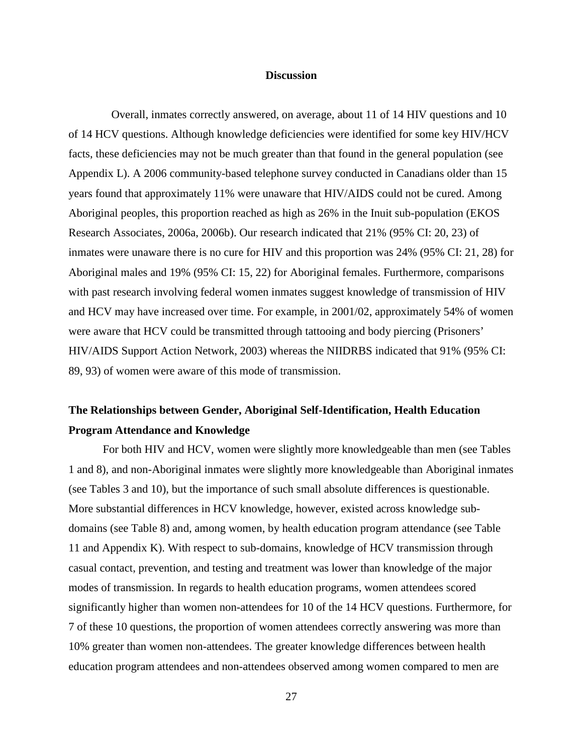## Discussion

Overall, inmates correctly answered, on average, about 11 of 14 HIV questions and 10 of 14 HCV questions. Although knowledge deficiencies were identified for some key HIV/HCV facts, these deficiencies may not be much greater than that found in the general population (see Appendix L). A 2006 community-based telephone survey conducted in Canadians older than 15 years found that approximately 11% were unaware that HIV/AIDS could not be cured. Among Aboriginal peoples, this proportion reached as high as 26% in the Inuit sub-population (EKOS Research Associates, 2006a, 2006b). Our research indicated that 21% (95% CI: 20, 23) of inmates were unaware there is no cure for HIV and this proportion was 24% (95% CI: 21, 28) for Aboriginal males and 19% (95% CI: 15, 22) for Aboriginal females. Furthermore, comparisons with past research involving federal women inmates suggest knowledge of transmission of HIV and HCV may have increased over time. For example, in 2001/02, approximately 54% of women were aware that HCV could be transmitted through tattooing and body piercing (Prisoners' HIV/AIDS Support Action Network, 2003) whereas the NIIDRBS indicated that 91% (95% CI: 89, 93) of women were aware of this mode of transmission.

### The Relationships between Gender, Aboriginal Self-Identification, Health Education Program Attendance and Knowledge

For both HIV and HCV, women were slightly more knowledgeable than men (see Tables 1 and 8), and non-Aboriginal inmates were slightly more knowledgeable than Aboriginal inmates (see Tables 3 and 10), but the importance of such small absolute differences is questionable. More substantial differences in HCV knowledge, however, existed across knowledge sub-domains (see Table 8) and, among women, by health education program attendance (see Table 11 and Appendix K). With respect to sub-domains, knowledge of HCV transmission through casual contact, prevention, and testing and treatment was lower than knowledge of the major modes of transmission. In regards to health education programs, women attendees scored significantly higher than women non-attendees for 10 of the 14 HCV questions. Furthermore, for 7 of these 10 questions, the proportion of women attendees correctly answering was more than 10% greater than women non-attendees. The greater knowledge differences between health education program attendees and non-attendees observed among women compared to men are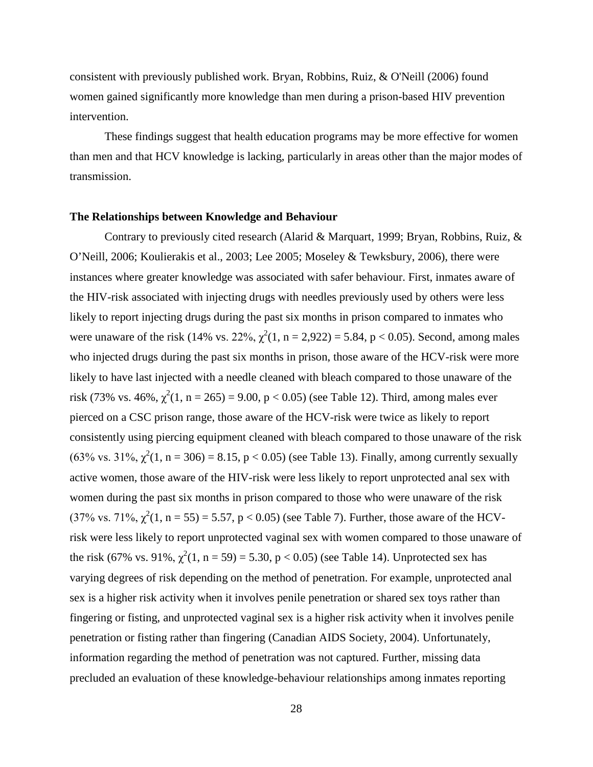consistent with previously published work. Bryan, Robbins, Ruiz, & O'Neill (2006) found women gained significantly more knowledge than men during a prison-based HIV prevention intervention.

These findings suggest that health education programs may be more effective for women than men and that HCV knowledge is lacking, particularly in areas other than the major modes of transmission.

**The Relationships between Knowledge and Behaviour**

Contrary to previously cited research (Alarid & Marquart, 1999; Bryan, Robbins, Ruiz, & O'Neill, 2006; Koulierakis et al., 2003; Lee 2005; Moseley & Tewksbury, 2006), there were instances where greater knowledge was associated with safer behaviour. First, inmates aware of the HIV-risk associated with injecting drugs with needles previously used by others were less likely to report injecting drugs during the past six months in prison compared to inmates who were unaware of the risk (14% vs. 22%, $\chi^2(1, n = 2{,}922) = 5.84$, $p < 0.05$). Second, among males who injected drugs during the past six months in prison, those aware of the HCV-risk were more likely to have last injected with a needle cleaned with bleach compared to those unaware of the risk (73% vs. 46%, $\chi^2(1, n = 265) = 9.00$, $p < 0.05$) (see Table 12). Third, among males ever pierced on a CSC prison range, those aware of the HCV-risk were twice as likely to report consistently using piercing equipment cleaned with bleach compared to those unaware of the risk (63% vs. 31%, $\chi^2(1, n = 306) = 8.15$, $p < 0.05$) (see Table 13). Finally, among currently sexually active women, those aware of the HIV-risk were less likely to report unprotected anal sex with women during the past six months in prison compared to those who were unaware of the risk (37% vs. 71%, $\chi^2(1, n = 55) = 5.57$, $p < 0.05$) (see Table 7). Further, those aware of the HCV-risk were less likely to report unprotected vaginal sex with women compared to those unaware of the risk (67% vs. 91%, $\chi^2(1, n = 59) = 5.30$, $p < 0.05$) (see Table 14). Unprotected sex has varying degrees of risk depending on the method of penetration. For example, unprotected anal sex is a higher risk activity when it involves penile penetration or shared sex toys rather than fingering or fisting, and unprotected vaginal sex is a higher risk activity when it involves penile penetration or fisting rather than fingering (Canadian AIDS Society, 2004). Unfortunately, information regarding the method of penetration was not captured. Further, missing data precluded an evaluation of these knowledge-behaviour relationships among inmates reporting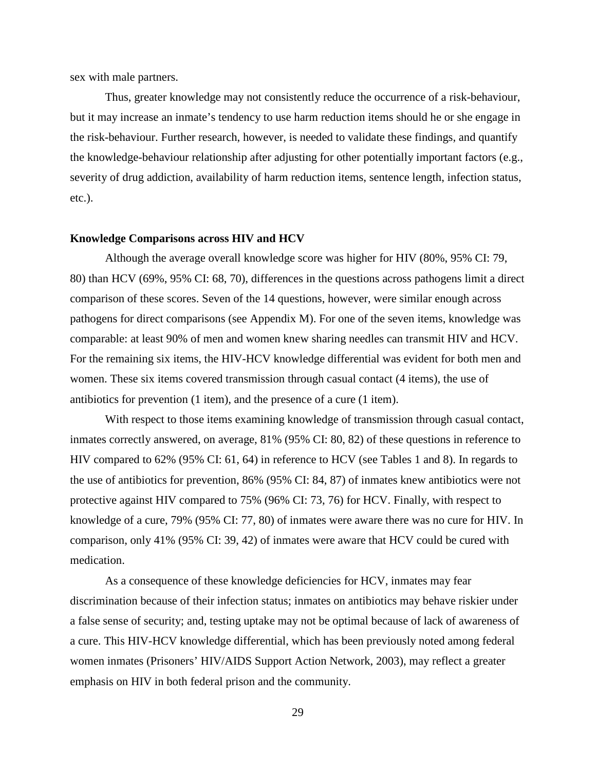sex with male partners.

Thus, greater knowledge may not consistently reduce the occurrence of a risk-behaviour, but it may increase an inmate's tendency to use harm reduction items should he or she engage in the risk-behaviour. Further research, however, is needed to validate these findings, and quantify the knowledge-behaviour relationship after adjusting for other potentially important factors (e.g., severity of drug addiction, availability of harm reduction items, sentence length, infection status, etc.).

**Knowledge Comparisons across HIV and HCV**

Although the average overall knowledge score was higher for HIV (80%, 95% CI: 79, 80) than HCV (69%, 95% CI: 68, 70), differences in the questions across pathogens limit a direct comparison of these scores. Seven of the 14 questions, however, were similar enough across pathogens for direct comparisons (see Appendix M). For one of the seven items, knowledge was comparable: at least 90% of men and women knew sharing needles can transmit HIV and HCV. For the remaining six items, the HIV-HCV knowledge differential was evident for both men and women. These six items covered transmission through casual contact (4 items), the use of antibiotics for prevention (1 item), and the presence of a cure (1 item).

With respect to those items examining knowledge of transmission through casual contact, inmates correctly answered, on average, 81% (95% CI: 80, 82) of these questions in reference to HIV compared to 62% (95% CI: 61, 64) in reference to HCV (see Tables 1 and 8). In regards to the use of antibiotics for prevention, 86% (95% CI: 84, 87) of inmates knew antibiotics were not protective against HIV compared to 75% (96% CI: 73, 76) for HCV. Finally, with respect to knowledge of a cure, 79% (95% CI: 77, 80) of inmates were aware there was no cure for HIV. In comparison, only 41% (95% CI: 39, 42) of inmates were aware that HCV could be cured with medication.

As a consequence of these knowledge deficiencies for HCV, inmates may fear discrimination because of their infection status; inmates on antibiotics may behave riskier under a false sense of security; and, testing uptake may not be optimal because of lack of awareness of a cure. This HIV-HCV knowledge differential, which has been previously noted among federal women inmates (Prisoners' HIV/AIDS Support Action Network, 2003), may reflect a greater emphasis on HIV in both federal prison and the community.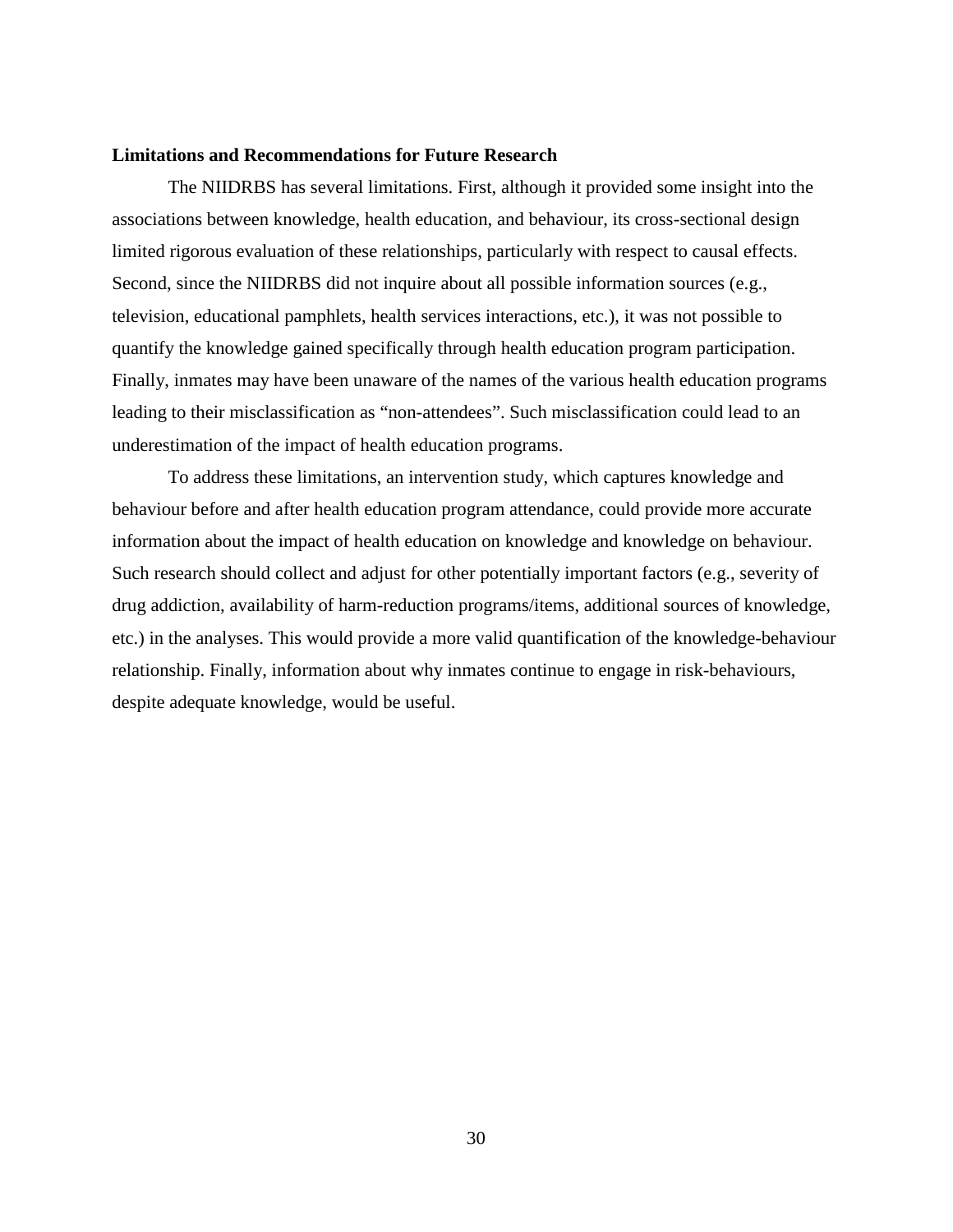**Limitations and Recommendations for Future Research**

The NIIDRBS has several limitations. First, although it provided some insight into the associations between knowledge, health education, and behaviour, its cross-sectional design limited rigorous evaluation of these relationships, particularly with respect to causal effects. Second, since the NIIDRBS did not inquire about all possible information sources (e.g., television, educational pamphlets, health services interactions, etc.), it was not possible to quantify the knowledge gained specifically through health education program participation. Finally, inmates may have been unaware of the names of the various health education programs leading to their misclassification as "non-attendees". Such misclassification could lead to an underestimation of the impact of health education programs.

To address these limitations, an intervention study, which captures knowledge and behaviour before and after health education program attendance, could provide more accurate information about the impact of health education on knowledge and knowledge on behaviour. Such research should collect and adjust for other potentially important factors (e.g., severity of drug addiction, availability of harm-reduction programs/items, additional sources of knowledge, etc.) in the analyses. This would provide a more valid quantification of the knowledge-behaviour relationship. Finally, information about why inmates continue to engage in risk-behaviours, despite adequate knowledge, would be useful.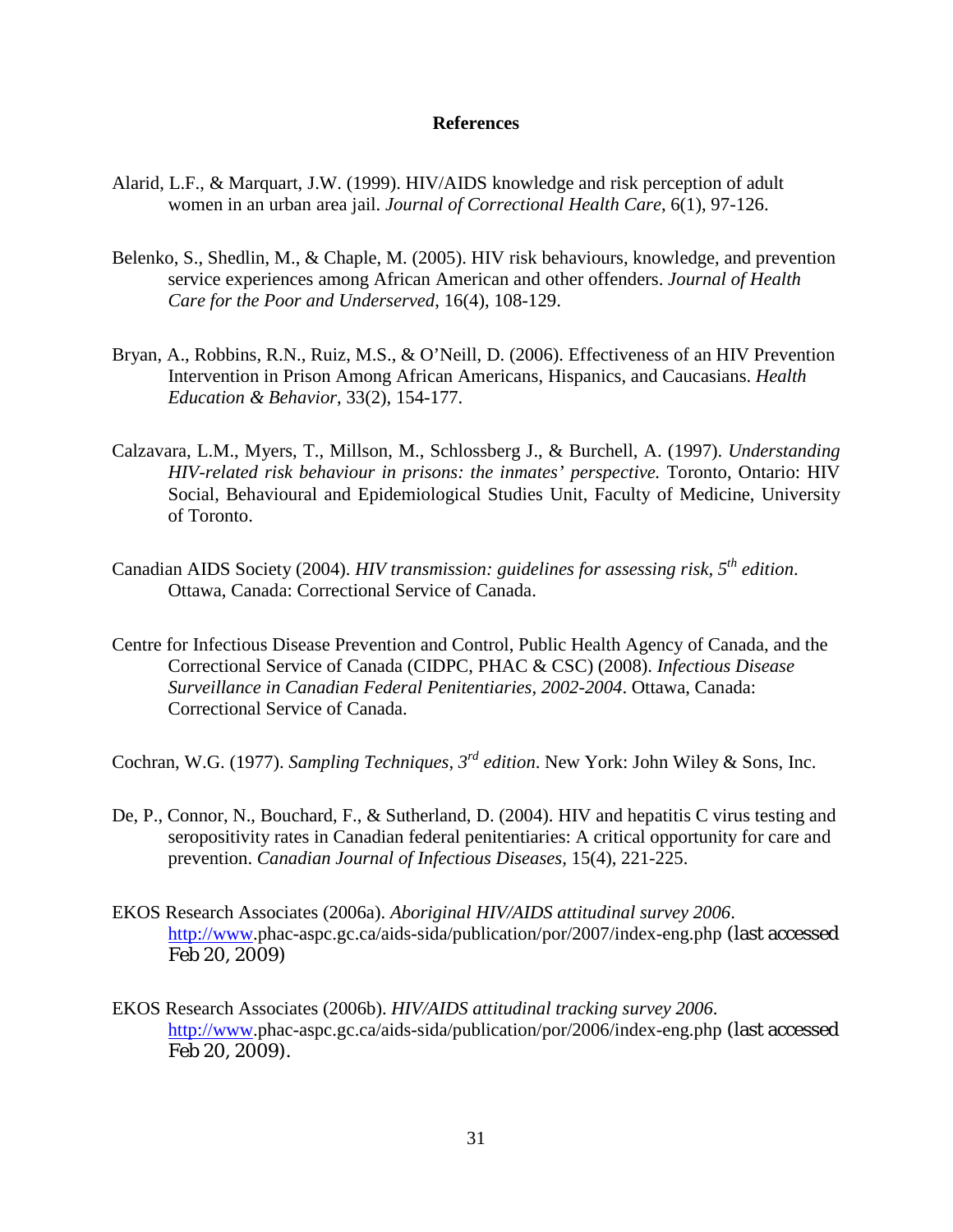# References

Alarid, L.F., & Marquart, J.W. (1999). HIV/AIDS knowledge and risk perception of adult women in an urban area jail. *Journal of Correctional Health Care*, 6(1), 97-126.

Belenko, S., Shedlin, M., & Chaple, M. (2005). HIV risk behaviours, knowledge, and prevention service experiences among African American and other offenders. *Journal of Health Care for the Poor and Underserved*, 16(4), 108-129.

Bryan, A., Robbins, R.N., Ruiz, M.S., & O'Neill, D. (2006). Effectiveness of an HIV Prevention Intervention in Prison Among African Americans, Hispanics, and Caucasians. *Health Education & Behavior*, 33(2), 154-177.

Calzavara, L.M., Myers, T., Millson, M., Schlossberg J., & Burchell, A. (1997). *Understanding HIV-related risk behaviour in prisons: the inmates' perspective.* Toronto, Ontario: HIV Social, Behavioural and Epidemiological Studies Unit, Faculty of Medicine, University of Toronto.

Canadian AIDS Society (2004). *HIV transmission: guidelines for assessing risk, 5th edition*. Ottawa, Canada: Correctional Service of Canada.

Centre for Infectious Disease Prevention and Control, Public Health Agency of Canada, and the Correctional Service of Canada (CIDPC, PHAC & CSC) (2008). *Infectious Disease Surveillance in Canadian Federal Penitentiaries, 2002-2004*. Ottawa, Canada: Correctional Service of Canada.

Cochran, W.G. (1977). *Sampling Techniques, 3rd edition*. New York: John Wiley & Sons, Inc.

De, P., Connor, N., Bouchard, F., & Sutherland, D. (2004). HIV and hepatitis C virus testing and seropositivity rates in Canadian federal penitentiaries: A critical opportunity for care and prevention. *Canadian Journal of Infectious Diseases*, 15(4), 221-225.

EKOS Research Associates (2006a). *Aboriginal HIV/AIDS attitudinal survey 2006*. http://www.phac-aspc.gc.ca/aids-sida/publication/por/2007/index-eng.php (last accessed Feb 20, 2009)

EKOS Research Associates (2006b). *HIV/AIDS attitudinal tracking survey 2006*. http://www.phac-aspc.gc.ca/aids-sida/publication/por/2006/index-eng.php (last accessed Feb 20, 2009).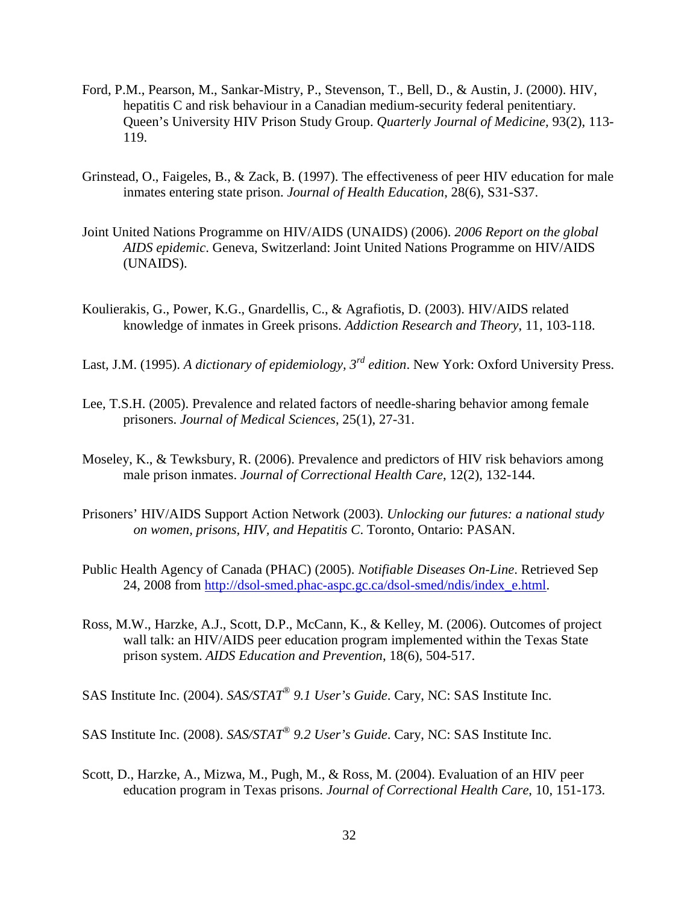Ford, P.M., Pearson, M., Sankar-Mistry, P., Stevenson, T., Bell, D., & Austin, J. (2000). HIV, hepatitis C and risk behaviour in a Canadian medium-security federal penitentiary. Queen's University HIV Prison Study Group. *Quarterly Journal of Medicine*, 93(2), 113-119.

Grinstead, O., Faigeles, B., & Zack, B. (1997). The effectiveness of peer HIV education for male inmates entering state prison. *Journal of Health Education*, 28(6), S31-S37.

Joint United Nations Programme on HIV/AIDS (UNAIDS) (2006). *2006 Report on the global AIDS epidemic*. Geneva, Switzerland: Joint United Nations Programme on HIV/AIDS (UNAIDS).

Koulierakis, G., Power, K.G., Gnardellis, C., & Agrafiotis, D. (2003). HIV/AIDS related knowledge of inmates in Greek prisons. *Addiction Research and Theory*, 11, 103-118.

Last, J.M. (1995). *A dictionary of epidemiology, 3rd edition*. New York: Oxford University Press.

Lee, T.S.H. (2005). Prevalence and related factors of needle-sharing behavior among female prisoners. *Journal of Medical Sciences*, 25(1), 27-31.

Moseley, K., & Tewksbury, R. (2006). Prevalence and predictors of HIV risk behaviors among male prison inmates. *Journal of Correctional Health Care*, 12(2), 132-144.

Prisoners' HIV/AIDS Support Action Network (2003). *Unlocking our futures: a national study on women, prisons, HIV, and Hepatitis C*. Toronto, Ontario: PASAN.

Public Health Agency of Canada (PHAC) (2005). *Notifiable Diseases On-Line*. Retrieved Sep 24, 2008 from http://dsol-smed.phac-aspc.gc.ca/dsol-smed/ndis/index_e.html.

Ross, M.W., Harzke, A.J., Scott, D.P., McCann, K., & Kelley, M. (2006). Outcomes of project wall talk: an HIV/AIDS peer education program implemented within the Texas State prison system. *AIDS Education and Prevention*, 18(6), 504-517.

SAS Institute Inc. (2004). *SAS/STAT® 9.1 User's Guide*. Cary, NC: SAS Institute Inc.

SAS Institute Inc. (2008). *SAS/STAT® 9.2 User's Guide*. Cary, NC: SAS Institute Inc.

Scott, D., Harzke, A., Mizwa, M., Pugh, M., & Ross, M. (2004). Evaluation of an HIV peer education program in Texas prisons. *Journal of Correctional Health Care*, 10, 151-173.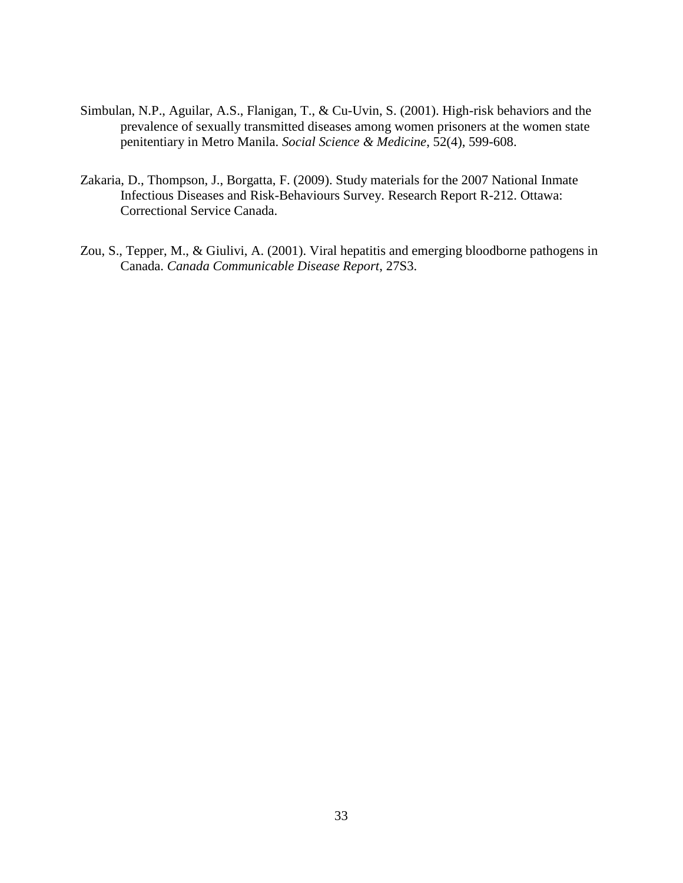Simbulan, N.P., Aguilar, A.S., Flanigan, T., & Cu-Uvin, S. (2001). High-risk behaviors and the prevalence of sexually transmitted diseases among women prisoners at the women state penitentiary in Metro Manila. *Social Science & Medicine*, 52(4), 599-608.

Zakaria, D., Thompson, J., Borgatta, F. (2009). Study materials for the 2007 National Inmate Infectious Diseases and Risk-Behaviours Survey. Research Report R-212. Ottawa: Correctional Service Canada.

Zou, S., Tepper, M., & Giulivi, A. (2001). Viral hepatitis and emerging bloodborne pathogens in Canada. *Canada Communicable Disease Report*, 27S3.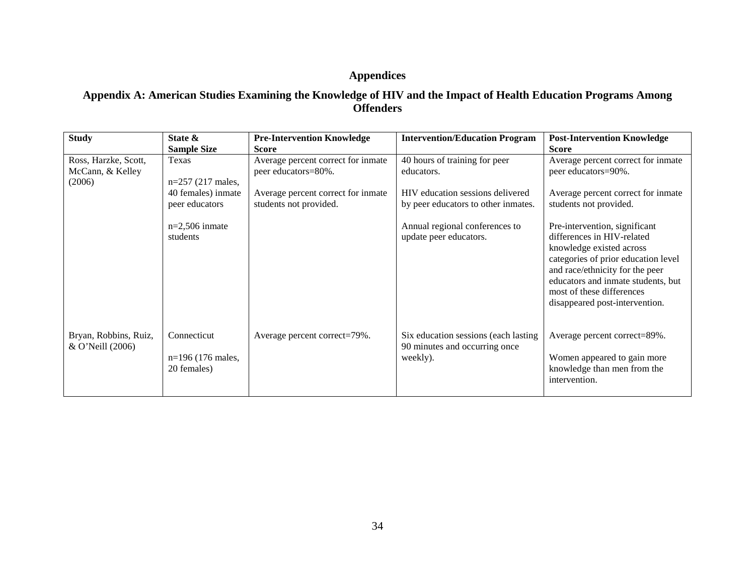# Appendices

## Appendix A: American Studies Examining the Knowledge of HIV and the Impact of Health Education Programs Among Offenders

| Study | State & Sample Size | Pre-Intervention Knowledge Score | Intervention/Education Program | Post-Intervention Knowledge Score |
|---|---|---|---|---|
| Ross, Harzke, Scott, McCann, & Kelley (2006) | Texas<br><br>n=257 (217 males, 40 females) inmate peer educators<br><br>n=2,506 inmate students | Average percent correct for inmate peer educators=80%.<br><br>Average percent correct for inmate students not provided. | 40 hours of training for peer educators.<br><br>HIV education sessions delivered by peer educators to other inmates.<br><br>Annual regional conferences to update peer educators. | Average percent correct for inmate peer educators=90%.<br><br>Average percent correct for inmate students not provided.<br><br>Pre-intervention, significant differences in HIV-related knowledge existed across categories of prior education level and race/ethnicity for the peer educators and inmate students, but most of these differences disappeared post-intervention. |
| Bryan, Robbins, Ruiz, & O'Neill (2006) | Connecticut<br><br>n=196 (176 males, 20 females) | Average percent correct=79%. | Six education sessions (each lasting 90 minutes and occurring once weekly). | Average percent correct=89%.<br><br>Women appeared to gain more knowledge than men from the intervention. |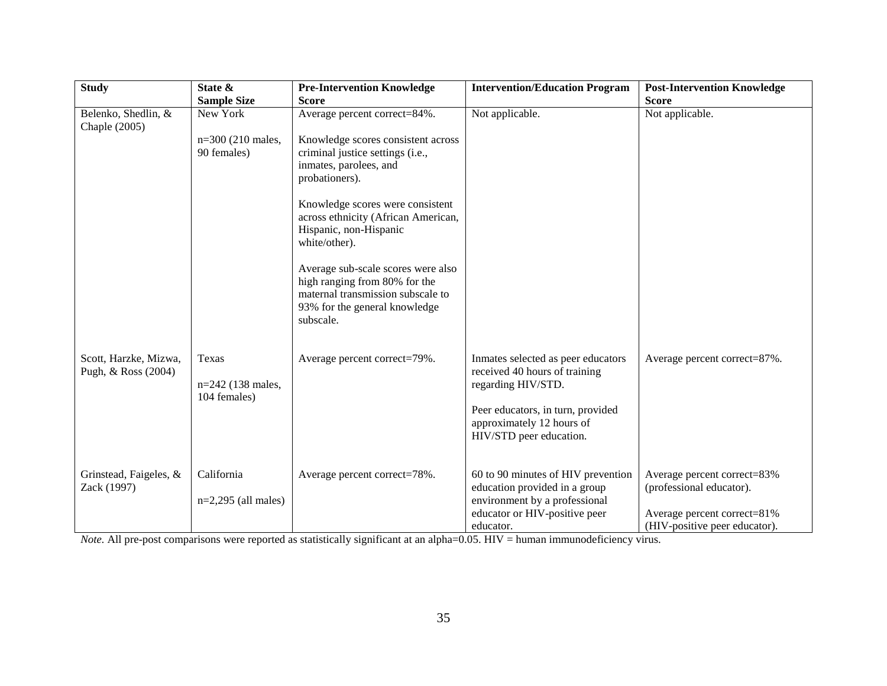| Study | State & Sample Size | Pre-Intervention Knowledge Score | Intervention/Education Program | Post-Intervention Knowledge Score |
|---|---|---|---|---|
| Belenko, Shedlin, & Chaple (2005) | New York<br><br>n=300 (210 males, 90 females) | Average percent correct=84%.<br><br>Knowledge scores consistent across criminal justice settings (i.e., inmates, parolees, and probationers).<br><br>Knowledge scores were consistent across ethnicity (African American, Hispanic, non-Hispanic white/other).<br><br>Average sub-scale scores were also high ranging from 80% for the maternal transmission subscale to 93% for the general knowledge subscale. | Not applicable. | Not applicable. |
| Scott, Harzke, Mizwa, Pugh, & Ross (2004) | Texas<br><br>n=242 (138 males, 104 females) | Average percent correct=79%. | Inmates selected as peer educators received 40 hours of training regarding HIV/STD.<br><br>Peer educators, in turn, provided approximately 12 hours of HIV/STD peer education. | Average percent correct=87%. |
| Grinstead, Faigeles, & Zack (1997) | California<br><br>n=2,295 (all males) | Average percent correct=78%. | 60 to 90 minutes of HIV prevention education provided in a group environment by a professional educator or HIV-positive peer educator. | Average percent correct=83% (professional educator).<br><br>Average percent correct=81% (HIV-positive peer educator). |

*Note.* All pre-post comparisons were reported as statistically significant at an alpha=0.05. HIV = human immunodeficiency virus.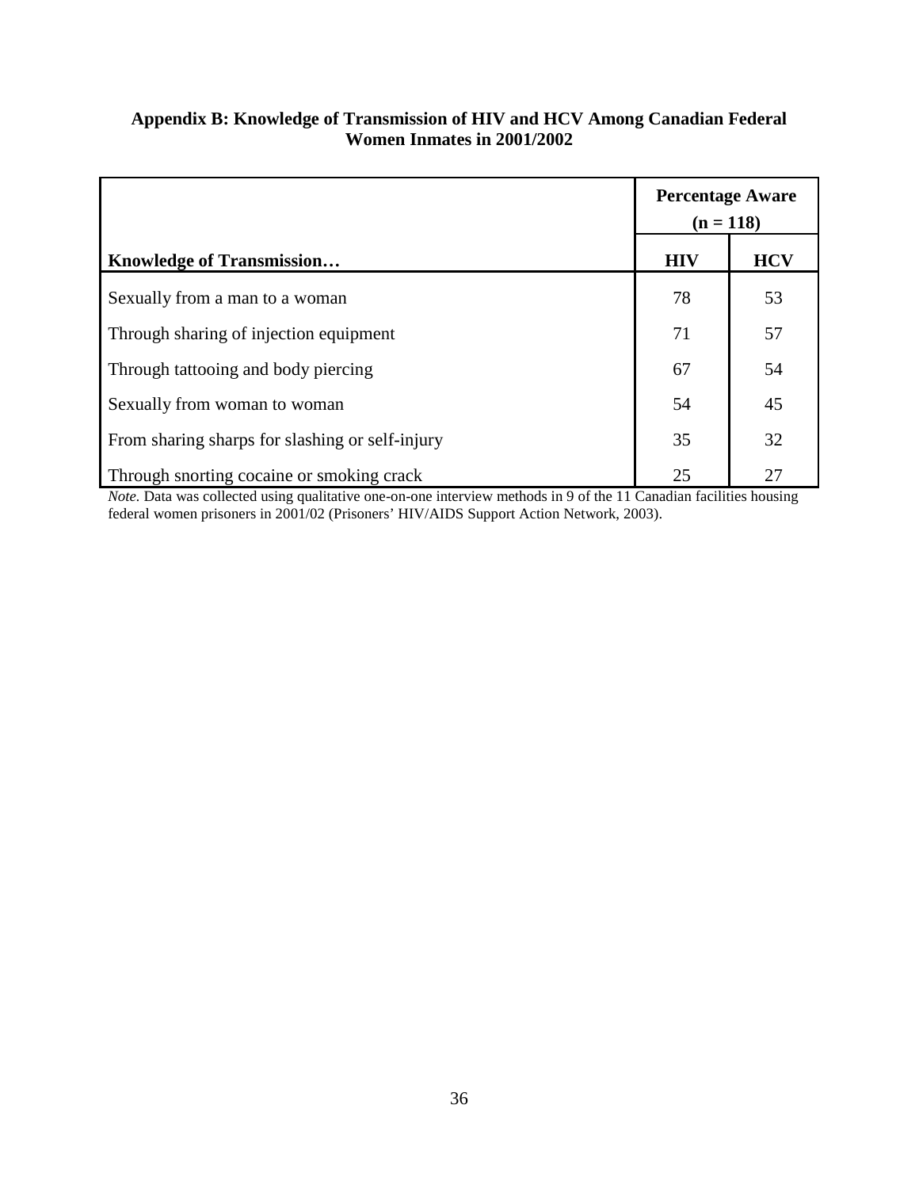**Appendix B: Knowledge of Transmission of HIV and HCV Among Canadian Federal Women Inmates in 2001/2002**

| | Percentage Aware (n = 118) | |
|---|---|---|
| **Knowledge of Transmission…** | **HIV** | **HCV** |
| Sexually from a man to a woman | 78 | 53 |
| Through sharing of injection equipment | 71 | 57 |
| Through tattooing and body piercing | 67 | 54 |
| Sexually from woman to woman | 54 | 45 |
| From sharing sharps for slashing or self-injury | 35 | 32 |
| Through snorting cocaine or smoking crack | 25 | 27 |

*Note.* Data was collected using qualitative one-on-one interview methods in 9 of the 11 Canadian facilities housing federal women prisoners in 2001/02 (Prisoners' HIV/AIDS Support Action Network, 2003).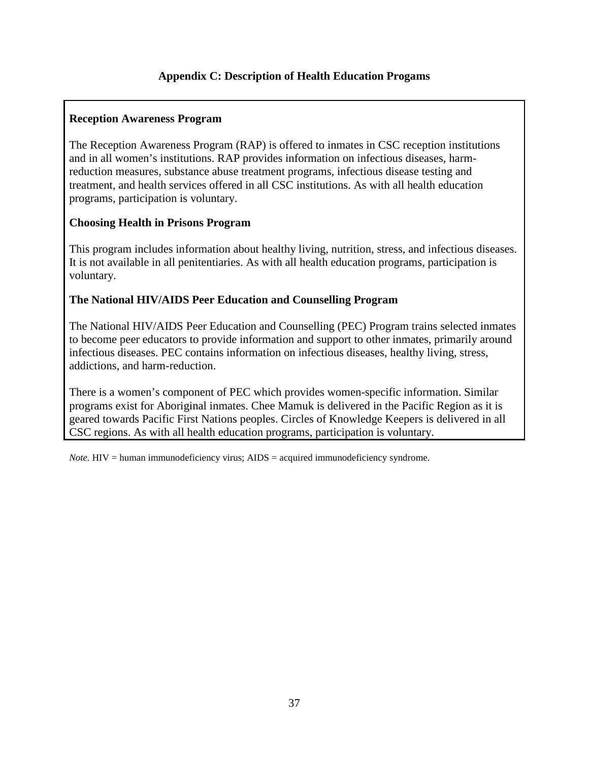## Appendix C: Description of Health Education Progams

**Reception Awareness Program**

The Reception Awareness Program (RAP) is offered to inmates in CSC reception institutions and in all women's institutions. RAP provides information on infectious diseases, harm-reduction measures, substance abuse treatment programs, infectious disease testing and treatment, and health services offered in all CSC institutions. As with all health education programs, participation is voluntary.

**Choosing Health in Prisons Program**

This program includes information about healthy living, nutrition, stress, and infectious diseases. It is not available in all penitentiaries. As with all health education programs, participation is voluntary.

**The National HIV/AIDS Peer Education and Counselling Program**

The National HIV/AIDS Peer Education and Counselling (PEC) Program trains selected inmates to become peer educators to provide information and support to other inmates, primarily around infectious diseases. PEC contains information on infectious diseases, healthy living, stress, addictions, and harm-reduction.

There is a women's component of PEC which provides women-specific information. Similar programs exist for Aboriginal inmates. Chee Mamuk is delivered in the Pacific Region as it is geared towards Pacific First Nations peoples. Circles of Knowledge Keepers is delivered in all CSC regions. As with all health education programs, participation is voluntary.

*Note.* HIV = human immunodeficiency virus; AIDS = acquired immunodeficiency syndrome.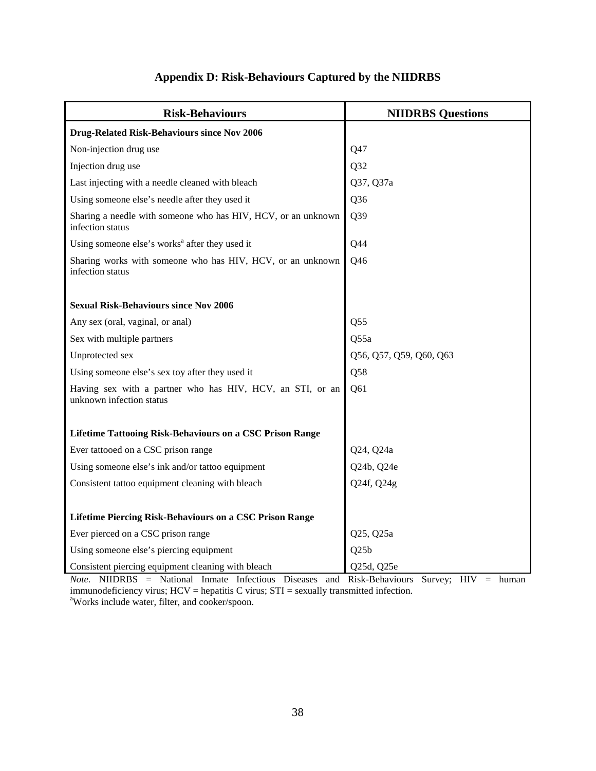## Appendix D: Risk-Behaviours Captured by the NIIDRBS

| Risk-Behaviours | NIIDRBS Questions |
|---|---|
| **Drug-Related Risk-Behaviours since Nov 2006** | |
| Non-injection drug use | Q47 |
| Injection drug use | Q32 |
| Last injecting with a needle cleaned with bleach | Q37, Q37a |
| Using someone else's needle after they used it | Q36 |
| Sharing a needle with someone who has HIV, HCV, or an unknown infection status | Q39 |
| Using someone else's works[a] after they used it | Q44 |
| Sharing works with someone who has HIV, HCV, or an unknown infection status | Q46 |
| **Sexual Risk-Behaviours since Nov 2006** | |
| Any sex (oral, vaginal, or anal) | Q55 |
| Sex with multiple partners | Q55a |
| Unprotected sex | Q56, Q57, Q59, Q60, Q63 |
| Using someone else's sex toy after they used it | Q58 |
| Having sex with a partner who has HIV, HCV, an STI, or an unknown infection status | Q61 |
| **Lifetime Tattooing Risk-Behaviours on a CSC Prison Range** | |
| Ever tattooed on a CSC prison range | Q24, Q24a |
| Using someone else's ink and/or tattoo equipment | Q24b, Q24e |
| Consistent tattoo equipment cleaning with bleach | Q24f, Q24g |
| **Lifetime Piercing Risk-Behaviours on a CSC Prison Range** | |
| Ever pierced on a CSC prison range | Q25, Q25a |
| Using someone else's piercing equipment | Q25b |
| Consistent piercing equipment cleaning with bleach | Q25d, Q25e |

*Note.* NIIDRBS = National Inmate Infectious Diseases and Risk-Behaviours Survey; HIV = human immunodeficiency virus; HCV = hepatitis C virus; STI = sexually transmitted infection.
[a]Works include water, filter, and cooker/spoon.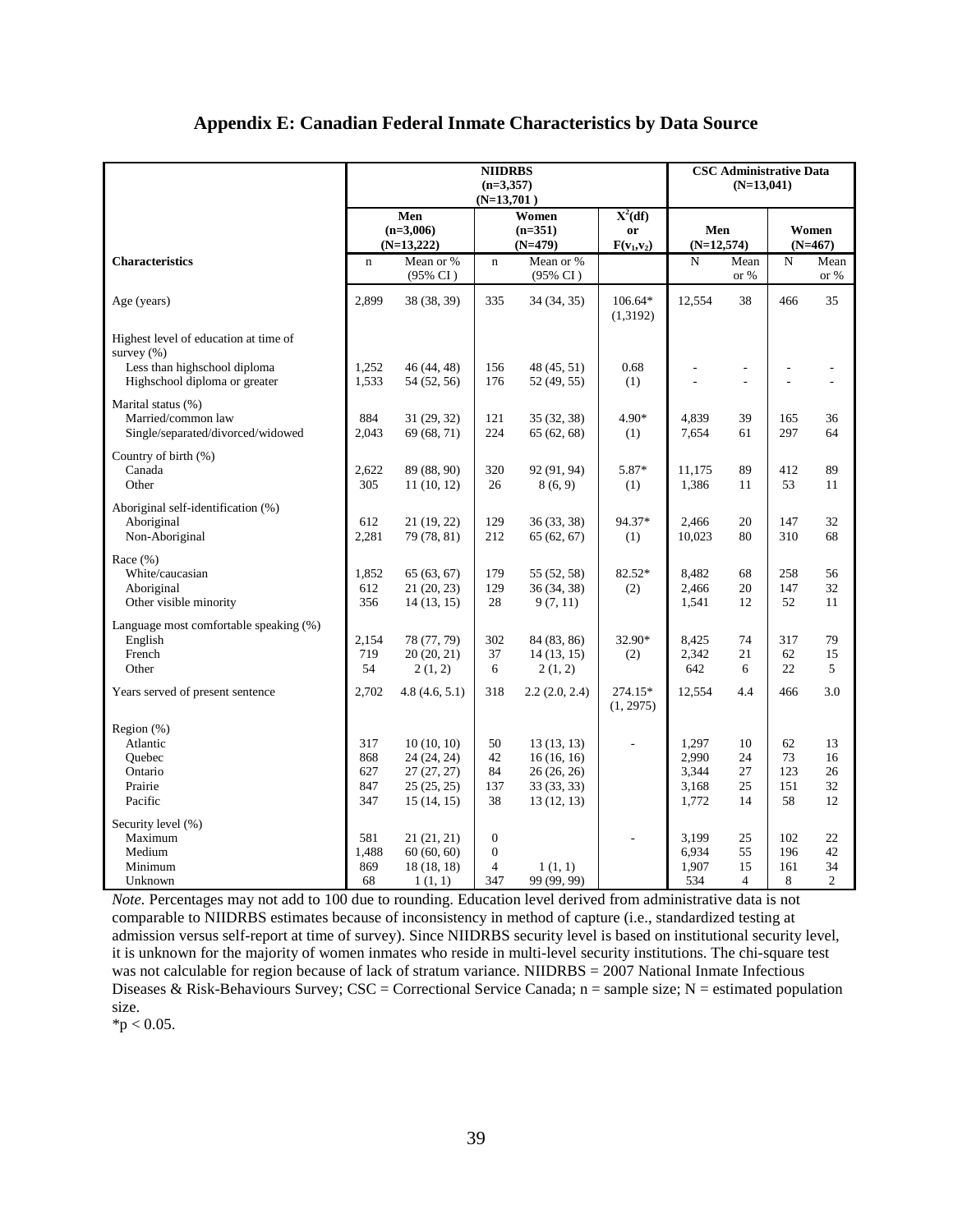# Appendix E: Canadian Federal Inmate Characteristics by Data Source

| | NIIDRBS (n=3,357) (N=13,701 ) | | | | | CSC Administrative Data (N=13,041) | | | |
|---|---|---|---|---|---|---|---|---|---|
| | Men (n=3,006) (N=13,222) | | Women (n=351) (N=479) | | $X^2$(df) or $F(v_1,v_2)$ | Men (N=12,574) | | Women (N=467) | |
| **Characteristics** | n | Mean or % (95% CI ) | n | Mean or % (95% CI ) | | N | Mean or % | N | Mean or % |
| Age (years) | 2,899 | 38 (38, 39) | 335 | 34 (34, 35) | 106.64* (1,3192) | 12,554 | 38 | 466 | 35 |
| Highest level of education at time of survey (%) | | | | | | | | | |
| Less than highschool diploma | 1,252 | 46 (44, 48) | 156 | 48 (45, 51) | 0.68 | - | - | - | - |
| Highschool diploma or greater | 1,533 | 54 (52, 56) | 176 | 52 (49, 55) | (1) | - | - | - | - |
| Marital status (%) | | | | | | | | | |
| Married/common law | 884 | 31 (29, 32) | 121 | 35 (32, 38) | 4.90* | 4,839 | 39 | 165 | 36 |
| Single/separated/divorced/widowed | 2,043 | 69 (68, 71) | 224 | 65 (62, 68) | (1) | 7,654 | 61 | 297 | 64 |
| Country of birth (%) | | | | | | | | | |
| Canada | 2,622 | 89 (88, 90) | 320 | 92 (91, 94) | 5.87* | 11,175 | 89 | 412 | 89 |
| Other | 305 | 11 (10, 12) | 26 | 8 (6, 9) | (1) | 1,386 | 11 | 53 | 11 |
| Aboriginal self-identification (%) | | | | | | | | | |
| Aboriginal | 612 | 21 (19, 22) | 129 | 36 (33, 38) | 94.37* | 2,466 | 20 | 147 | 32 |
| Non-Aboriginal | 2,281 | 79 (78, 81) | 212 | 65 (62, 67) | (1) | 10,023 | 80 | 310 | 68 |
| Race (%) | | | | | | | | | |
| White/caucasian | 1,852 | 65 (63, 67) | 179 | 55 (52, 58) | 82.52* | 8,482 | 68 | 258 | 56 |
| Aboriginal | 612 | 21 (20, 23) | 129 | 36 (34, 38) | (2) | 2,466 | 20 | 147 | 32 |
| Other visible minority | 356 | 14 (13, 15) | 28 | 9 (7, 11) | | 1,541 | 12 | 52 | 11 |
| Language most comfortable speaking (%) | | | | | | | | | |
| English | 2,154 | 78 (77, 79) | 302 | 84 (83, 86) | 32.90* | 8,425 | 74 | 317 | 79 |
| French | 719 | 20 (20, 21) | 37 | 14 (13, 15) | (2) | 2,342 | 21 | 62 | 15 |
| Other | 54 | 2 (1, 2) | 6 | 2 (1, 2) | | 642 | 6 | 22 | 5 |
| Years served of present sentence | 2,702 | 4.8 (4.6, 5.1) | 318 | 2.2 (2.0, 2.4) | 274.15* (1, 2975) | 12,554 | 4.4 | 466 | 3.0 |
| Region (%) | | | | | | | | | |
| Atlantic | 317 | 10 (10, 10) | 50 | 13 (13, 13) | - | 1,297 | 10 | 62 | 13 |
| Quebec | 868 | 24 (24, 24) | 42 | 16 (16, 16) | | 2,990 | 24 | 73 | 16 |
| Ontario | 627 | 27 (27, 27) | 84 | 26 (26, 26) | | 3,344 | 27 | 123 | 26 |
| Prairie | 847 | 25 (25, 25) | 137 | 33 (33, 33) | | 3,168 | 25 | 151 | 32 |
| Pacific | 347 | 15 (14, 15) | 38 | 13 (12, 13) | | 1,772 | 14 | 58 | 12 |
| Security level (%) | | | | | | | | | |
| Maximum | 581 | 21 (21, 21) | 0 | | - | 3,199 | 25 | 102 | 22 |
| Medium | 1,488 | 60 (60, 60) | 0 | | | 6,934 | 55 | 196 | 42 |
| Minimum | 869 | 18 (18, 18) | 4 | 1 (1, 1) | | 1,907 | 15 | 161 | 34 |
| Unknown | 68 | 1 (1, 1) | 347 | 99 (99, 99) | | 534 | 4 | 8 | 2 |

*Note.* Percentages may not add to 100 due to rounding. Education level derived from administrative data is not comparable to NIIDRBS estimates because of inconsistency in method of capture (i.e., standardized testing at admission versus self-report at time of survey). Since NIIDRBS security level is based on institutional security level, it is unknown for the majority of women inmates who reside in multi-level security institutions. The chi-square test was not calculable for region because of lack of stratum variance. NIIDRBS = 2007 National Inmate Infectious Diseases & Risk-Behaviours Survey; CSC = Correctional Service Canada; n = sample size; N = estimated population size.

*$p < 0.05$.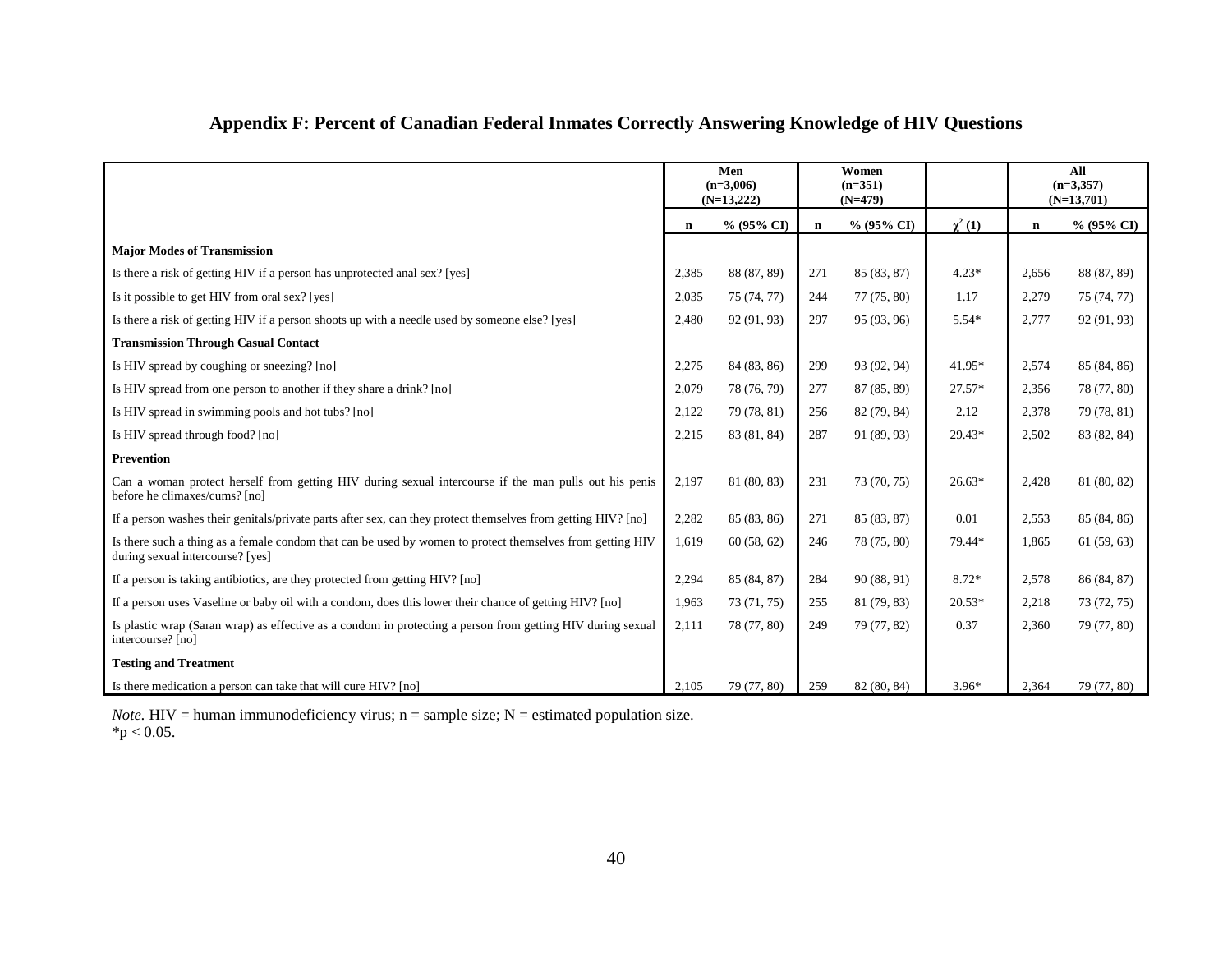## Appendix F: Percent of Canadian Federal Inmates Correctly Answering Knowledge of HIV Questions

| | Men (n=3,006) (N=13,222) | | Women (n=351) (N=479) | | | All (n=3,357) (N=13,701) | |
|---|---|---|---|---|---|---|---|
| | n | % (95% CI) | n | % (95% CI) | $\chi^2$ (1) | n | % (95% CI) |
| **Major Modes of Transmission** | | | | | | | |
| Is there a risk of getting HIV if a person has unprotected anal sex? [yes] | 2,385 | 88 (87, 89) | 271 | 85 (83, 87) | 4.23* | 2,656 | 88 (87, 89) |
| Is it possible to get HIV from oral sex? [yes] | 2,035 | 75 (74, 77) | 244 | 77 (75, 80) | 1.17 | 2,279 | 75 (74, 77) |
| Is there a risk of getting HIV if a person shoots up with a needle used by someone else? [yes] | 2,480 | 92 (91, 93) | 297 | 95 (93, 96) | 5.54* | 2,777 | 92 (91, 93) |
| **Transmission Through Casual Contact** | | | | | | | |
| Is HIV spread by coughing or sneezing? [no] | 2,275 | 84 (83, 86) | 299 | 93 (92, 94) | 41.95* | 2,574 | 85 (84, 86) |
| Is HIV spread from one person to another if they share a drink? [no] | 2,079 | 78 (76, 79) | 277 | 87 (85, 89) | 27.57* | 2,356 | 78 (77, 80) |
| Is HIV spread in swimming pools and hot tubs? [no] | 2,122 | 79 (78, 81) | 256 | 82 (79, 84) | 2.12 | 2,378 | 79 (78, 81) |
| Is HIV spread through food? [no] | 2,215 | 83 (81, 84) | 287 | 91 (89, 93) | 29.43* | 2,502 | 83 (82, 84) |
| **Prevention** | | | | | | | |
| Can a woman protect herself from getting HIV during sexual intercourse if the man pulls out his penis before he climaxes/cums? [no] | 2,197 | 81 (80, 83) | 231 | 73 (70, 75) | 26.63* | 2,428 | 81 (80, 82) |
| If a person washes their genitals/private parts after sex, can they protect themselves from getting HIV? [no] | 2,282 | 85 (83, 86) | 271 | 85 (83, 87) | 0.01 | 2,553 | 85 (84, 86) |
| Is there such a thing as a female condom that can be used by women to protect themselves from getting HIV during sexual intercourse? [yes] | 1,619 | 60 (58, 62) | 246 | 78 (75, 80) | 79.44* | 1,865 | 61 (59, 63) |
| If a person is taking antibiotics, are they protected from getting HIV? [no] | 2,294 | 85 (84, 87) | 284 | 90 (88, 91) | 8.72* | 2,578 | 86 (84, 87) |
| If a person uses Vaseline or baby oil with a condom, does this lower their chance of getting HIV? [no] | 1,963 | 73 (71, 75) | 255 | 81 (79, 83) | 20.53* | 2,218 | 73 (72, 75) |
| Is plastic wrap (Saran wrap) as effective as a condom in protecting a person from getting HIV during sexual intercourse? [no] | 2,111 | 78 (77, 80) | 249 | 79 (77, 82) | 0.37 | 2,360 | 79 (77, 80) |
| **Testing and Treatment** | | | | | | | |
| Is there medication a person can take that will cure HIV? [no] | 2,105 | 79 (77, 80) | 259 | 82 (80, 84) | 3.96* | 2,364 | 79 (77, 80) |

*Note*. HIV = human immunodeficiency virus; n = sample size; N = estimated population size.
*$p < 0.05$.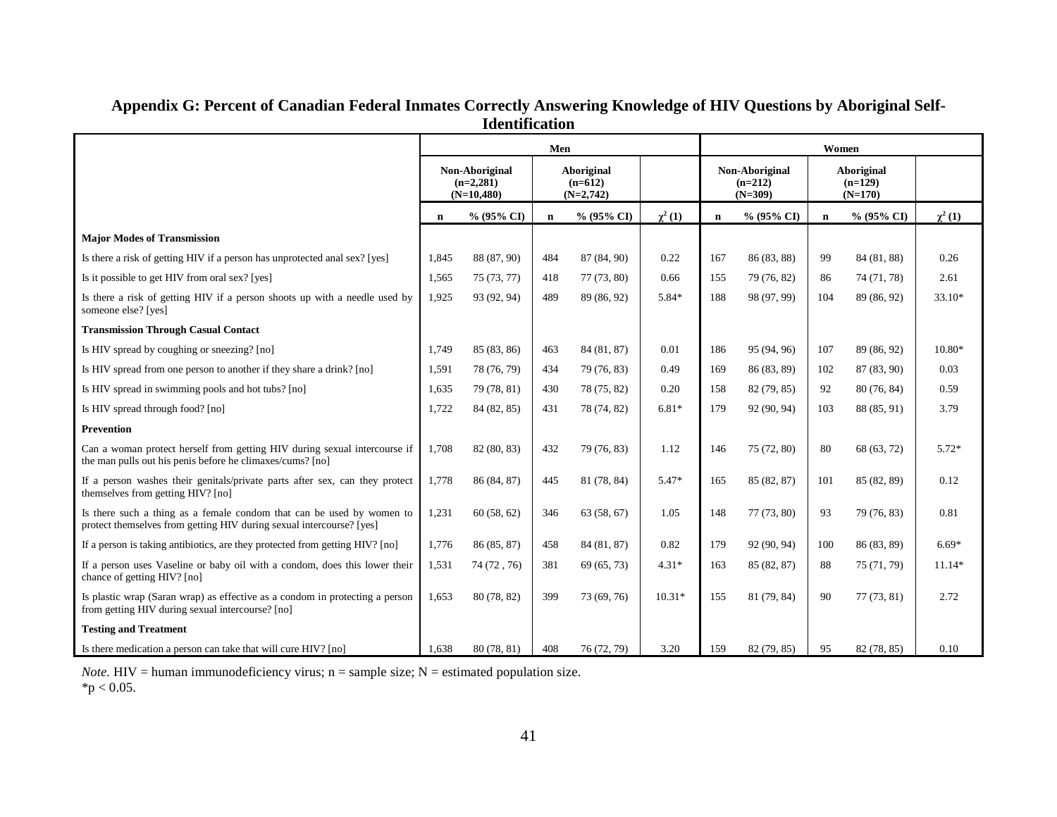## Appendix G: Percent of Canadian Federal Inmates Correctly Answering Knowledge of HIV Questions by Aboriginal Self-Identification

| | Men | | | | | Women | | | | |
|---|---|---|---|---|---|---|---|---|---|---|
| | Non-Aboriginal (n=2,281) (N=10,480) | | Aboriginal (n=612) (N=2,742) | | | Non-Aboriginal (n=212) (N=309) | | Aboriginal (n=129) (N=170) | | |
| | n | % (95% CI) | n | % (95% CI) | $\chi^2$ (1) | n | % (95% CI) | n | % (95% CI) | $\chi^2$ (1) |
| **Major Modes of Transmission** | | | | | | | | | | |
| Is there a risk of getting HIV if a person has unprotected anal sex? [yes] | 1,845 | 88 (87, 90) | 484 | 87 (84, 90) | 0.22 | 167 | 86 (83, 88) | 99 | 84 (81, 88) | 0.26 |
| Is it possible to get HIV from oral sex? [yes] | 1,565 | 75 (73, 77) | 418 | 77 (73, 80) | 0.66 | 155 | 79 (76, 82) | 86 | 74 (71, 78) | 2.61 |
| Is there a risk of getting HIV if a person shoots up with a needle used by someone else? [yes] | 1,925 | 93 (92, 94) | 489 | 89 (86, 92) | 5.84* | 188 | 98 (97, 99) | 104 | 89 (86, 92) | 33.10* |
| **Transmission Through Casual Contact** | | | | | | | | | | |
| Is HIV spread by coughing or sneezing? [no] | 1,749 | 85 (83, 86) | 463 | 84 (81, 87) | 0.01 | 186 | 95 (94, 96) | 107 | 89 (86, 92) | 10.80* |
| Is HIV spread from one person to another if they share a drink? [no] | 1,591 | 78 (76, 79) | 434 | 79 (76, 83) | 0.49 | 169 | 86 (83, 89) | 102 | 87 (83, 90) | 0.03 |
| Is HIV spread in swimming pools and hot tubs? [no] | 1,635 | 79 (78, 81) | 430 | 78 (75, 82) | 0.20 | 158 | 82 (79, 85) | 92 | 80 (76, 84) | 0.59 |
| Is HIV spread through food? [no] | 1,722 | 84 (82, 85) | 431 | 78 (74, 82) | 6.81* | 179 | 92 (90, 94) | 103 | 88 (85, 91) | 3.79 |
| **Prevention** | | | | | | | | | | |
| Can a woman protect herself from getting HIV during sexual intercourse if the man pulls out his penis before he climaxes/cums? [no] | 1,708 | 82 (80, 83) | 432 | 79 (76, 83) | 1.12 | 146 | 75 (72, 80) | 80 | 68 (63, 72) | 5.72* |
| If a person washes their genitals/private parts after sex, can they protect themselves from getting HIV? [no] | 1,778 | 86 (84, 87) | 445 | 81 (78, 84) | 5.47* | 165 | 85 (82, 87) | 101 | 85 (82, 89) | 0.12 |
| Is there such a thing as a female condom that can be used by women to protect themselves from getting HIV during sexual intercourse? [yes] | 1,231 | 60 (58, 62) | 346 | 63 (58, 67) | 1.05 | 148 | 77 (73, 80) | 93 | 79 (76, 83) | 0.81 |
| If a person is taking antibiotics, are they protected from getting HIV? [no] | 1,776 | 86 (85, 87) | 458 | 84 (81, 87) | 0.82 | 179 | 92 (90, 94) | 100 | 86 (83, 89) | 6.69* |
| If a person uses Vaseline or baby oil with a condom, does this lower their chance of getting HIV? [no] | 1,531 | 74 (72 , 76) | 381 | 69 (65, 73) | 4.31* | 163 | 85 (82, 87) | 88 | 75 (71, 79) | 11.14* |
| Is plastic wrap (Saran wrap) as effective as a condom in protecting a person from getting HIV during sexual intercourse? [no] | 1,653 | 80 (78, 82) | 399 | 73 (69, 76) | 10.31* | 155 | 81 (79, 84) | 90 | 77 (73, 81) | 2.72 |
| **Testing and Treatment** | | | | | | | | | | |
| Is there medication a person can take that will cure HIV? [no] | 1,638 | 80 (78, 81) | 408 | 76 (72, 79) | 3.20 | 159 | 82 (79, 85) | 95 | 82 (78, 85) | 0.10 |

*Note.* HIV = human immunodeficiency virus; n = sample size; N = estimated population size.
*$p < 0.05$.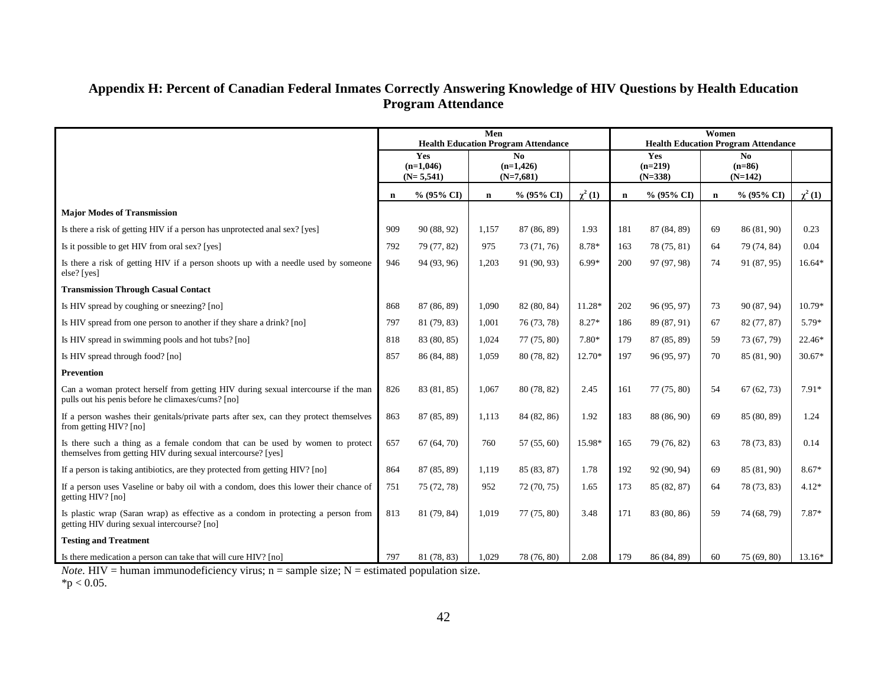## Appendix H: Percent of Canadian Federal Inmates Correctly Answering Knowledge of HIV Questions by Health Education Program Attendance

| | Men Health Education Program Attendance | | | | | Women Health Education Program Attendance | | | | |
|---|---|---|---|---|---|---|---|---|---|---|
| | Yes (n=1,046) (N= 5,541) | | No (n=1,426) (N=7,681) | | | Yes (n=219) (N=338) | | No (n=86) (N=142) | | |
| | n | % (95% CI) | n | % (95% CI) | $\chi^2$ (1) | n | % (95% CI) | n | % (95% CI) | $\chi^2$ (1) |
| **Major Modes of Transmission** | | | | | | | | | | |
| Is there a risk of getting HIV if a person has unprotected anal sex? [yes] | 909 | 90 (88, 92) | 1,157 | 87 (86, 89) | 1.93 | 181 | 87 (84, 89) | 69 | 86 (81, 90) | 0.23 |
| Is it possible to get HIV from oral sex? [yes] | 792 | 79 (77, 82) | 975 | 73 (71, 76) | 8.78* | 163 | 78 (75, 81) | 64 | 79 (74, 84) | 0.04 |
| Is there a risk of getting HIV if a person shoots up with a needle used by someone else? [yes] | 946 | 94 (93, 96) | 1,203 | 91 (90, 93) | 6.99* | 200 | 97 (97, 98) | 74 | 91 (87, 95) | 16.64* |
| **Transmission Through Casual Contact** | | | | | | | | | | |
| Is HIV spread by coughing or sneezing? [no] | 868 | 87 (86, 89) | 1,090 | 82 (80, 84) | 11.28* | 202 | 96 (95, 97) | 73 | 90 (87, 94) | 10.79* |
| Is HIV spread from one person to another if they share a drink? [no] | 797 | 81 (79, 83) | 1,001 | 76 (73, 78) | 8.27* | 186 | 89 (87, 91) | 67 | 82 (77, 87) | 5.79* |
| Is HIV spread in swimming pools and hot tubs? [no] | 818 | 83 (80, 85) | 1,024 | 77 (75, 80) | 7.80* | 179 | 87 (85, 89) | 59 | 73 (67, 79) | 22.46* |
| Is HIV spread through food? [no] | 857 | 86 (84, 88) | 1,059 | 80 (78, 82) | 12.70* | 197 | 96 (95, 97) | 70 | 85 (81, 90) | 30.67* |
| **Prevention** | | | | | | | | | | |
| Can a woman protect herself from getting HIV during sexual intercourse if the man pulls out his penis before he climaxes/cums? [no] | 826 | 83 (81, 85) | 1,067 | 80 (78, 82) | 2.45 | 161 | 77 (75, 80) | 54 | 67 (62, 73) | 7.91* |
| If a person washes their genitals/private parts after sex, can they protect themselves from getting HIV? [no] | 863 | 87 (85, 89) | 1,113 | 84 (82, 86) | 1.92 | 183 | 88 (86, 90) | 69 | 85 (80, 89) | 1.24 |
| Is there such a thing as a female condom that can be used by women to protect themselves from getting HIV during sexual intercourse? [yes] | 657 | 67 (64, 70) | 760 | 57 (55, 60) | 15.98* | 165 | 79 (76, 82) | 63 | 78 (73, 83) | 0.14 |
| If a person is taking antibiotics, are they protected from getting HIV? [no] | 864 | 87 (85, 89) | 1,119 | 85 (83, 87) | 1.78 | 192 | 92 (90, 94) | 69 | 85 (81, 90) | 8.67* |
| If a person uses Vaseline or baby oil with a condom, does this lower their chance of getting HIV? [no] | 751 | 75 (72, 78) | 952 | 72 (70, 75) | 1.65 | 173 | 85 (82, 87) | 64 | 78 (73, 83) | 4.12* |
| Is plastic wrap (Saran wrap) as effective as a condom in protecting a person from getting HIV during sexual intercourse? [no] | 813 | 81 (79, 84) | 1,019 | 77 (75, 80) | 3.48 | 171 | 83 (80, 86) | 59 | 74 (68, 79) | 7.87* |
| **Testing and Treatment** | | | | | | | | | | |
| Is there medication a person can take that will cure HIV? [no] | 797 | 81 (78, 83) | 1,029 | 78 (76, 80) | 2.08 | 179 | 86 (84, 89) | 60 | 75 (69, 80) | 13.16* |

*Note.* HIV = human immunodeficiency virus; n = sample size; N = estimated population size.
$^*p < 0.05$.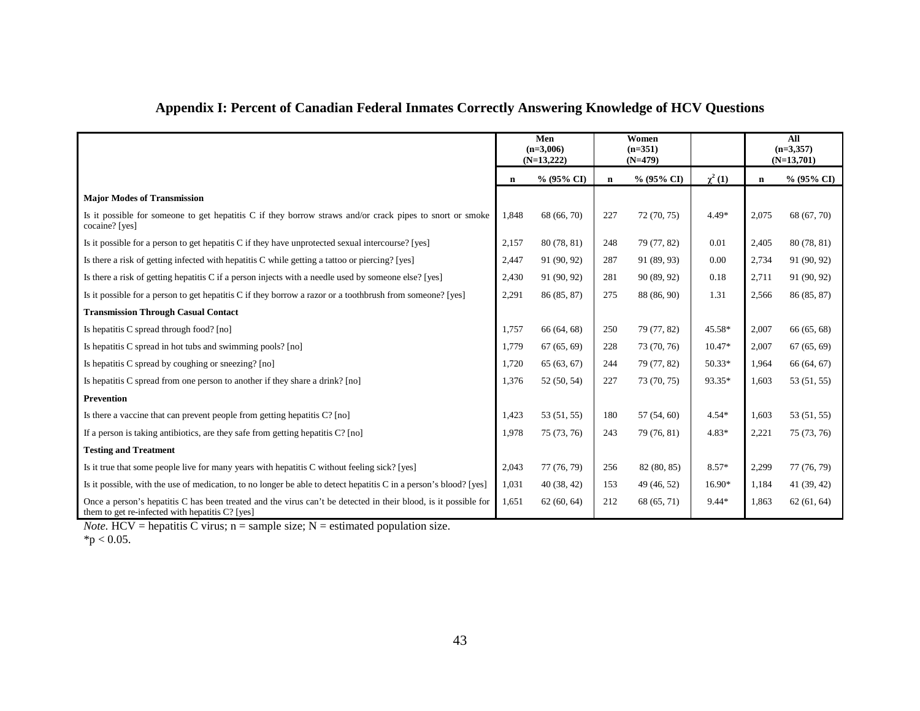## Appendix I: Percent of Canadian Federal Inmates Correctly Answering Knowledge of HCV Questions

| | Men (n=3,006) (N=13,222) | | Women (n=351) (N=479) | | | All (n=3,357) (N=13,701) | |
|---|---|---|---|---|---|---|---|
| | n | % (95% CI) | n | % (95% CI) | $\chi^2$ (1) | n | % (95% CI) |
| **Major Modes of Transmission** | | | | | | | |
| Is it possible for someone to get hepatitis C if they borrow straws and/or crack pipes to snort or smoke cocaine? [yes] | 1,848 | 68 (66, 70) | 227 | 72 (70, 75) | 4.49* | 2,075 | 68 (67, 70) |
| Is it possible for a person to get hepatitis C if they have unprotected sexual intercourse? [yes] | 2,157 | 80 (78, 81) | 248 | 79 (77, 82) | 0.01 | 2,405 | 80 (78, 81) |
| Is there a risk of getting infected with hepatitis C while getting a tattoo or piercing? [yes] | 2,447 | 91 (90, 92) | 287 | 91 (89, 93) | 0.00 | 2,734 | 91 (90, 92) |
| Is there a risk of getting hepatitis C if a person injects with a needle used by someone else? [yes] | 2,430 | 91 (90, 92) | 281 | 90 (89, 92) | 0.18 | 2,711 | 91 (90, 92) |
| Is it possible for a person to get hepatitis C if they borrow a razor or a toothbrush from someone? [yes] | 2,291 | 86 (85, 87) | 275 | 88 (86, 90) | 1.31 | 2,566 | 86 (85, 87) |
| **Transmission Through Casual Contact** | | | | | | | |
| Is hepatitis C spread through food? [no] | 1,757 | 66 (64, 68) | 250 | 79 (77, 82) | 45.58* | 2,007 | 66 (65, 68) |
| Is hepatitis C spread in hot tubs and swimming pools? [no] | 1,779 | 67 (65, 69) | 228 | 73 (70, 76) | 10.47* | 2,007 | 67 (65, 69) |
| Is hepatitis C spread by coughing or sneezing? [no] | 1,720 | 65 (63, 67) | 244 | 79 (77, 82) | 50.33* | 1,964 | 66 (64, 67) |
| Is hepatitis C spread from one person to another if they share a drink? [no] | 1,376 | 52 (50, 54) | 227 | 73 (70, 75) | 93.35* | 1,603 | 53 (51, 55) |
| **Prevention** | | | | | | | |
| Is there a vaccine that can prevent people from getting hepatitis C? [no] | 1,423 | 53 (51, 55) | 180 | 57 (54, 60) | 4.54* | 1,603 | 53 (51, 55) |
| If a person is taking antibiotics, are they safe from getting hepatitis C? [no] | 1,978 | 75 (73, 76) | 243 | 79 (76, 81) | 4.83* | 2,221 | 75 (73, 76) |
| **Testing and Treatment** | | | | | | | |
| Is it true that some people live for many years with hepatitis C without feeling sick? [yes] | 2,043 | 77 (76, 79) | 256 | 82 (80, 85) | 8.57* | 2,299 | 77 (76, 79) |
| Is it possible, with the use of medication, to no longer be able to detect hepatitis C in a person's blood? [yes] | 1,031 | 40 (38, 42) | 153 | 49 (46, 52) | 16.90* | 1,184 | 41 (39, 42) |
| Once a person's hepatitis C has been treated and the virus can't be detected in their blood, is it possible for them to get re-infected with hepatitis C? [yes] | 1,651 | 62 (60, 64) | 212 | 68 (65, 71) | 9.44* | 1,863 | 62 (61, 64) |

*Note*. HCV = hepatitis C virus; n = sample size; N = estimated population size.
*$p < 0.05$.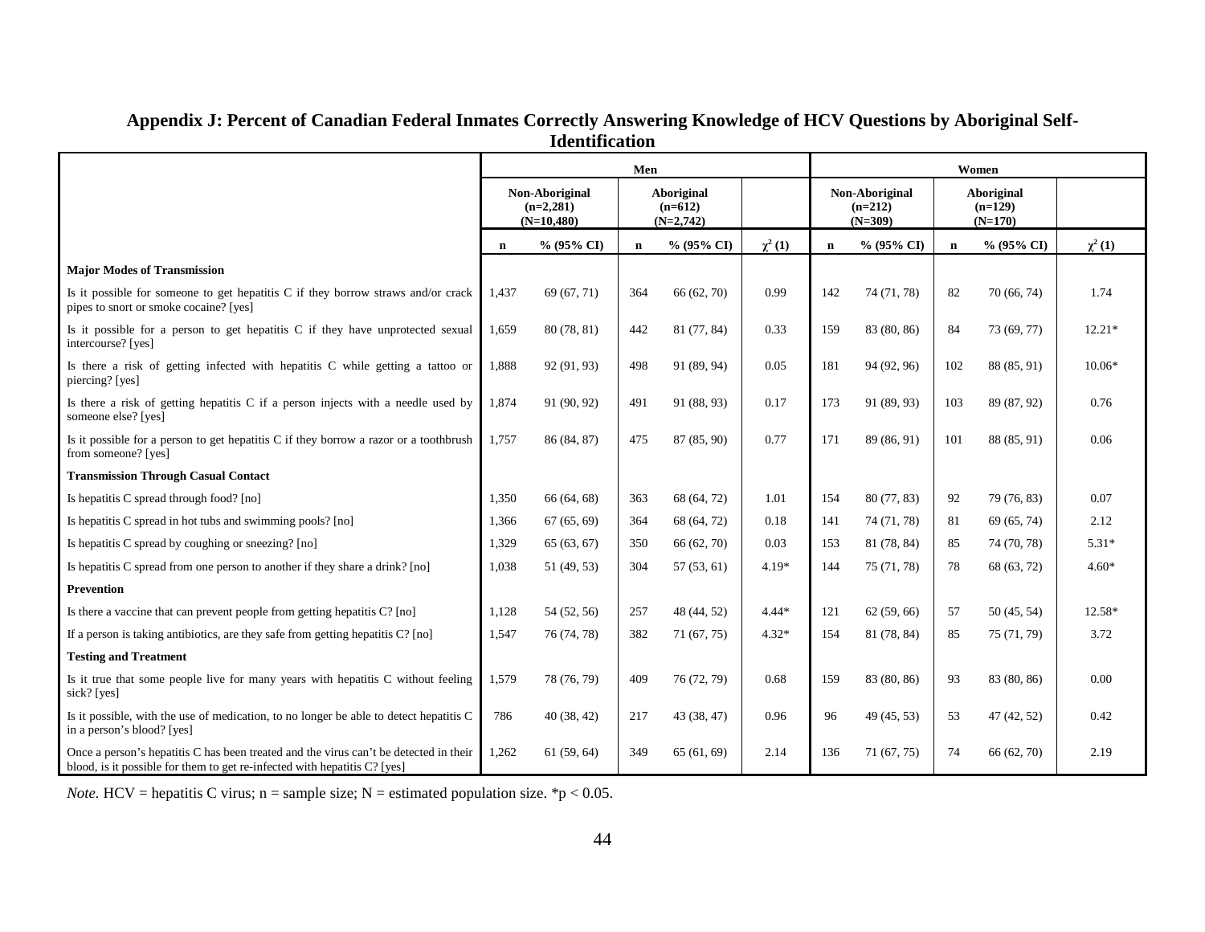## Appendix J: Percent of Canadian Federal Inmates Correctly Answering Knowledge of HCV Questions by Aboriginal Self-Identification

| | Men | | | | | Women | | | | |
|---|---|---|---|---|---|---|---|---|---|---|
| | Non-Aboriginal (n=2,281) (N=10,480) | | Aboriginal (n=612) (N=2,742) | | | Non-Aboriginal (n=212) (N=309) | | Aboriginal (n=129) (N=170) | | |
| | n | % (95% CI) | n | % (95% CI) | $\chi^2$ (1) | n | % (95% CI) | n | % (95% CI) | $\chi^2$ (1) |
| **Major Modes of Transmission** | | | | | | | | | | |
| Is it possible for someone to get hepatitis C if they borrow straws and/or crack pipes to snort or smoke cocaine? [yes] | 1,437 | 69 (67, 71) | 364 | 66 (62, 70) | 0.99 | 142 | 74 (71, 78) | 82 | 70 (66, 74) | 1.74 |
| Is it possible for a person to get hepatitis C if they have unprotected sexual intercourse? [yes] | 1,659 | 80 (78, 81) | 442 | 81 (77, 84) | 0.33 | 159 | 83 (80, 86) | 84 | 73 (69, 77) | 12.21* |
| Is there a risk of getting infected with hepatitis C while getting a tattoo or piercing? [yes] | 1,888 | 92 (91, 93) | 498 | 91 (89, 94) | 0.05 | 181 | 94 (92, 96) | 102 | 88 (85, 91) | 10.06* |
| Is there a risk of getting hepatitis C if a person injects with a needle used by someone else? [yes] | 1,874 | 91 (90, 92) | 491 | 91 (88, 93) | 0.17 | 173 | 91 (89, 93) | 103 | 89 (87, 92) | 0.76 |
| Is it possible for a person to get hepatitis C if they borrow a razor or a toothbrush from someone? [yes] | 1,757 | 86 (84, 87) | 475 | 87 (85, 90) | 0.77 | 171 | 89 (86, 91) | 101 | 88 (85, 91) | 0.06 |
| **Transmission Through Casual Contact** | | | | | | | | | | |
| Is hepatitis C spread through food? [no] | 1,350 | 66 (64, 68) | 363 | 68 (64, 72) | 1.01 | 154 | 80 (77, 83) | 92 | 79 (76, 83) | 0.07 |
| Is hepatitis C spread in hot tubs and swimming pools? [no] | 1,366 | 67 (65, 69) | 364 | 68 (64, 72) | 0.18 | 141 | 74 (71, 78) | 81 | 69 (65, 74) | 2.12 |
| Is hepatitis C spread by coughing or sneezing? [no] | 1,329 | 65 (63, 67) | 350 | 66 (62, 70) | 0.03 | 153 | 81 (78, 84) | 85 | 74 (70, 78) | 5.31* |
| Is hepatitis C spread from one person to another if they share a drink? [no] | 1,038 | 51 (49, 53) | 304 | 57 (53, 61) | 4.19* | 144 | 75 (71, 78) | 78 | 68 (63, 72) | 4.60* |
| **Prevention** | | | | | | | | | | |
| Is there a vaccine that can prevent people from getting hepatitis C? [no] | 1,128 | 54 (52, 56) | 257 | 48 (44, 52) | 4.44* | 121 | 62 (59, 66) | 57 | 50 (45, 54) | 12.58* |
| If a person is taking antibiotics, are they safe from getting hepatitis C? [no] | 1,547 | 76 (74, 78) | 382 | 71 (67, 75) | 4.32* | 154 | 81 (78, 84) | 85 | 75 (71, 79) | 3.72 |
| **Testing and Treatment** | | | | | | | | | | |
| Is it true that some people live for many years with hepatitis C without feeling sick? [yes] | 1,579 | 78 (76, 79) | 409 | 76 (72, 79) | 0.68 | 159 | 83 (80, 86) | 93 | 83 (80, 86) | 0.00 |
| Is it possible, with the use of medication, to no longer be able to detect hepatitis C in a person's blood? [yes] | 786 | 40 (38, 42) | 217 | 43 (38, 47) | 0.96 | 96 | 49 (45, 53) | 53 | 47 (42, 52) | 0.42 |
| Once a person's hepatitis C has been treated and the virus can't be detected in their blood, is it possible for them to get re-infected with hepatitis C? [yes] | 1,262 | 61 (59, 64) | 349 | 65 (61, 69) | 2.14 | 136 | 71 (67, 75) | 74 | 66 (62, 70) | 2.19 |

*Note.* HCV = hepatitis C virus; n = sample size; N = estimated population size. *$p < 0.05$.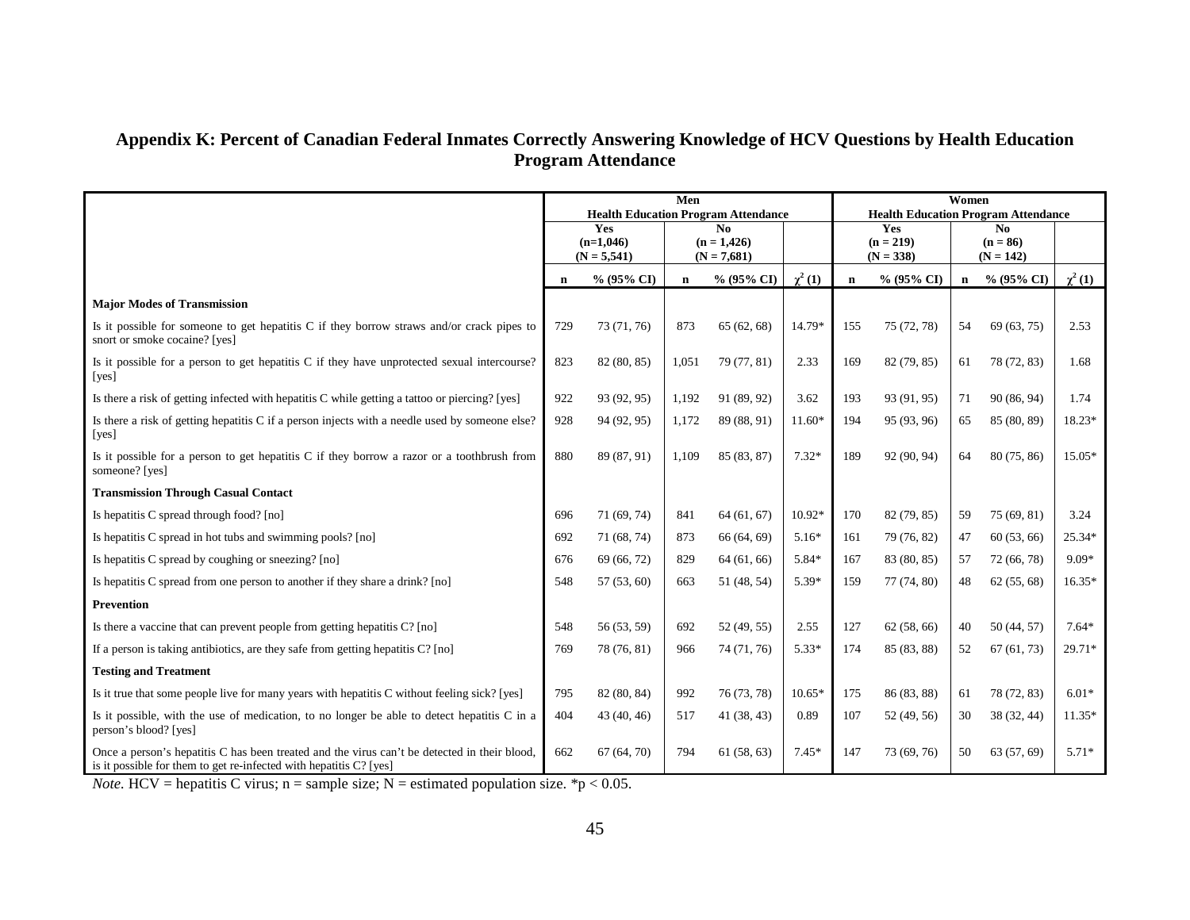## Appendix K: Percent of Canadian Federal Inmates Correctly Answering Knowledge of HCV Questions by Health Education Program Attendance

| | Men | | | | | Women | | | | |
|---|---|---|---|---|---|---|---|---|---|---|
| | Health Education Program Attendance | | | | | Health Education Program Attendance | | | | |
| | Yes (n=1,046) (N = 5,541) | | No (n = 1,426) (N = 7,681) | | | Yes (n = 219) (N = 338) | | No (n = 86) (N = 142) | | |
| | n | % (95% CI) | n | % (95% CI) | $\chi^2$ (1) | n | % (95% CI) | n | % (95% CI) | $\chi^2$ (1) |
| **Major Modes of Transmission** | | | | | | | | | | |
| Is it possible for someone to get hepatitis C if they borrow straws and/or crack pipes to snort or smoke cocaine? [yes] | 729 | 73 (71, 76) | 873 | 65 (62, 68) | 14.79* | 155 | 75 (72, 78) | 54 | 69 (63, 75) | 2.53 |
| Is it possible for a person to get hepatitis C if they have unprotected sexual intercourse? [yes] | 823 | 82 (80, 85) | 1,051 | 79 (77, 81) | 2.33 | 169 | 82 (79, 85) | 61 | 78 (72, 83) | 1.68 |
| Is there a risk of getting infected with hepatitis C while getting a tattoo or piercing? [yes] | 922 | 93 (92, 95) | 1,192 | 91 (89, 92) | 3.62 | 193 | 93 (91, 95) | 71 | 90 (86, 94) | 1.74 |
| Is there a risk of getting hepatitis C if a person injects with a needle used by someone else? [yes] | 928 | 94 (92, 95) | 1,172 | 89 (88, 91) | 11.60* | 194 | 95 (93, 96) | 65 | 85 (80, 89) | 18.23* |
| Is it possible for a person to get hepatitis C if they borrow a razor or a toothbrush from someone? [yes] | 880 | 89 (87, 91) | 1,109 | 85 (83, 87) | 7.32* | 189 | 92 (90, 94) | 64 | 80 (75, 86) | 15.05* |
| **Transmission Through Casual Contact** | | | | | | | | | | |
| Is hepatitis C spread through food? [no] | 696 | 71 (69, 74) | 841 | 64 (61, 67) | 10.92* | 170 | 82 (79, 85) | 59 | 75 (69, 81) | 3.24 |
| Is hepatitis C spread in hot tubs and swimming pools? [no] | 692 | 71 (68, 74) | 873 | 66 (64, 69) | 5.16* | 161 | 79 (76, 82) | 47 | 60 (53, 66) | 25.34* |
| Is hepatitis C spread by coughing or sneezing? [no] | 676 | 69 (66, 72) | 829 | 64 (61, 66) | 5.84* | 167 | 83 (80, 85) | 57 | 72 (66, 78) | 9.09* |
| Is hepatitis C spread from one person to another if they share a drink? [no] | 548 | 57 (53, 60) | 663 | 51 (48, 54) | 5.39* | 159 | 77 (74, 80) | 48 | 62 (55, 68) | 16.35* |
| **Prevention** | | | | | | | | | | |
| Is there a vaccine that can prevent people from getting hepatitis C? [no] | 548 | 56 (53, 59) | 692 | 52 (49, 55) | 2.55 | 127 | 62 (58, 66) | 40 | 50 (44, 57) | 7.64* |
| If a person is taking antibiotics, are they safe from getting hepatitis C? [no] | 769 | 78 (76, 81) | 966 | 74 (71, 76) | 5.33* | 174 | 85 (83, 88) | 52 | 67 (61, 73) | 29.71* |
| **Testing and Treatment** | | | | | | | | | | |
| Is it true that some people live for many years with hepatitis C without feeling sick? [yes] | 795 | 82 (80, 84) | 992 | 76 (73, 78) | 10.65* | 175 | 86 (83, 88) | 61 | 78 (72, 83) | 6.01* |
| Is it possible, with the use of medication, to no longer be able to detect hepatitis C in a person's blood? [yes] | 404 | 43 (40, 46) | 517 | 41 (38, 43) | 0.89 | 107 | 52 (49, 56) | 30 | 38 (32, 44) | 11.35* |
| Once a person's hepatitis C has been treated and the virus can't be detected in their blood, is it possible for them to get re-infected with hepatitis C? [yes] | 662 | 67 (64, 70) | 794 | 61 (58, 63) | 7.45* | 147 | 73 (69, 76) | 50 | 63 (57, 69) | 5.71* |

*Note.* HCV = hepatitis C virus; n = sample size; N = estimated population size. *$p < 0.05$.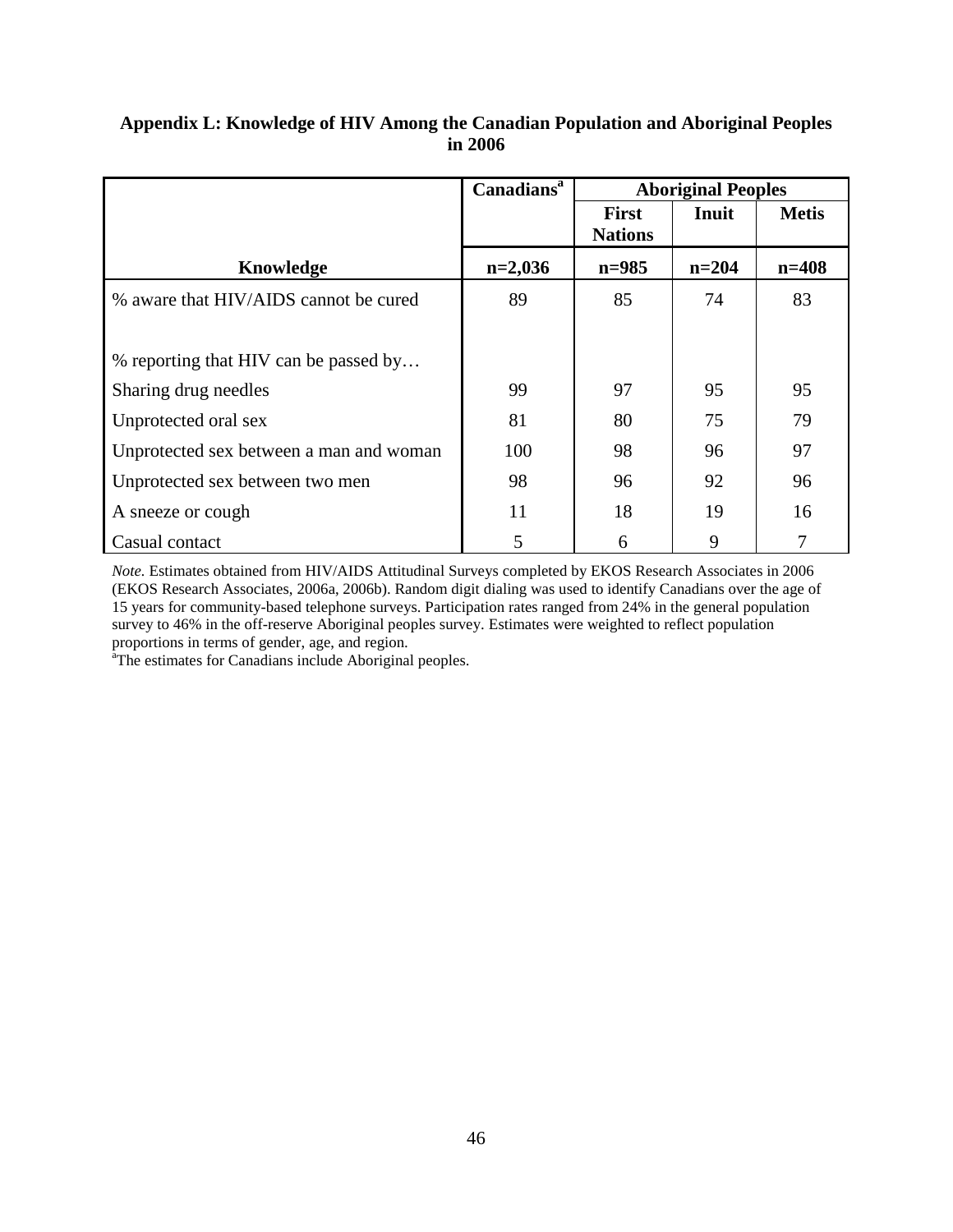**Appendix L: Knowledge of HIV Among the Canadian Population and Aboriginal Peoples in 2006**

| | Canadians[a] | Aboriginal Peoples | | |
|---|---|---|---|---|
| | | First Nations | Inuit | Metis |
| **Knowledge** | **n=2,036** | **n=985** | **n=204** | **n=408** |
| % aware that HIV/AIDS cannot be cured | 89 | 85 | 74 | 83 |
| % reporting that HIV can be passed by… | | | | |
| Sharing drug needles | 99 | 97 | 95 | 95 |
| Unprotected oral sex | 81 | 80 | 75 | 79 |
| Unprotected sex between a man and woman | 100 | 98 | 96 | 97 |
| Unprotected sex between two men | 98 | 96 | 92 | 96 |
| A sneeze or cough | 11 | 18 | 19 | 16 |
| Casual contact | 5 | 6 | 9 | 7 |

*Note*. Estimates obtained from HIV/AIDS Attitudinal Surveys completed by EKOS Research Associates in 2006 (EKOS Research Associates, 2006a, 2006b). Random digit dialing was used to identify Canadians over the age of 15 years for community-based telephone surveys. Participation rates ranged from 24% in the general population survey to 46% in the off-reserve Aboriginal peoples survey. Estimates were weighted to reflect population proportions in terms of gender, age, and region.

[a]The estimates for Canadians include Aboriginal peoples.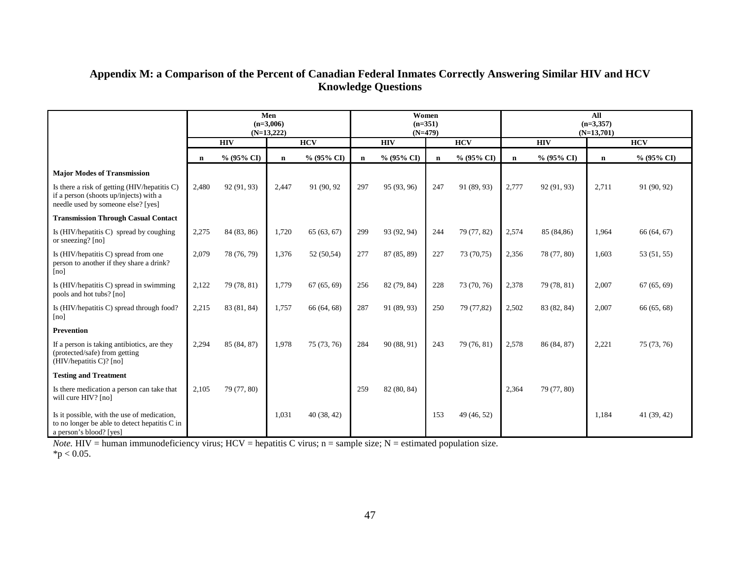## Appendix M: a Comparison of the Percent of Canadian Federal Inmates Correctly Answering Similar HIV and HCV Knowledge Questions

| | Men (n=3,006) (N=13,222) | | | | Women (n=351) (N=479) | | | | All (n=3,357) (N=13,701) | | | |
|---|---|---|---|---|---|---|---|---|---|---|---|---|
| | HIV | | HCV | | HIV | | HCV | | HIV | | HCV | |
| | n | % (95% CI) | n | % (95% CI) | n | % (95% CI) | n | % (95% CI) | n | % (95% CI) | n | % (95% CI) |
| **Major Modes of Transmission** | | | | | | | | | | | | |
| Is there a risk of getting (HIV/hepatitis C) if a person (shoots up/injects) with a needle used by someone else? [yes] | 2,480 | 92 (91, 93) | 2,447 | 91 (90, 92 | 297 | 95 (93, 96) | 247 | 91 (89, 93) | 2,777 | 92 (91, 93) | 2,711 | 91 (90, 92) |
| **Transmission Through Casual Contact** | | | | | | | | | | | | |
| Is (HIV/hepatitis C) spread by coughing or sneezing? [no] | 2,275 | 84 (83, 86) | 1,720 | 65 (63, 67) | 299 | 93 (92, 94) | 244 | 79 (77, 82) | 2,574 | 85 (84,86) | 1,964 | 66 (64, 67) |
| Is (HIV/hepatitis C) spread from one person to another if they share a drink? [no] | 2,079 | 78 (76, 79) | 1,376 | 52 (50,54) | 277 | 87 (85, 89) | 227 | 73 (70,75) | 2,356 | 78 (77, 80) | 1,603 | 53 (51, 55) |
| Is (HIV/hepatitis C) spread in swimming pools and hot tubs? [no] | 2,122 | 79 (78, 81) | 1,779 | 67 (65, 69) | 256 | 82 (79, 84) | 228 | 73 (70, 76) | 2,378 | 79 (78, 81) | 2,007 | 67 (65, 69) |
| Is (HIV/hepatitis C) spread through food? [no] | 2,215 | 83 (81, 84) | 1,757 | 66 (64, 68) | 287 | 91 (89, 93) | 250 | 79 (77,82) | 2,502 | 83 (82, 84) | 2,007 | 66 (65, 68) |
| **Prevention** | | | | | | | | | | | | |
| If a person is taking antibiotics, are they (protected/safe) from getting (HIV/hepatitis C)? [no] | 2,294 | 85 (84, 87) | 1,978 | 75 (73, 76) | 284 | 90 (88, 91) | 243 | 79 (76, 81) | 2,578 | 86 (84, 87) | 2,221 | 75 (73, 76) |
| **Testing and Treatment** | | | | | | | | | | | | |
| Is there medication a person can take that will cure HIV? [no] | 2,105 | 79 (77, 80) | | | 259 | 82 (80, 84) | | | 2,364 | 79 (77, 80) | | |
| Is it possible, with the use of medication, to no longer be able to detect hepatitis C in a person's blood? [yes] | | | 1,031 | 40 (38, 42) | | | 153 | 49 (46, 52) | | | 1,184 | 41 (39, 42) |

*Note.* HIV = human immunodeficiency virus; HCV = hepatitis C virus; n = sample size; N = estimated population size.
*$p < 0.05$.